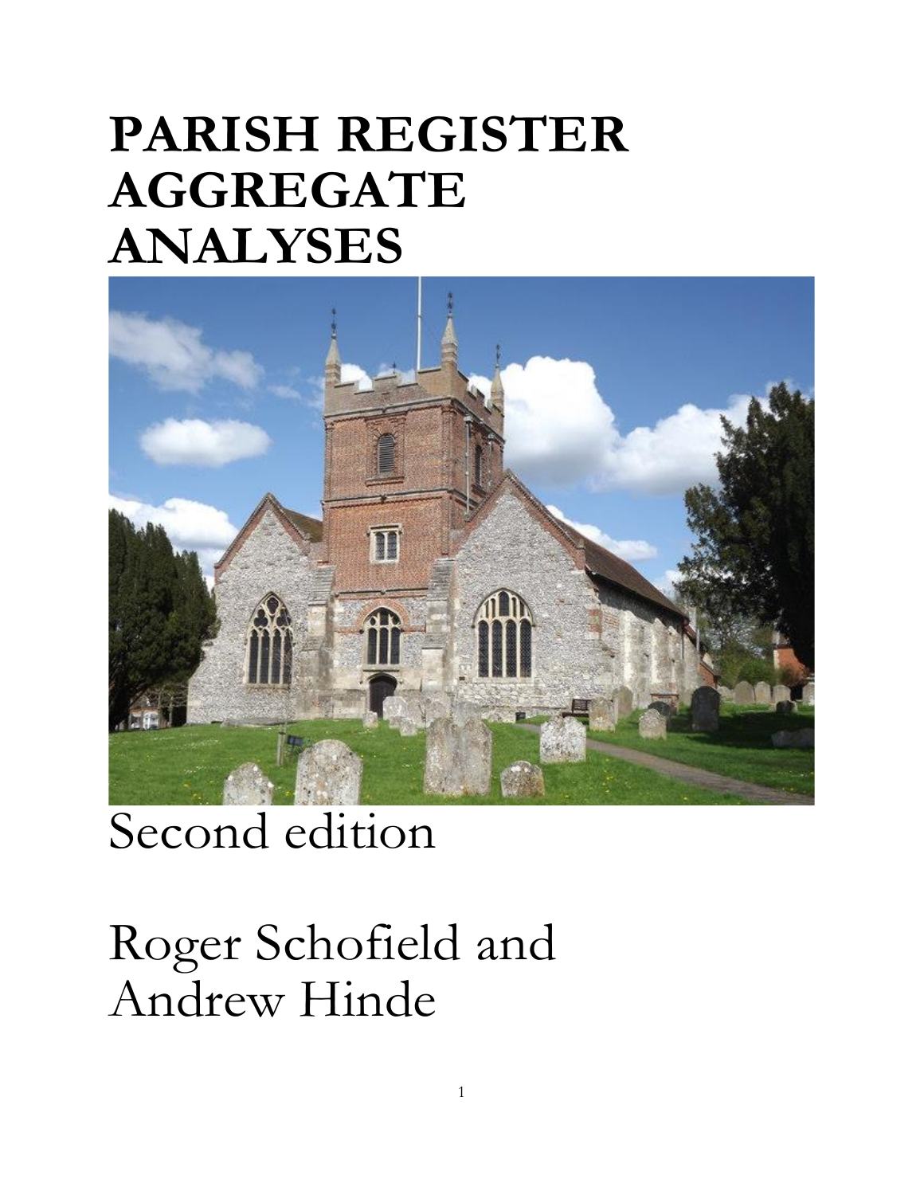# PARISH REGISTER AGGREGATE ANALYSES

Second edition

Roger Schofield and Andrew Hinde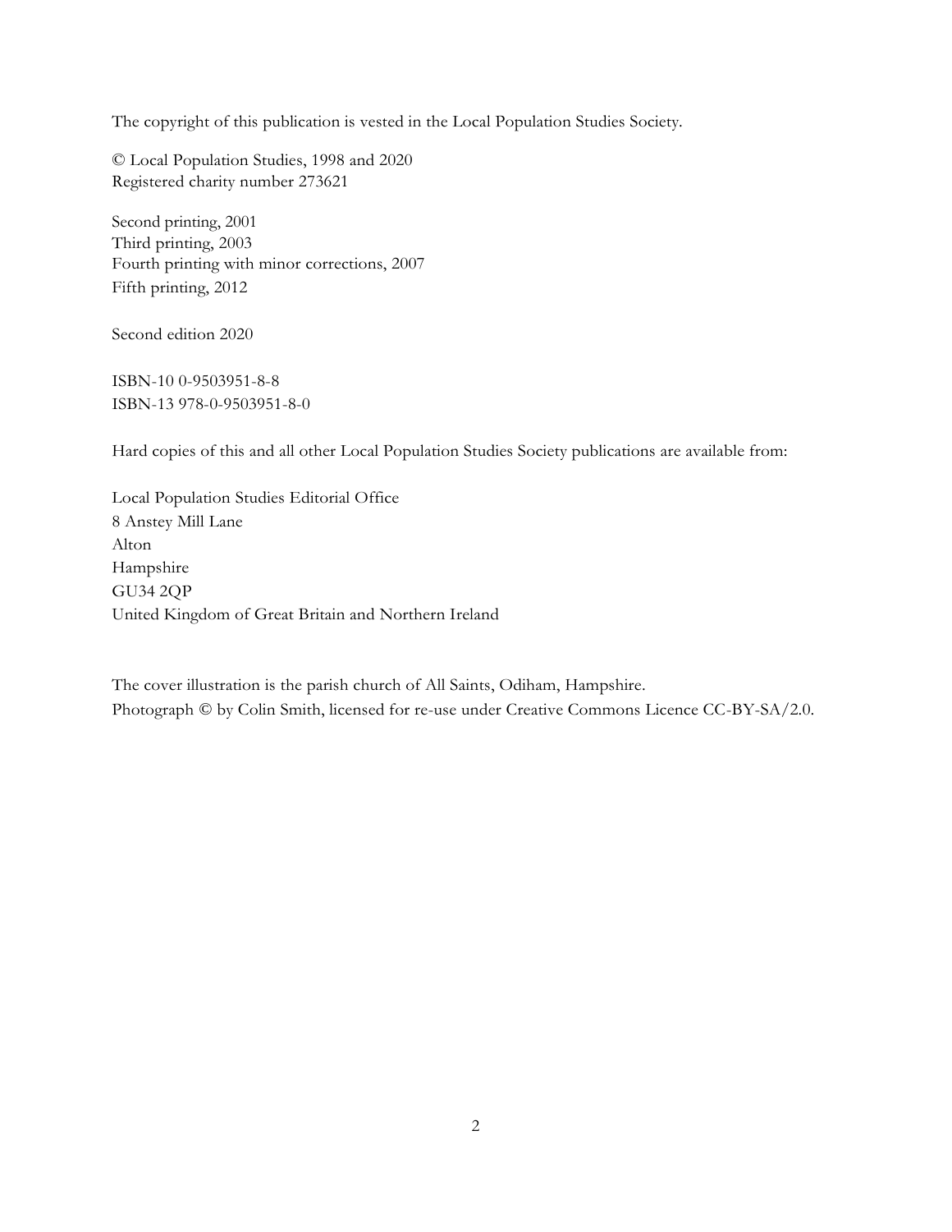The copyright of this publication is vested in the Local Population Studies Society.

© Local Population Studies, 1998 and 2020
Registered charity number 273621

Second printing, 2001
Third printing, 2003
Fourth printing with minor corrections, 2007
Fifth printing, 2012

Second edition 2020

ISBN-10 0-9503951-8-8
ISBN-13 978-0-9503951-8-0

Hard copies of this and all other Local Population Studies Society publications are available from:

Local Population Studies Editorial Office
8 Anstey Mill Lane
Alton
Hampshire
GU34 2QP
United Kingdom of Great Britain and Northern Ireland

The cover illustration is the parish church of All Saints, Odiham, Hampshire.
Photograph © by Colin Smith, licensed for re-use under Creative Commons Licence CC-BY-SA/2.0.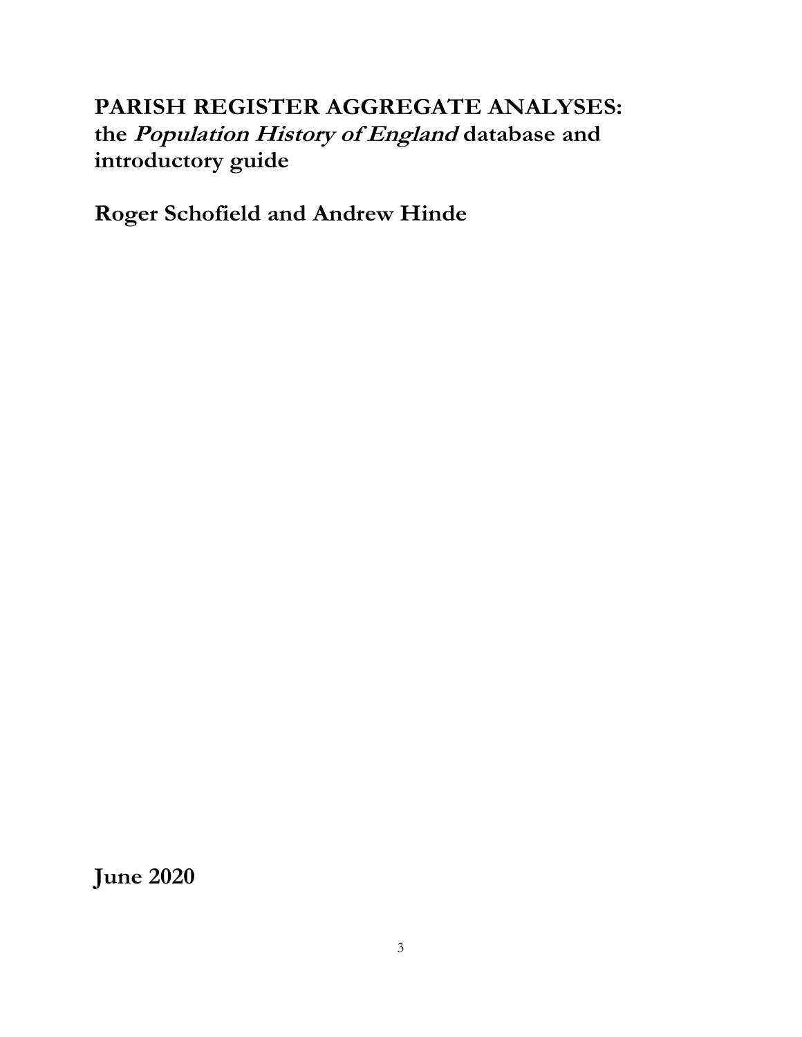# PARISH REGISTER AGGREGATE ANALYSES: the *Population History of England* database and introductory guide

**Roger Schofield and Andrew Hinde**

**June 2020**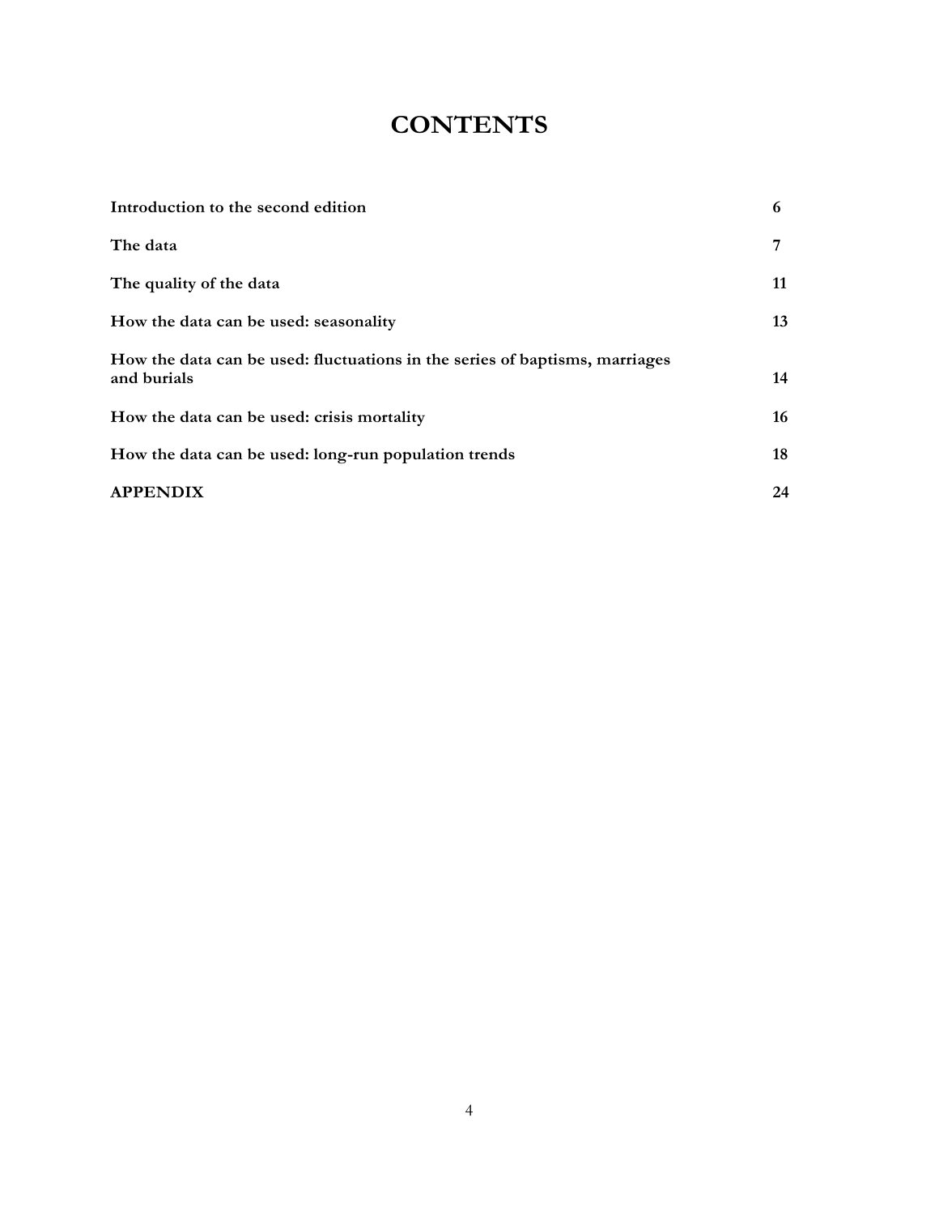# CONTENTS

| | |
|---|---|
| **Introduction to the second edition** | **6** |
| **The data** | **7** |
| **The quality of the data** | **11** |
| **How the data can be used: seasonality** | **13** |
| **How the data can be used: fluctuations in the series of baptisms, marriages and burials** | **14** |
| **How the data can be used: crisis mortality** | **16** |
| **How the data can be used: long-run population trends** | **18** |
| **APPENDIX** | **24** |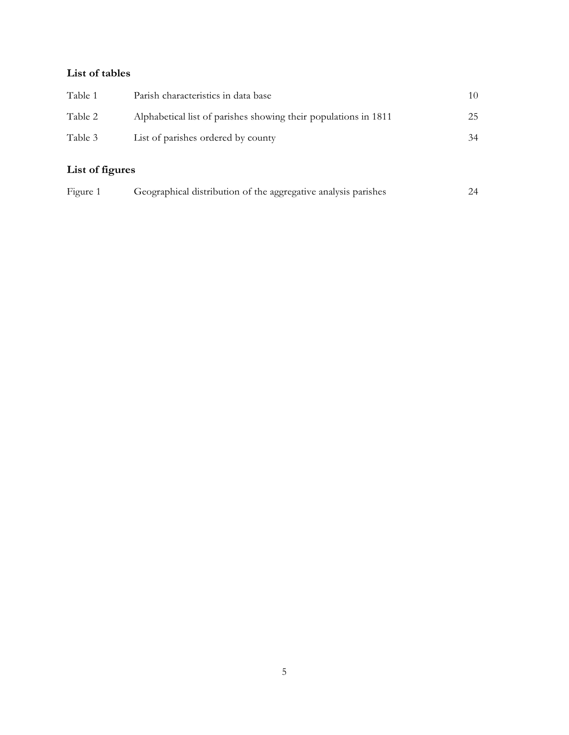## List of tables

| | | |
|---|---|---|
| Table 1 | Parish characteristics in data base | 10 |
| Table 2 | Alphabetical list of parishes showing their populations in 1811 | 25 |
| Table 3 | List of parishes ordered by county | 34 |

## List of figures

| | | |
|---|---|---|
| Figure 1 | Geographical distribution of the aggregative analysis parishes | 24 |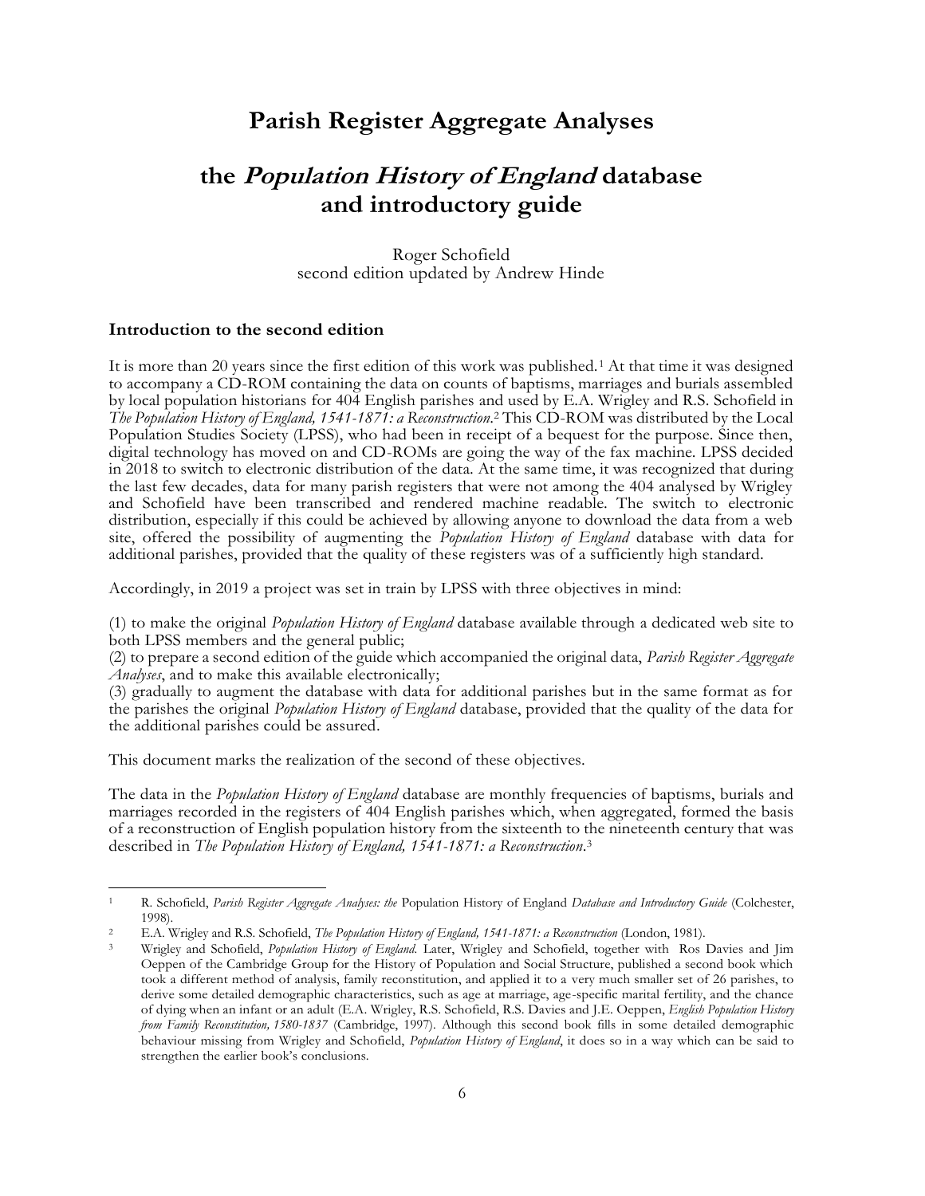# Parish Register Aggregate Analyses

# the *Population History of England* database and introductory guide

Roger Schofield
second edition updated by Andrew Hinde

### Introduction to the second edition

It is more than 20 years since the first edition of this work was published.[1] At that time it was designed to accompany a CD-ROM containing the data on counts of baptisms, marriages and burials assembled by local population historians for 404 English parishes and used by E.A. Wrigley and R.S. Schofield in *The Population History of England, 1541-1871: a Reconstruction*.[2] This CD-ROM was distributed by the Local Population Studies Society (LPSS), who had been in receipt of a bequest for the purpose. Since then, digital technology has moved on and CD-ROMs are going the way of the fax machine. LPSS decided in 2018 to switch to electronic distribution of the data. At the same time, it was recognized that during the last few decades, data for many parish registers that were not among the 404 analysed by Wrigley and Schofield have been transcribed and rendered machine readable. The switch to electronic distribution, especially if this could be achieved by allowing anyone to download the data from a web site, offered the possibility of augmenting the *Population History of England* database with data for additional parishes, provided that the quality of these registers was of a sufficiently high standard.

Accordingly, in 2019 a project was set in train by LPSS with three objectives in mind:

(1) to make the original *Population History of England* database available through a dedicated web site to both LPSS members and the general public;
(2) to prepare a second edition of the guide which accompanied the original data, *Parish Register Aggregate Analyses*, and to make this available electronically;
(3) gradually to augment the database with data for additional parishes but in the same format as for the parishes the original *Population History of England* database, provided that the quality of the data for the additional parishes could be assured.

This document marks the realization of the second of these objectives.

The data in the *Population History of England* database are monthly frequencies of baptisms, burials and marriages recorded in the registers of 404 English parishes which, when aggregated, formed the basis of a reconstruction of English population history from the sixteenth to the nineteenth century that was described in *The Population History of England, 1541-1871: a Reconstruction*.[3]

---

[1] R. Schofield, *Parish Register Aggregate Analyses: the* Population History of England *Database and Introductory Guide* (Colchester, 1998).

[2] E.A. Wrigley and R.S. Schofield, *The Population History of England, 1541-1871: a Reconstruction* (London, 1981).

[3] Wrigley and Schofield, *Population History of England.* Later, Wrigley and Schofield, together with Ros Davies and Jim Oeppen of the Cambridge Group for the History of Population and Social Structure, published a second book which took a different method of analysis, family reconstitution, and applied it to a very much smaller set of 26 parishes, to derive some detailed demographic characteristics, such as age at marriage, age-specific marital fertility, and the chance of dying when an infant or an adult (E.A. Wrigley, R.S. Schofield, R.S. Davies and J.E. Oeppen, *English Population History from Family Reconstitution, 1580-1837* (Cambridge, 1997). Although this second book fills in some detailed demographic behaviour missing from Wrigley and Schofield, *Population History of England*, it does so in a way which can be said to strengthen the earlier book's conclusions.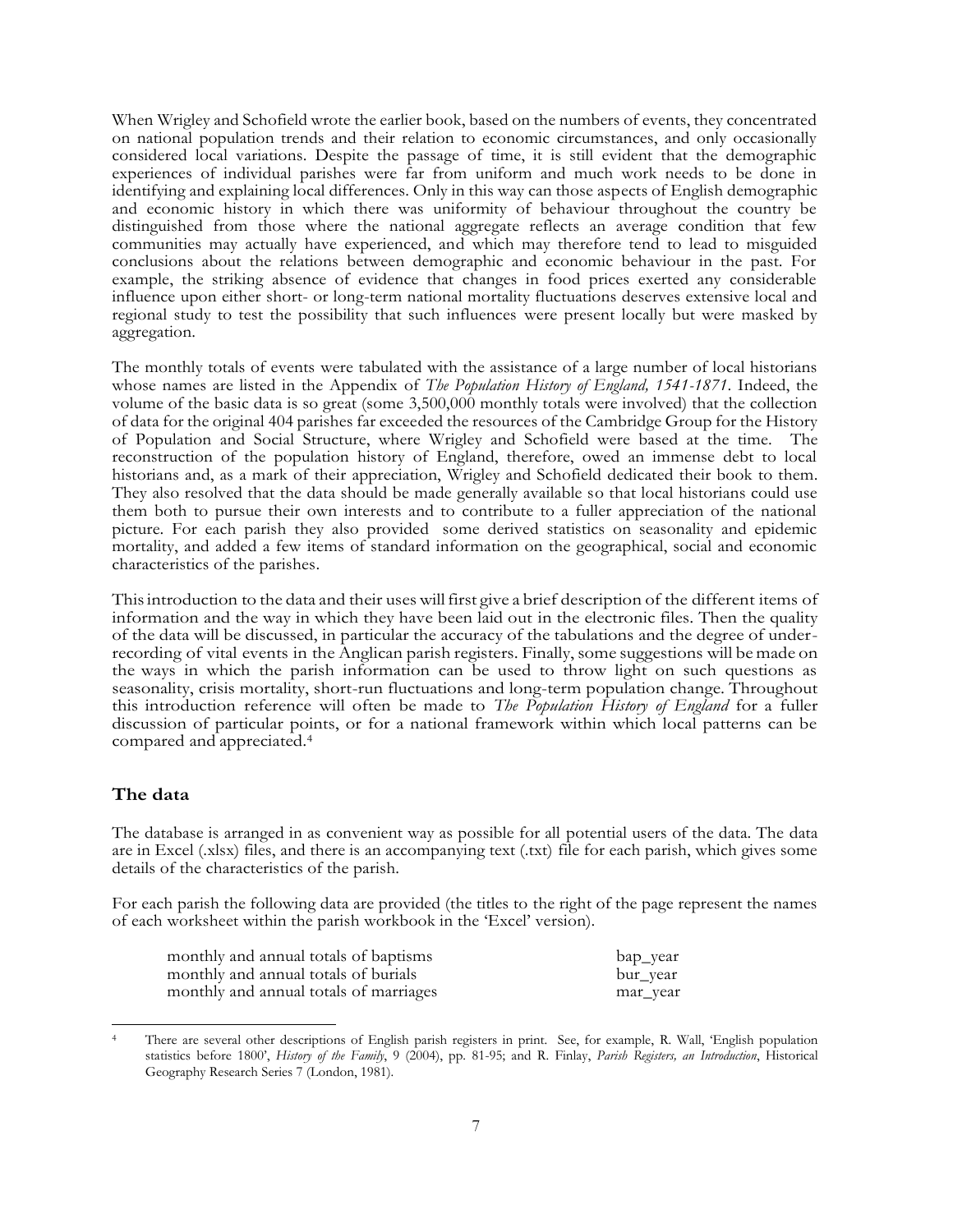When Wrigley and Schofield wrote the earlier book, based on the numbers of events, they concentrated on national population trends and their relation to economic circumstances, and only occasionally considered local variations. Despite the passage of time, it is still evident that the demographic experiences of individual parishes were far from uniform and much work needs to be done in identifying and explaining local differences. Only in this way can those aspects of English demographic and economic history in which there was uniformity of behaviour throughout the country be distinguished from those where the national aggregate reflects an average condition that few communities may actually have experienced, and which may therefore tend to lead to misguided conclusions about the relations between demographic and economic behaviour in the past. For example, the striking absence of evidence that changes in food prices exerted any considerable influence upon either short- or long-term national mortality fluctuations deserves extensive local and regional study to test the possibility that such influences were present locally but were masked by aggregation.

The monthly totals of events were tabulated with the assistance of a large number of local historians whose names are listed in the Appendix of *The Population History of England, 1541-1871*. Indeed, the volume of the basic data is so great (some 3,500,000 monthly totals were involved) that the collection of data for the original 404 parishes far exceeded the resources of the Cambridge Group for the History of Population and Social Structure, where Wrigley and Schofield were based at the time. The reconstruction of the population history of England, therefore, owed an immense debt to local historians and, as a mark of their appreciation, Wrigley and Schofield dedicated their book to them. They also resolved that the data should be made generally available so that local historians could use them both to pursue their own interests and to contribute to a fuller appreciation of the national picture. For each parish they also provided some derived statistics on seasonality and epidemic mortality, and added a few items of standard information on the geographical, social and economic characteristics of the parishes.

This introduction to the data and their uses will first give a brief description of the different items of information and the way in which they have been laid out in the electronic files. Then the quality of the data will be discussed, in particular the accuracy of the tabulations and the degree of under-recording of vital events in the Anglican parish registers. Finally, some suggestions will be made on the ways in which the parish information can be used to throw light on such questions as seasonality, crisis mortality, short-run fluctuations and long-term population change. Throughout this introduction reference will often be made to *The Population History of England* for a fuller discussion of particular points, or for a national framework within which local patterns can be compared and appreciated.[4]

## The data

The database is arranged in as convenient way as possible for all potential users of the data. The data are in Excel (.xlsx) files, and there is an accompanying text (.txt) file for each parish, which gives some details of the characteristics of the parish.

For each parish the following data are provided (the titles to the right of the page represent the names of each worksheet within the parish workbook in the 'Excel' version).

| | |
|---|---|
| monthly and annual totals of baptisms | bap_year |
| monthly and annual totals of burials | bur_year |
| monthly and annual totals of marriages | mar_year |

[4] There are several other descriptions of English parish registers in print. See, for example, R. Wall, 'English population statistics before 1800', *History of the Family*, 9 (2004), pp. 81-95; and R. Finlay, *Parish Registers, an Introduction*, Historical Geography Research Series 7 (London, 1981).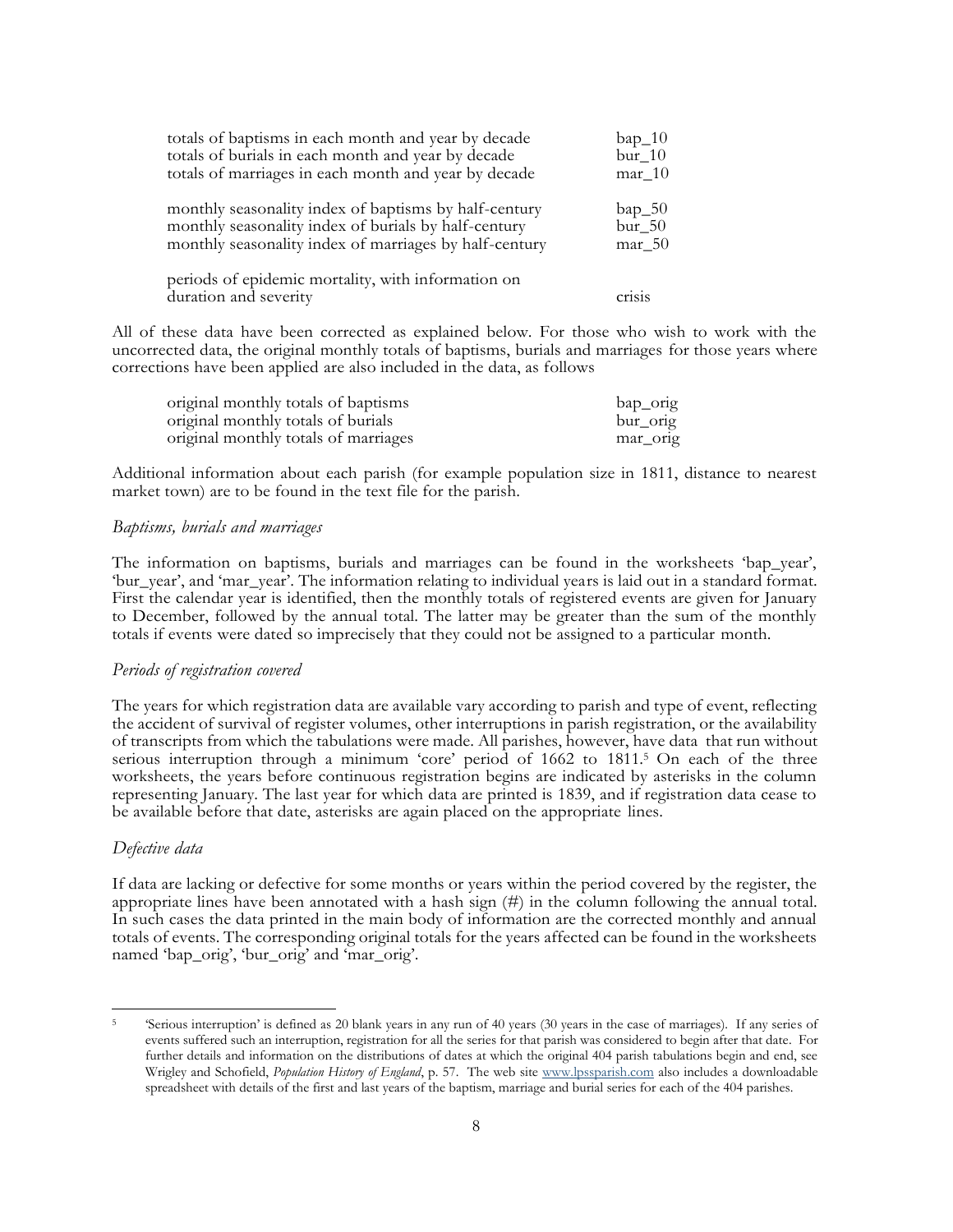| | |
|---|---|
| totals of baptisms in each month and year by decade | bap_10 |
| totals of burials in each month and year by decade | bur_10 |
| totals of marriages in each month and year by decade | mar_10 |
| | |
| monthly seasonality index of baptisms by half-century | bap_50 |
| monthly seasonality index of burials by half-century | bur_50 |
| monthly seasonality index of marriages by half-century | mar_50 |
| | |
| periods of epidemic mortality, with information on duration and severity | crisis |

All of these data have been corrected as explained below. For those who wish to work with the uncorrected data, the original monthly totals of baptisms, burials and marriages for those years where corrections have been applied are also included in the data, as follows

| | |
|---|---|
| original monthly totals of baptisms | bap_orig |
| original monthly totals of burials | bur_orig |
| original monthly totals of marriages | mar_orig |

Additional information about each parish (for example population size in 1811, distance to nearest market town) are to be found in the text file for the parish.

### *Baptisms, burials and marriages*

The information on baptisms, burials and marriages can be found in the worksheets 'bap_year', 'bur_year', and 'mar_year'. The information relating to individual years is laid out in a standard format. First the calendar year is identified, then the monthly totals of registered events are given for January to December, followed by the annual total. The latter may be greater than the sum of the monthly totals if events were dated so imprecisely that they could not be assigned to a particular month.

### *Periods of registration covered*

The years for which registration data are available vary according to parish and type of event, reflecting the accident of survival of register volumes, other interruptions in parish registration, or the availability of transcripts from which the tabulations were made. All parishes, however, have data that run without serious interruption through a minimum 'core' period of 1662 to 1811.[5] On each of the three worksheets, the years before continuous registration begins are indicated by asterisks in the column representing January. The last year for which data are printed is 1839, and if registration data cease to be available before that date, asterisks are again placed on the appropriate lines.

### *Defective data*

If data are lacking or defective for some months or years within the period covered by the register, the appropriate lines have been annotated with a hash sign (#) in the column following the annual total. In such cases the data printed in the main body of information are the corrected monthly and annual totals of events. The corresponding original totals for the years affected can be found in the worksheets named 'bap_orig', 'bur_orig' and 'mar_orig'.

---

[5] 'Serious interruption' is defined as 20 blank years in any run of 40 years (30 years in the case of marriages). If any series of events suffered such an interruption, registration for all the series for that parish was considered to begin after that date. For further details and information on the distributions of dates at which the original 404 parish tabulations begin and end, see Wrigley and Schofield, *Population History of England*, p. 57. The web site www.lpssparish.com also includes a downloadable spreadsheet with details of the first and last years of the baptism, marriage and burial series for each of the 404 parishes.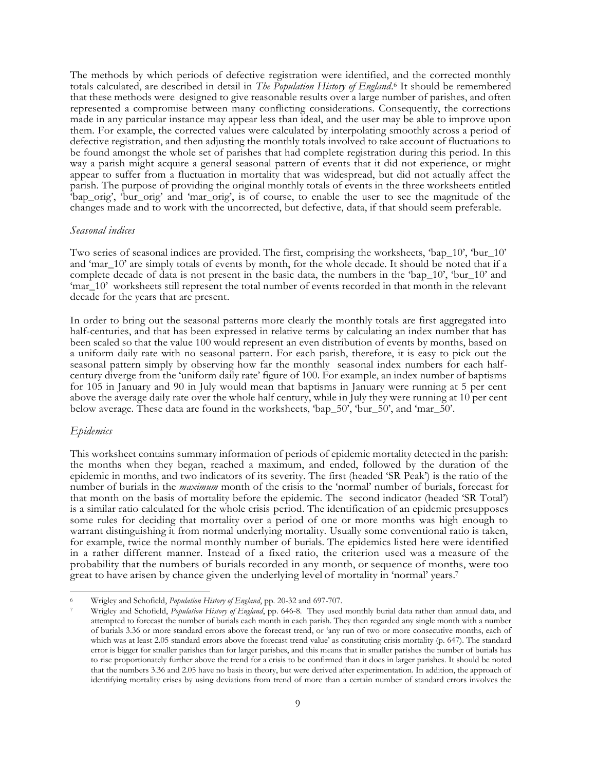The methods by which periods of defective registration were identified, and the corrected monthly totals calculated, are described in detail in *The Population History of England*.[6] It should be remembered that these methods were designed to give reasonable results over a large number of parishes, and often represented a compromise between many conflicting considerations. Consequently, the corrections made in any particular instance may appear less than ideal, and the user may be able to improve upon them. For example, the corrected values were calculated by interpolating smoothly across a period of defective registration, and then adjusting the monthly totals involved to take account of fluctuations to be found amongst the whole set of parishes that had complete registration during this period. In this way a parish might acquire a general seasonal pattern of events that it did not experience, or might appear to suffer from a fluctuation in mortality that was widespread, but did not actually affect the parish. The purpose of providing the original monthly totals of events in the three worksheets entitled 'bap_orig', 'bur_orig' and 'mar_orig', is of course, to enable the user to see the magnitude of the changes made and to work with the uncorrected, but defective, data, if that should seem preferable.

*Seasonal indices*

Two series of seasonal indices are provided. The first, comprising the worksheets, 'bap_10', 'bur_10' and 'mar_10' are simply totals of events by month, for the whole decade. It should be noted that if a complete decade of data is not present in the basic data, the numbers in the 'bap_10', 'bur_10' and 'mar_10' worksheets still represent the total number of events recorded in that month in the relevant decade for the years that are present.

In order to bring out the seasonal patterns more clearly the monthly totals are first aggregated into half-centuries, and that has been expressed in relative terms by calculating an index number that has been scaled so that the value 100 would represent an even distribution of events by months, based on a uniform daily rate with no seasonal pattern. For each parish, therefore, it is easy to pick out the seasonal pattern simply by observing how far the monthly seasonal index numbers for each half-century diverge from the 'uniform daily rate' figure of 100. For example, an index number of baptisms for 105 in January and 90 in July would mean that baptisms in January were running at 5 per cent above the average daily rate over the whole half century, while in July they were running at 10 per cent below average. These data are found in the worksheets, 'bap_50', 'bur_50', and 'mar_50'.

*Epidemics*

This worksheet contains summary information of periods of epidemic mortality detected in the parish: the months when they began, reached a maximum, and ended, followed by the duration of the epidemic in months, and two indicators of its severity. The first (headed 'SR Peak') is the ratio of the number of burials in the *maximum* month of the crisis to the 'normal' number of burials, forecast for that month on the basis of mortality before the epidemic. The second indicator (headed 'SR Total') is a similar ratio calculated for the whole crisis period. The identification of an epidemic presupposes some rules for deciding that mortality over a period of one or more months was high enough to warrant distinguishing it from normal underlying mortality. Usually some conventional ratio is taken, for example, twice the normal monthly number of burials. The epidemics listed here were identified in a rather different manner. Instead of a fixed ratio, the criterion used was a measure of the probability that the numbers of burials recorded in any month, or sequence of months, were too great to have arisen by chance given the underlying level of mortality in 'normal' years.[7]

---

[6] Wrigley and Schofield, *Population History of England*, pp. 20-32 and 697-707.

[7] Wrigley and Schofield, *Population History of England*, pp. 646-8. They used monthly burial data rather than annual data, and attempted to forecast the number of burials each month in each parish. They then regarded any single month with a number of burials 3.36 or more standard errors above the forecast trend, or 'any run of two or more consecutive months, each of which was at least 2.05 standard errors above the forecast trend value' as constituting crisis mortality (p. 647). The standard error is bigger for smaller parishes than for larger parishes, and this means that in smaller parishes the number of burials has to rise proportionately further above the trend for a crisis to be confirmed than it does in larger parishes. It should be noted that the numbers 3.36 and 2.05 have no basis in theory, but were derived after experimentation. In addition, the approach of identifying mortality crises by using deviations from trend of more than a certain number of standard errors involves the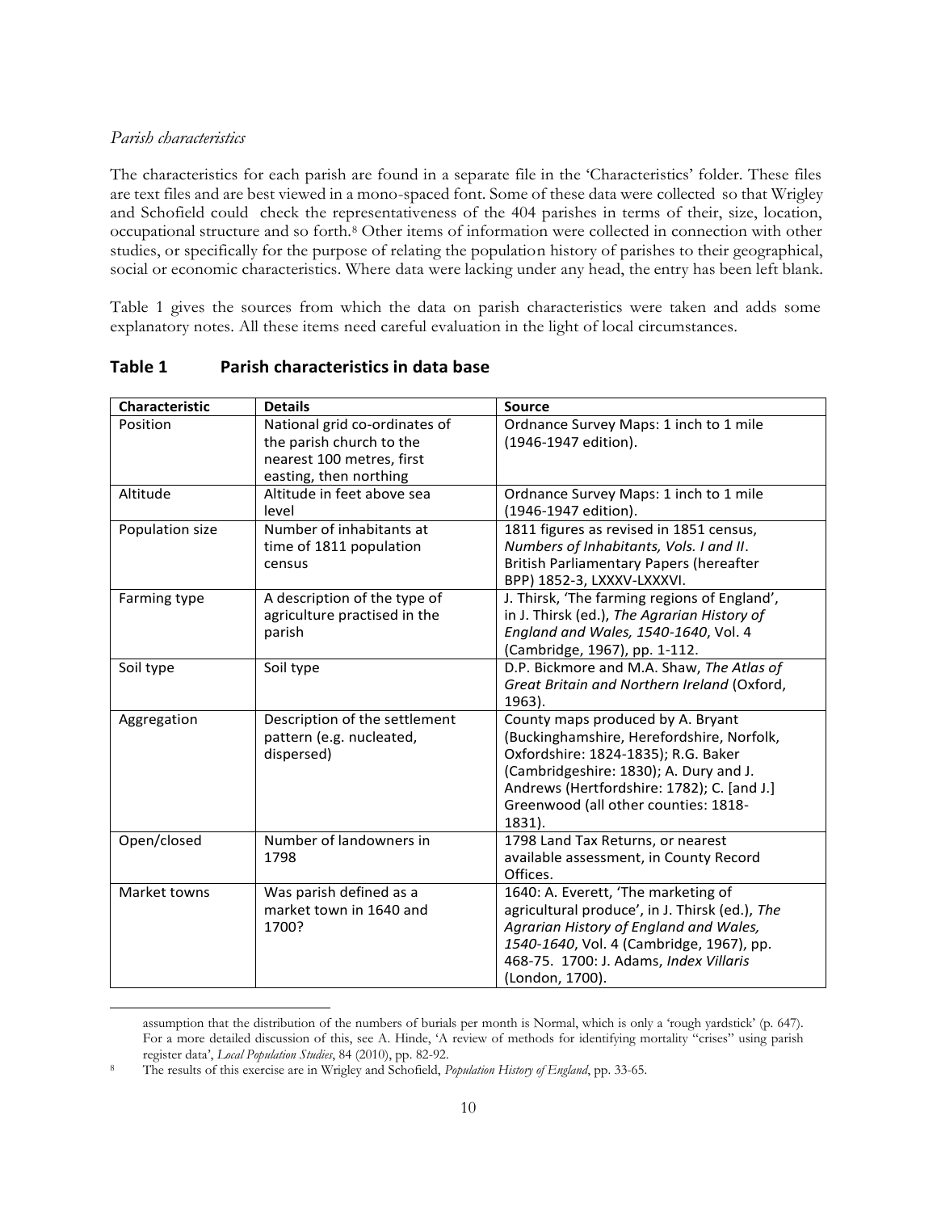*Parish characteristics*

The characteristics for each parish are found in a separate file in the 'Characteristics' folder. These files are text files and are best viewed in a mono-spaced font. Some of these data were collected so that Wrigley and Schofield could check the representativeness of the 404 parishes in terms of their, size, location, occupational structure and so forth.[8] Other items of information were collected in connection with other studies, or specifically for the purpose of relating the population history of parishes to their geographical, social or economic characteristics. Where data were lacking under any head, the entry has been left blank.

Table 1 gives the sources from which the data on parish characteristics were taken and adds some explanatory notes. All these items need careful evaluation in the light of local circumstances.

## Table 1 Parish characteristics in data base

| Characteristic | Details | Source |
|---|---|---|
| Position | National grid co-ordinates of the parish church to the nearest 100 metres, first easting, then northing | Ordnance Survey Maps: 1 inch to 1 mile (1946-1947 edition). |
| Altitude | Altitude in feet above sea level | Ordnance Survey Maps: 1 inch to 1 mile (1946-1947 edition). |
| Population size | Number of inhabitants at time of 1811 population census | 1811 figures as revised in 1851 census, *Numbers of Inhabitants, Vols. I and II*. British Parliamentary Papers (hereafter BPP) 1852-3, LXXXV-LXXXVI. |
| Farming type | A description of the type of agriculture practised in the parish | J. Thirsk, 'The farming regions of England', in J. Thirsk (ed.), *The Agrarian History of England and Wales, 1540-1640*, Vol. 4 (Cambridge, 1967), pp. 1-112. |
| Soil type | Soil type | D.P. Bickmore and M.A. Shaw, *The Atlas of Great Britain and Northern Ireland* (Oxford, 1963). |
| Aggregation | Description of the settlement pattern (e.g. nucleated, dispersed) | County maps produced by A. Bryant (Buckinghamshire, Herefordshire, Norfolk, Oxfordshire: 1824-1835); R.G. Baker (Cambridgeshire: 1830); A. Dury and J. Andrews (Hertfordshire: 1782); C. [and J.] Greenwood (all other counties: 1818-1831). |
| Open/closed | Number of landowners in 1798 | 1798 Land Tax Returns, or nearest available assessment, in County Record Offices. |
| Market towns | Was parish defined as a market town in 1640 and 1700? | 1640: A. Everett, 'The marketing of agricultural produce', in J. Thirsk (ed.), *The Agrarian History of England and Wales, 1540-1640*, Vol. 4 (Cambridge, 1967), pp. 468-75. 1700: J. Adams, *Index Villaris* (London, 1700). |

assumption that the distribution of the numbers of burials per month is Normal, which is only a 'rough yardstick' (p. 647). For a more detailed discussion of this, see A. Hinde, 'A review of methods for identifying mortality "crises" using parish register data', *Local Population Studies*, 84 (2010), pp. 82-92.

[8] The results of this exercise are in Wrigley and Schofield, *Population History of England*, pp. 33-65.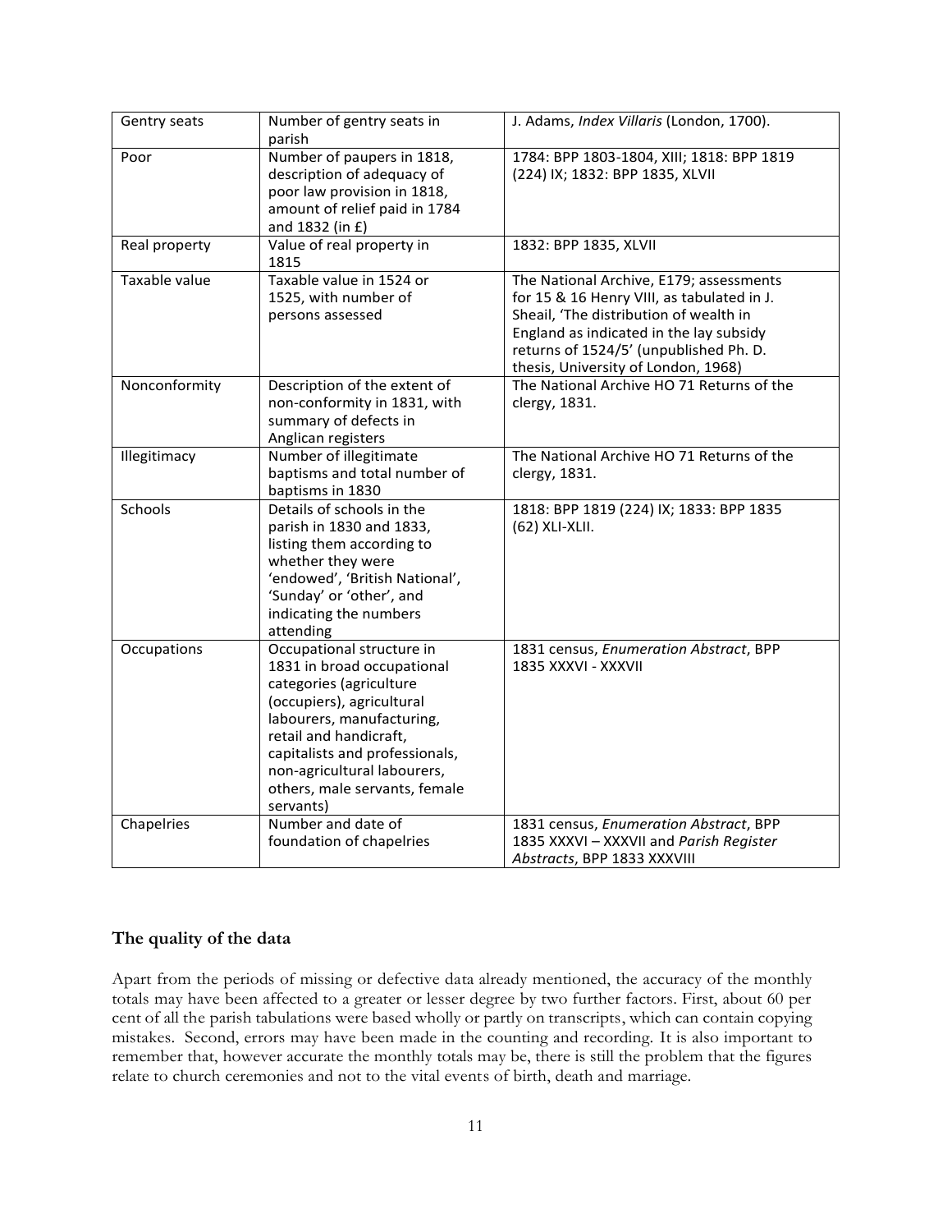| Gentry seats | Number of gentry seats in parish | J. Adams, *Index Villaris* (London, 1700). |
|---|---|---|
| Poor | Number of paupers in 1818, description of adequacy of poor law provision in 1818, amount of relief paid in 1784 and 1832 (in £) | 1784: BPP 1803-1804, XIII; 1818: BPP 1819 (224) IX; 1832: BPP 1835, XLVII |
| Real property | Value of real property in 1815 | 1832: BPP 1835, XLVII |
| Taxable value | Taxable value in 1524 or 1525, with number of persons assessed | The National Archive, E179; assessments for 15 & 16 Henry VIII, as tabulated in J. Sheail, 'The distribution of wealth in England as indicated in the lay subsidy returns of 1524/5' (unpublished Ph. D. thesis, University of London, 1968) |
| Nonconformity | Description of the extent of non-conformity in 1831, with summary of defects in Anglican registers | The National Archive HO 71 Returns of the clergy, 1831. |
| Illegitimacy | Number of illegitimate baptisms and total number of baptisms in 1830 | The National Archive HO 71 Returns of the clergy, 1831. |
| Schools | Details of schools in the parish in 1830 and 1833, listing them according to whether they were 'endowed', 'British National', 'Sunday' or 'other', and indicating the numbers attending | 1818: BPP 1819 (224) IX; 1833: BPP 1835 (62) XLI-XLII. |
| Occupations | Occupational structure in 1831 in broad occupational categories (agriculture (occupiers), agricultural labourers, manufacturing, retail and handicraft, capitalists and professionals, non-agricultural labourers, others, male servants, female servants) | 1831 census, *Enumeration Abstract*, BPP 1835 XXXVI - XXXVII |
| Chapelries | Number and date of foundation of chapelries | 1831 census, *Enumeration Abstract*, BPP 1835 XXXVI – XXXVII and *Parish Register Abstracts*, BPP 1833 XXXVIII |

## The quality of the data

Apart from the periods of missing or defective data already mentioned, the accuracy of the monthly totals may have been affected to a greater or lesser degree by two further factors. First, about 60 per cent of all the parish tabulations were based wholly or partly on transcripts, which can contain copying mistakes. Second, errors may have been made in the counting and recording. It is also important to remember that, however accurate the monthly totals may be, there is still the problem that the figures relate to church ceremonies and not to the vital events of birth, death and marriage.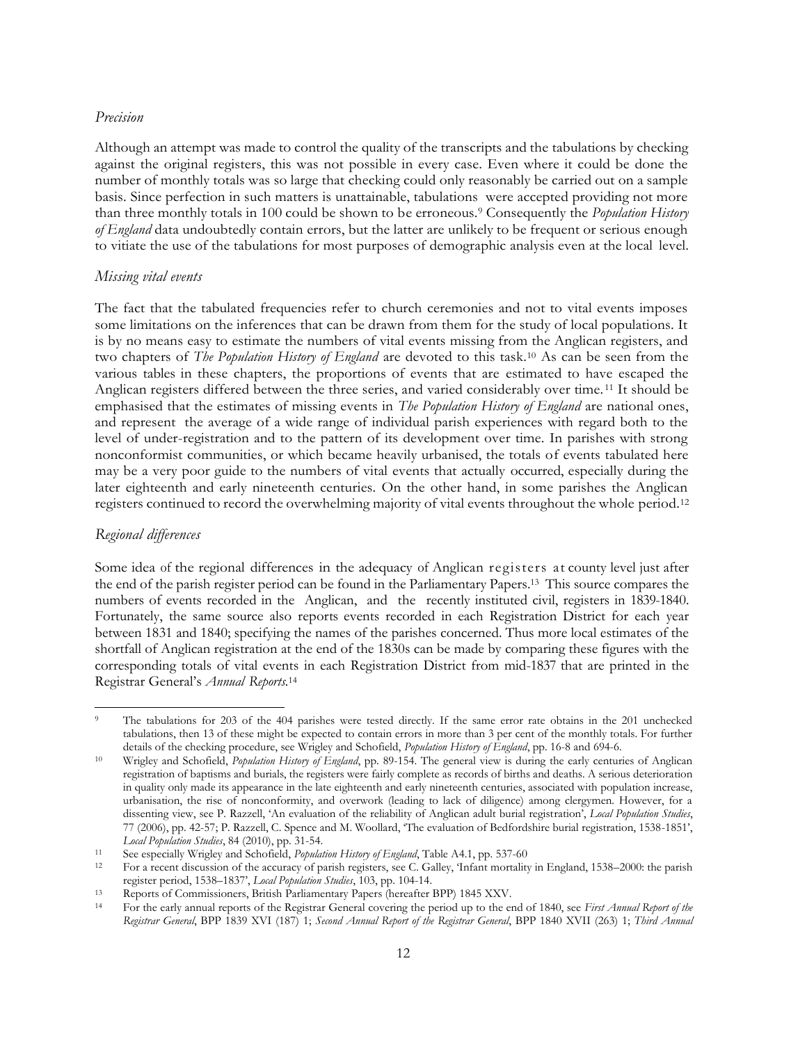### *Precision*

Although an attempt was made to control the quality of the transcripts and the tabulations by checking against the original registers, this was not possible in every case. Even where it could be done the number of monthly totals was so large that checking could only reasonably be carried out on a sample basis. Since perfection in such matters is unattainable, tabulations were accepted providing not more than three monthly totals in 100 could be shown to be erroneous.[9] Consequently the *Population History of England* data undoubtedly contain errors, but the latter are unlikely to be frequent or serious enough to vitiate the use of the tabulations for most purposes of demographic analysis even at the local level.

### *Missing vital events*

The fact that the tabulated frequencies refer to church ceremonies and not to vital events imposes some limitations on the inferences that can be drawn from them for the study of local populations. It is by no means easy to estimate the numbers of vital events missing from the Anglican registers, and two chapters of *The Population History of England* are devoted to this task.[10] As can be seen from the various tables in these chapters, the proportions of events that are estimated to have escaped the Anglican registers differed between the three series, and varied considerably over time.[11] It should be emphasised that the estimates of missing events in *The Population History of England* are national ones, and represent the average of a wide range of individual parish experiences with regard both to the level of under-registration and to the pattern of its development over time. In parishes with strong nonconformist communities, or which became heavily urbanised, the totals of events tabulated here may be a very poor guide to the numbers of vital events that actually occurred, especially during the later eighteenth and early nineteenth centuries. On the other hand, in some parishes the Anglican registers continued to record the overwhelming majority of vital events throughout the whole period.[12]

### *Regional differences*

Some idea of the regional differences in the adequacy of Anglican registers at county level just after the end of the parish register period can be found in the Parliamentary Papers.[13] This source compares the numbers of events recorded in the Anglican, and the recently instituted civil, registers in 1839-1840. Fortunately, the same source also reports events recorded in each Registration District for each year between 1831 and 1840; specifying the names of the parishes concerned. Thus more local estimates of the shortfall of Anglican registration at the end of the 1830s can be made by comparing these figures with the corresponding totals of vital events in each Registration District from mid-1837 that are printed in the Registrar General's *Annual Reports*.[14]

---

[9] The tabulations for 203 of the 404 parishes were tested directly. If the same error rate obtains in the 201 unchecked tabulations, then 13 of these might be expected to contain errors in more than 3 per cent of the monthly totals. For further details of the checking procedure, see Wrigley and Schofield, *Population History of England*, pp. 16-8 and 694-6.

[10] Wrigley and Schofield, *Population History of England*, pp. 89-154. The general view is during the early centuries of Anglican registration of baptisms and burials, the registers were fairly complete as records of births and deaths. A serious deterioration in quality only made its appearance in the late eighteenth and early nineteenth centuries, associated with population increase, urbanisation, the rise of nonconformity, and overwork (leading to lack of diligence) among clergymen. However, for a dissenting view, see P. Razzell, 'An evaluation of the reliability of Anglican adult burial registration', *Local Population Studies*, 77 (2006), pp. 42-57; P. Razzell, C. Spence and M. Woollard, 'The evaluation of Bedfordshire burial registration, 1538-1851', *Local Population Studies*, 84 (2010), pp. 31-54.

[11] See especially Wrigley and Schofield, *Population History of England*, Table A4.1, pp. 537-60

[12] For a recent discussion of the accuracy of parish registers, see C. Galley, 'Infant mortality in England, 1538–2000: the parish register period, 1538–1837', *Local Population Studies*, 103, pp. 104-14.

[13] Reports of Commissioners, British Parliamentary Papers (hereafter BPP) 1845 XXV.

[14] For the early annual reports of the Registrar General covering the period up to the end of 1840, see *First Annual Report of the Registrar General*, BPP 1839 XVI (187) 1; *Second Annual Report of the Registrar General*, BPP 1840 XVII (263) 1; *Third Annual*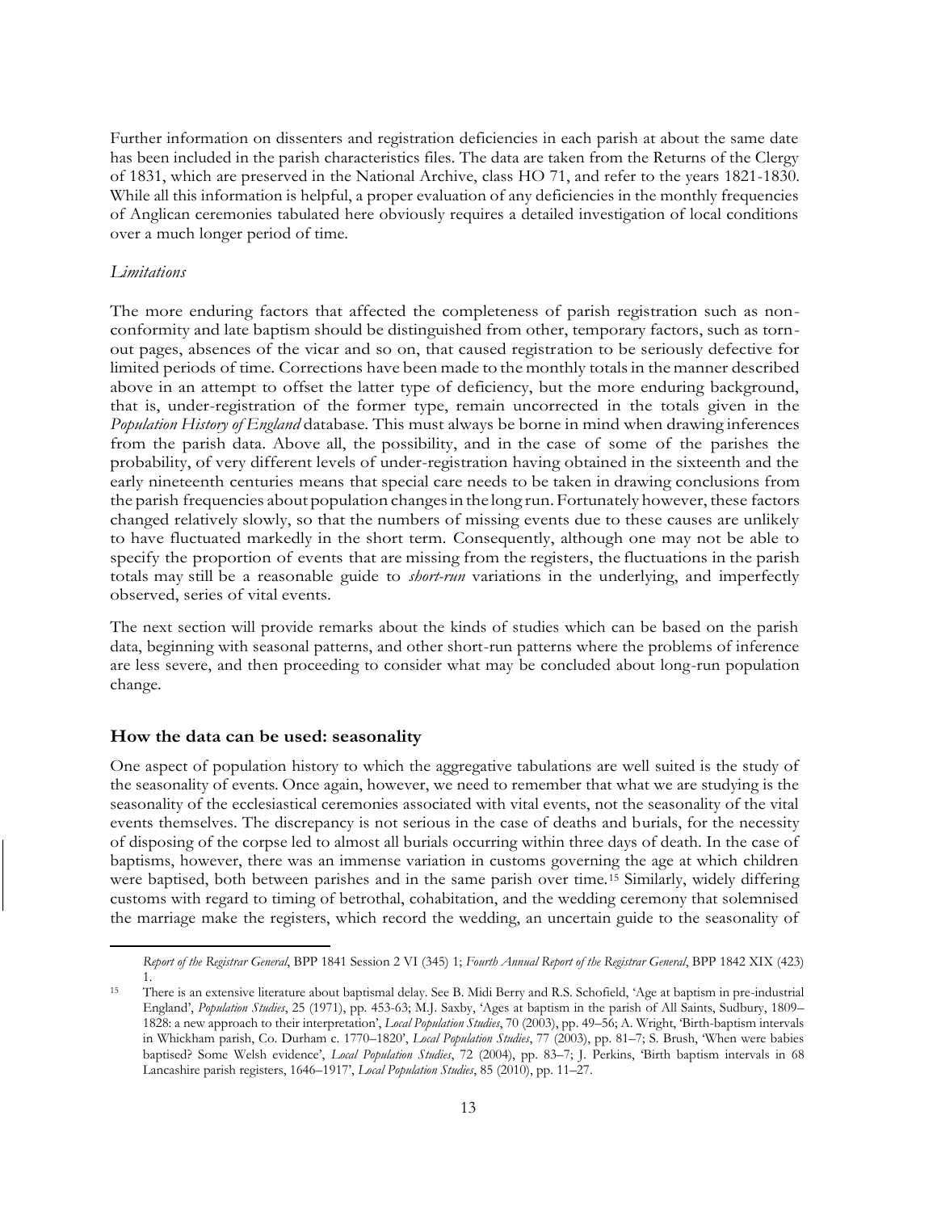Further information on dissenters and registration deficiencies in each parish at about the same date has been included in the parish characteristics files. The data are taken from the Returns of the Clergy of 1831, which are preserved in the National Archive, class HO 71, and refer to the years 1821-1830. While all this information is helpful, a proper evaluation of any deficiencies in the monthly frequencies of Anglican ceremonies tabulated here obviously requires a detailed investigation of local conditions over a much longer period of time.

*Limitations*

The more enduring factors that affected the completeness of parish registration such as non-conformity and late baptism should be distinguished from other, temporary factors, such as torn-out pages, absences of the vicar and so on, that caused registration to be seriously defective for limited periods of time. Corrections have been made to the monthly totals in the manner described above in an attempt to offset the latter type of deficiency, but the more enduring background, that is, under-registration of the former type, remain uncorrected in the totals given in the *Population History of England* database. This must always be borne in mind when drawing inferences from the parish data. Above all, the possibility, and in the case of some of the parishes the probability, of very different levels of under-registration having obtained in the sixteenth and the early nineteenth centuries means that special care needs to be taken in drawing conclusions from the parish frequencies about population changes in the long run. Fortunately however, these factors changed relatively slowly, so that the numbers of missing events due to these causes are unlikely to have fluctuated markedly in the short term. Consequently, although one may not be able to specify the proportion of events that are missing from the registers, the fluctuations in the parish totals may still be a reasonable guide to *short-run* variations in the underlying, and imperfectly observed, series of vital events.

The next section will provide remarks about the kinds of studies which can be based on the parish data, beginning with seasonal patterns, and other short-run patterns where the problems of inference are less severe, and then proceeding to consider what may be concluded about long-run population change.

## How the data can be used: seasonality

One aspect of population history to which the aggregative tabulations are well suited is the study of the seasonality of events. Once again, however, we need to remember that what we are studying is the seasonality of the ecclesiastical ceremonies associated with vital events, not the seasonality of the vital events themselves. The discrepancy is not serious in the case of deaths and burials, for the necessity of disposing of the corpse led to almost all burials occurring within three days of death. In the case of baptisms, however, there was an immense variation in customs governing the age at which children were baptised, both between parishes and in the same parish over time.[15] Similarly, widely differing customs with regard to timing of betrothal, cohabitation, and the wedding ceremony that solemnised the marriage make the registers, which record the wedding, an uncertain guide to the seasonality of

---

*Report of the Registrar General*, BPP 1841 Session 2 VI (345) 1; *Fourth Annual Report of the Registrar General*, BPP 1842 XIX (423) 1.

[15] There is an extensive literature about baptismal delay. See B. Midi Berry and R.S. Schofield, 'Age at baptism in pre-industrial England', *Population Studies*, 25 (1971), pp. 453-63; M.J. Saxby, 'Ages at baptism in the parish of All Saints, Sudbury, 1809–1828: a new approach to their interpretation', *Local Population Studies*, 70 (2003), pp. 49–56; A. Wright, 'Birth-baptism intervals in Whickham parish, Co. Durham c. 1770–1820', *Local Population Studies*, 77 (2003), pp. 81–7; S. Brush, 'When were babies baptised? Some Welsh evidence', *Local Population Studies*, 72 (2004), pp. 83–7; J. Perkins, 'Birth baptism intervals in 68 Lancashire parish registers, 1646–1917', *Local Population Studies*, 85 (2010), pp. 11–27.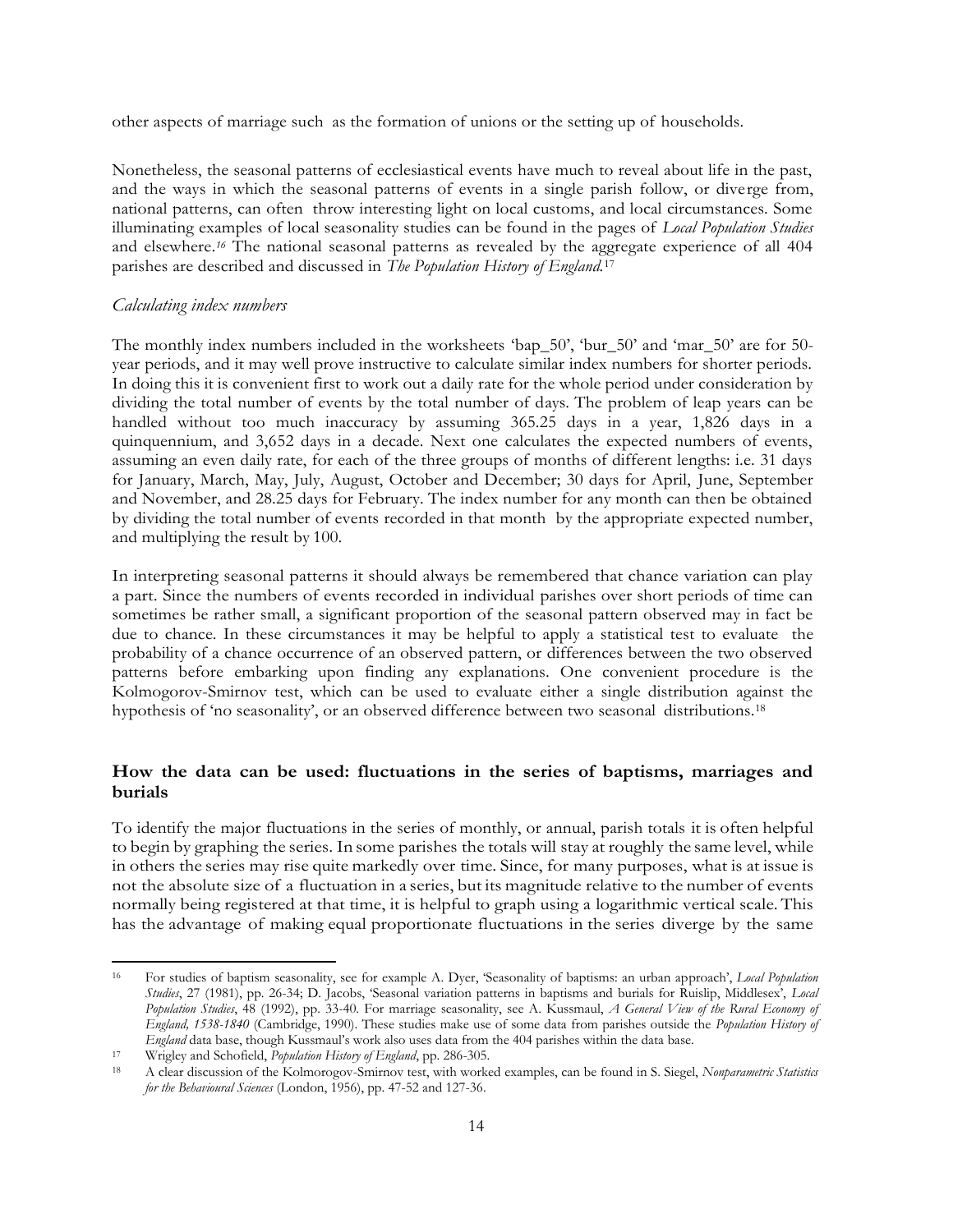other aspects of marriage such as the formation of unions or the setting up of households.

Nonetheless, the seasonal patterns of ecclesiastical events have much to reveal about life in the past, and the ways in which the seasonal patterns of events in a single parish follow, or diverge from, national patterns, can often throw interesting light on local customs, and local circumstances. Some illuminating examples of local seasonality studies can be found in the pages of *Local Population Studies* and elsewhere.[16] The national seasonal patterns as revealed by the aggregate experience of all 404 parishes are described and discussed in *The Population History of England*.[17]

### *Calculating index numbers*

The monthly index numbers included in the worksheets 'bap_50', 'bur_50' and 'mar_50' are for 50-year periods, and it may well prove instructive to calculate similar index numbers for shorter periods. In doing this it is convenient first to work out a daily rate for the whole period under consideration by dividing the total number of events by the total number of days. The problem of leap years can be handled without too much inaccuracy by assuming 365.25 days in a year, 1,826 days in a quinquennium, and 3,652 days in a decade. Next one calculates the expected numbers of events, assuming an even daily rate, for each of the three groups of months of different lengths: i.e. 31 days for January, March, May, July, August, October and December; 30 days for April, June, September and November, and 28.25 days for February. The index number for any month can then be obtained by dividing the total number of events recorded in that month by the appropriate expected number, and multiplying the result by 100.

In interpreting seasonal patterns it should always be remembered that chance variation can play a part. Since the numbers of events recorded in individual parishes over short periods of time can sometimes be rather small, a significant proportion of the seasonal pattern observed may in fact be due to chance. In these circumstances it may be helpful to apply a statistical test to evaluate the probability of a chance occurrence of an observed pattern, or differences between the two observed patterns before embarking upon finding any explanations. One convenient procedure is the Kolmogorov-Smirnov test, which can be used to evaluate either a single distribution against the hypothesis of 'no seasonality', or an observed difference between two seasonal distributions.[18]

## How the data can be used: fluctuations in the series of baptisms, marriages and burials

To identify the major fluctuations in the series of monthly, or annual, parish totals it is often helpful to begin by graphing the series. In some parishes the totals will stay at roughly the same level, while in others the series may rise quite markedly over time. Since, for many purposes, what is at issue is not the absolute size of a fluctuation in a series, but its magnitude relative to the number of events normally being registered at that time, it is helpful to graph using a logarithmic vertical scale. This has the advantage of making equal proportionate fluctuations in the series diverge by the same

---

[16] For studies of baptism seasonality, see for example A. Dyer, 'Seasonality of baptisms: an urban approach', *Local Population Studies*, 27 (1981), pp. 26-34; D. Jacobs, 'Seasonal variation patterns in baptisms and burials for Ruislip, Middlesex', *Local Population Studies*, 48 (1992), pp. 33-40. For marriage seasonality, see A. Kussmaul, *A General View of the Rural Economy of England, 1538-1840* (Cambridge, 1990). These studies make use of some data from parishes outside the *Population History of England* data base, though Kussmaul's work also uses data from the 404 parishes within the data base.

[17] Wrigley and Schofield, *Population History of England*, pp. 286-305.

[18] A clear discussion of the Kolmorogov-Smirnov test, with worked examples, can be found in S. Siegel, *Nonparametric Statistics for the Behavioural Sciences* (London, 1956), pp. 47-52 and 127-36.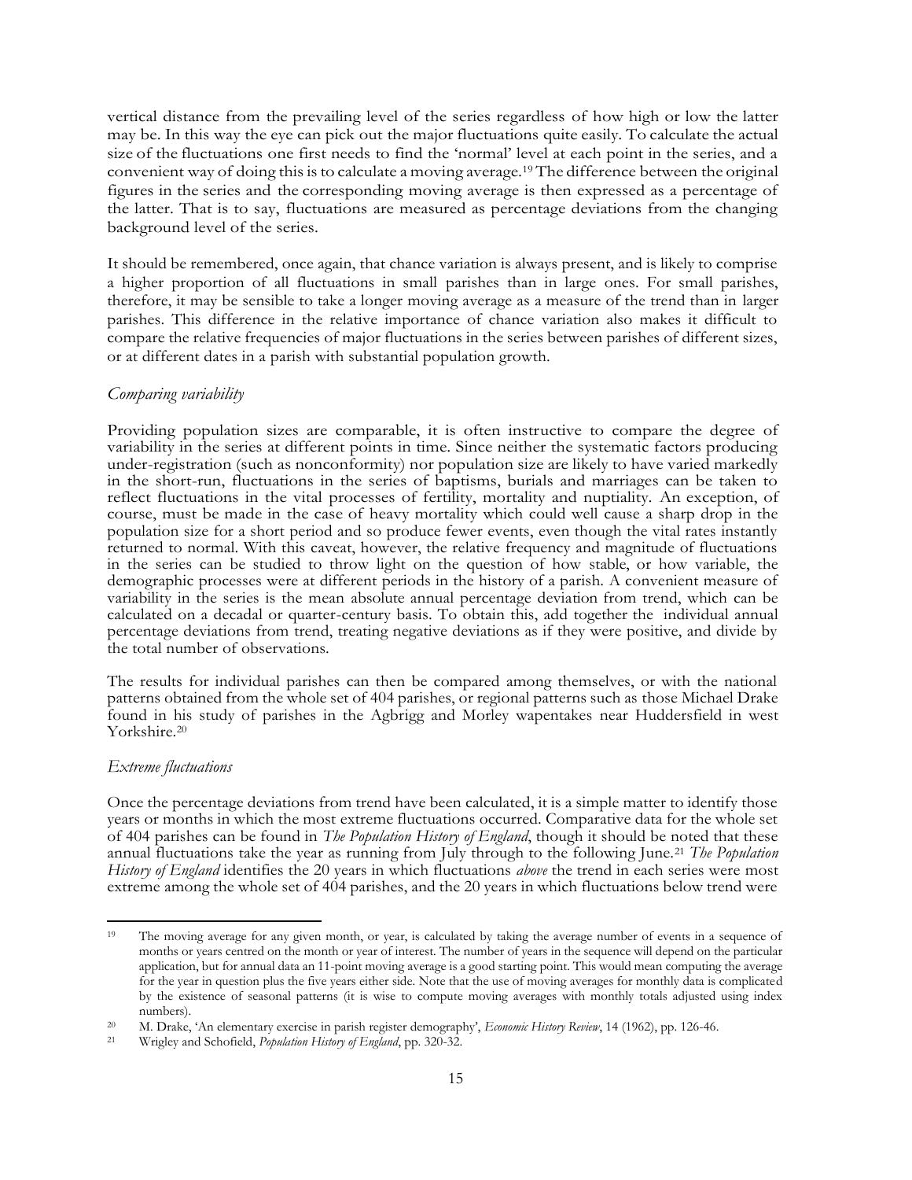vertical distance from the prevailing level of the series regardless of how high or low the latter may be. In this way the eye can pick out the major fluctuations quite easily. To calculate the actual size of the fluctuations one first needs to find the 'normal' level at each point in the series, and a convenient way of doing this is to calculate a moving average.[19] The difference between the original figures in the series and the corresponding moving average is then expressed as a percentage of the latter. That is to say, fluctuations are measured as percentage deviations from the changing background level of the series.

It should be remembered, once again, that chance variation is always present, and is likely to comprise a higher proportion of all fluctuations in small parishes than in large ones. For small parishes, therefore, it may be sensible to take a longer moving average as a measure of the trend than in larger parishes. This difference in the relative importance of chance variation also makes it difficult to compare the relative frequencies of major fluctuations in the series between parishes of different sizes, or at different dates in a parish with substantial population growth.

### *Comparing variability*

Providing population sizes are comparable, it is often instructive to compare the degree of variability in the series at different points in time. Since neither the systematic factors producing under-registration (such as nonconformity) nor population size are likely to have varied markedly in the short-run, fluctuations in the series of baptisms, burials and marriages can be taken to reflect fluctuations in the vital processes of fertility, mortality and nuptiality. An exception, of course, must be made in the case of heavy mortality which could well cause a sharp drop in the population size for a short period and so produce fewer events, even though the vital rates instantly returned to normal. With this caveat, however, the relative frequency and magnitude of fluctuations in the series can be studied to throw light on the question of how stable, or how variable, the demographic processes were at different periods in the history of a parish. A convenient measure of variability in the series is the mean absolute annual percentage deviation from trend, which can be calculated on a decadal or quarter-century basis. To obtain this, add together the individual annual percentage deviations from trend, treating negative deviations as if they were positive, and divide by the total number of observations.

The results for individual parishes can then be compared among themselves, or with the national patterns obtained from the whole set of 404 parishes, or regional patterns such as those Michael Drake found in his study of parishes in the Agbrigg and Morley wapentakes near Huddersfield in west Yorkshire.[20]

### *Extreme fluctuations*

Once the percentage deviations from trend have been calculated, it is a simple matter to identify those years or months in which the most extreme fluctuations occurred. Comparative data for the whole set of 404 parishes can be found in *The Population History of England*, though it should be noted that these annual fluctuations take the year as running from July through to the following June.[21] *The Population History of England* identifies the 20 years in which fluctuations *above* the trend in each series were most extreme among the whole set of 404 parishes, and the 20 years in which fluctuations below trend were

---

[19] The moving average for any given month, or year, is calculated by taking the average number of events in a sequence of months or years centred on the month or year of interest. The number of years in the sequence will depend on the particular application, but for annual data an 11-point moving average is a good starting point. This would mean computing the average for the year in question plus the five years either side. Note that the use of moving averages for monthly data is complicated by the existence of seasonal patterns (it is wise to compute moving averages with monthly totals adjusted using index numbers).

[20] M. Drake, 'An elementary exercise in parish register demography', *Economic History Review*, 14 (1962), pp. 126-46.

[21] Wrigley and Schofield, *Population History of England*, pp. 320-32.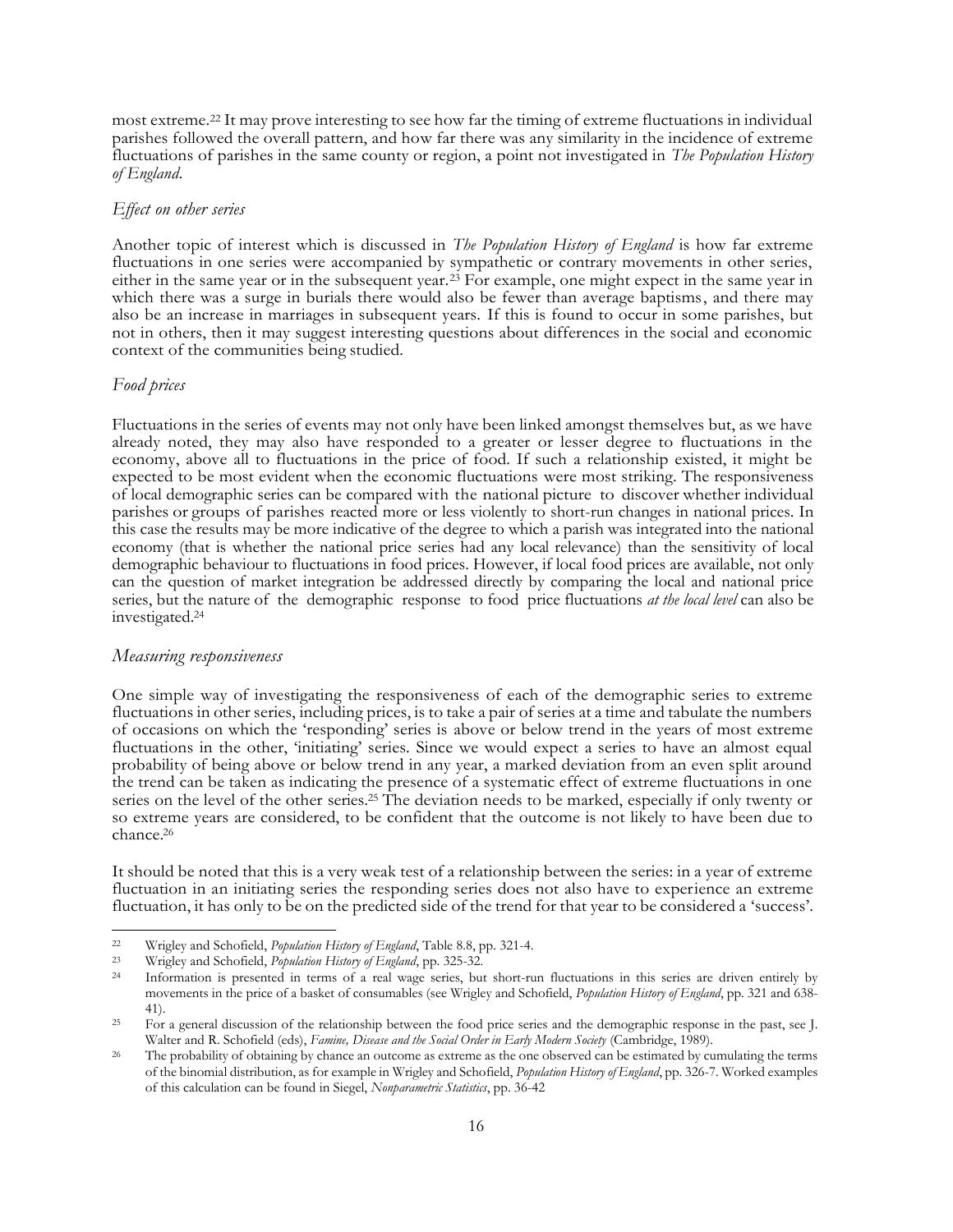most extreme.[22] It may prove interesting to see how far the timing of extreme fluctuations in individual parishes followed the overall pattern, and how far there was any similarity in the incidence of extreme fluctuations of parishes in the same county or region, a point not investigated in *The Population History of England*.

### *Effect on other series*

Another topic of interest which is discussed in *The Population History of England* is how far extreme fluctuations in one series were accompanied by sympathetic or contrary movements in other series, either in the same year or in the subsequent year.[23] For example, one might expect in the same year in which there was a surge in burials there would also be fewer than average baptisms, and there may also be an increase in marriages in subsequent years. If this is found to occur in some parishes, but not in others, then it may suggest interesting questions about differences in the social and economic context of the communities being studied.

### *Food prices*

Fluctuations in the series of events may not only have been linked amongst themselves but, as we have already noted, they may also have responded to a greater or lesser degree to fluctuations in the economy, above all to fluctuations in the price of food. If such a relationship existed, it might be expected to be most evident when the economic fluctuations were most striking. The responsiveness of local demographic series can be compared with the national picture to discover whether individual parishes or groups of parishes reacted more or less violently to short-run changes in national prices. In this case the results may be more indicative of the degree to which a parish was integrated into the national economy (that is whether the national price series had any local relevance) than the sensitivity of local demographic behaviour to fluctuations in food prices. However, if local food prices are available, not only can the question of market integration be addressed directly by comparing the local and national price series, but the nature of the demographic response to food price fluctuations *at the local level* can also be investigated.[24]

### *Measuring responsiveness*

One simple way of investigating the responsiveness of each of the demographic series to extreme fluctuations in other series, including prices, is to take a pair of series at a time and tabulate the numbers of occasions on which the 'responding' series is above or below trend in the years of most extreme fluctuations in the other, 'initiating' series. Since we would expect a series to have an almost equal probability of being above or below trend in any year, a marked deviation from an even split around the trend can be taken as indicating the presence of a systematic effect of extreme fluctuations in one series on the level of the other series.[25] The deviation needs to be marked, especially if only twenty or so extreme years are considered, to be confident that the outcome is not likely to have been due to chance.[26]

It should be noted that this is a very weak test of a relationship between the series: in a year of extreme fluctuation in an initiating series the responding series does not also have to experience an extreme fluctuation, it has only to be on the predicted side of the trend for that year to be considered a 'success'.

---

[22] Wrigley and Schofield, *Population History of England*, Table 8.8, pp. 321-4.

[23] Wrigley and Schofield, *Population History of England*, pp. 325-32.

[24] Information is presented in terms of a real wage series, but short-run fluctuations in this series are driven entirely by movements in the price of a basket of consumables (see Wrigley and Schofield, *Population History of England*, pp. 321 and 638-41).

[25] For a general discussion of the relationship between the food price series and the demographic response in the past, see J. Walter and R. Schofield (eds), *Famine, Disease and the Social Order in Early Modern Society* (Cambridge, 1989).

[26] The probability of obtaining by chance an outcome as extreme as the one observed can be estimated by cumulating the terms of the binomial distribution, as for example in Wrigley and Schofield, *Population History of England*, pp. 326-7. Worked examples of this calculation can be found in Siegel, *Nonparametric Statistics*, pp. 36-42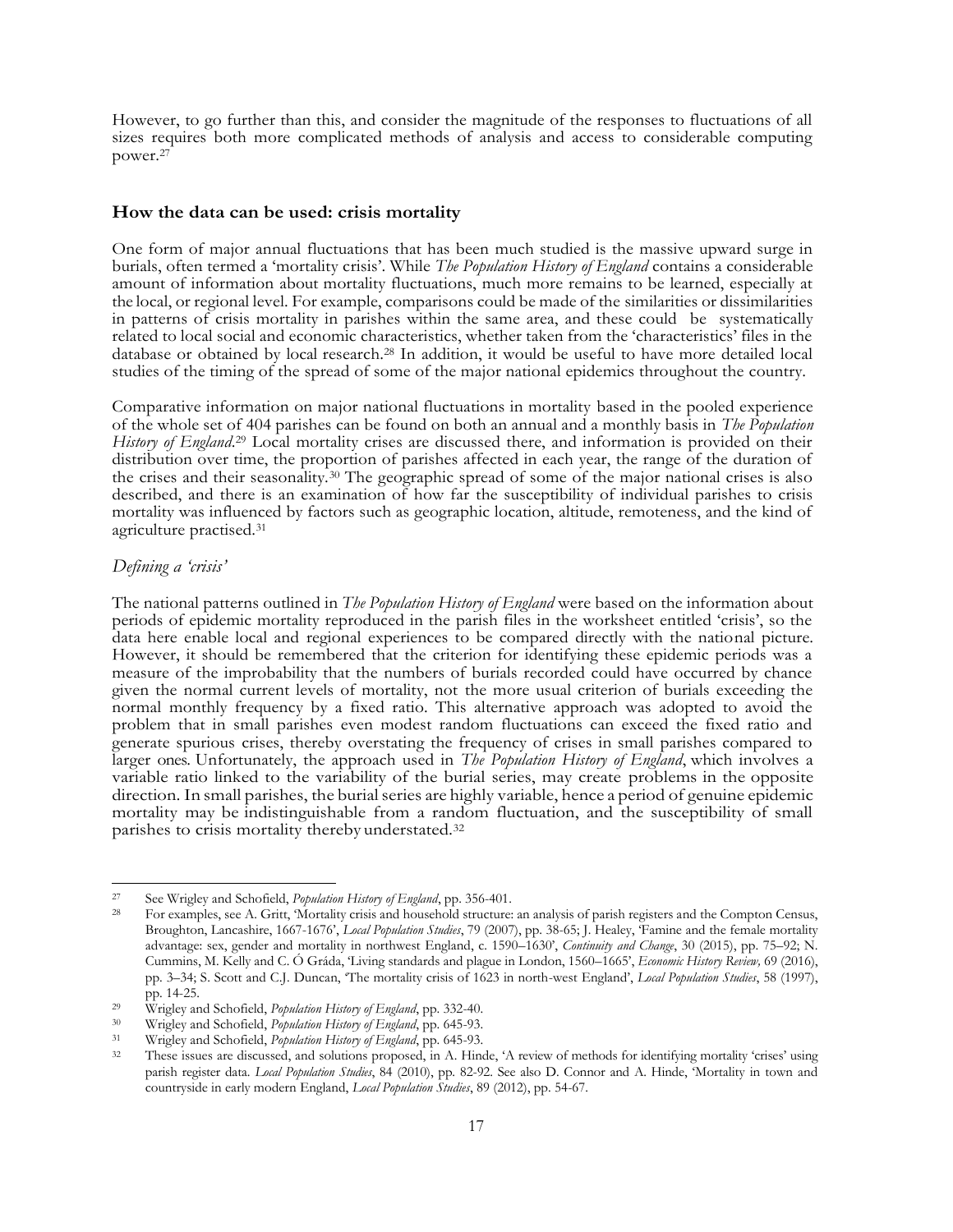However, to go further than this, and consider the magnitude of the responses to fluctuations of all sizes requires both more complicated methods of analysis and access to considerable computing power.[27]

## How the data can be used: crisis mortality

One form of major annual fluctuations that has been much studied is the massive upward surge in burials, often termed a 'mortality crisis'. While *The Population History of England* contains a considerable amount of information about mortality fluctuations, much more remains to be learned, especially at the local, or regional level. For example, comparisons could be made of the similarities or dissimilarities in patterns of crisis mortality in parishes within the same area, and these could be systematically related to local social and economic characteristics, whether taken from the 'characteristics' files in the database or obtained by local research.[28] In addition, it would be useful to have more detailed local studies of the timing of the spread of some of the major national epidemics throughout the country.

Comparative information on major national fluctuations in mortality based in the pooled experience of the whole set of 404 parishes can be found on both an annual and a monthly basis in *The Population History of England*.[29] Local mortality crises are discussed there, and information is provided on their distribution over time, the proportion of parishes affected in each year, the range of the duration of the crises and their seasonality.[30] The geographic spread of some of the major national crises is also described, and there is an examination of how far the susceptibility of individual parishes to crisis mortality was influenced by factors such as geographic location, altitude, remoteness, and the kind of agriculture practised.[31]

### *Defining a 'crisis'*

The national patterns outlined in *The Population History of England* were based on the information about periods of epidemic mortality reproduced in the parish files in the worksheet entitled 'crisis', so the data here enable local and regional experiences to be compared directly with the national picture. However, it should be remembered that the criterion for identifying these epidemic periods was a measure of the improbability that the numbers of burials recorded could have occurred by chance given the normal current levels of mortality, not the more usual criterion of burials exceeding the normal monthly frequency by a fixed ratio. This alternative approach was adopted to avoid the problem that in small parishes even modest random fluctuations can exceed the fixed ratio and generate spurious crises, thereby overstating the frequency of crises in small parishes compared to larger ones. Unfortunately, the approach used in *The Population History of England*, which involves a variable ratio linked to the variability of the burial series, may create problems in the opposite direction. In small parishes, the burial series are highly variable, hence a period of genuine epidemic mortality may be indistinguishable from a random fluctuation, and the susceptibility of small parishes to crisis mortality thereby understated.[32]

---

[27] See Wrigley and Schofield, *Population History of England*, pp. 356-401.

[28] For examples, see A. Gritt, 'Mortality crisis and household structure: an analysis of parish registers and the Compton Census, Broughton, Lancashire, 1667-1676', *Local Population Studies*, 79 (2007), pp. 38-65; J. Healey, 'Famine and the female mortality advantage: sex, gender and mortality in northwest England, c. 1590–1630', *Continuity and Change*, 30 (2015), pp. 75–92; N. Cummins, M. Kelly and C. Ó Gráda, 'Living standards and plague in London, 1560–1665', *Economic History Review*, 69 (2016), pp. 3–34; S. Scott and C.J. Duncan, 'The mortality crisis of 1623 in north-west England', *Local Population Studies*, 58 (1997), pp. 14-25.

[29] Wrigley and Schofield, *Population History of England*, pp. 332-40.

[30] Wrigley and Schofield, *Population History of England*, pp. 645-93.

[31] Wrigley and Schofield, *Population History of England*, pp. 645-93.

[32] These issues are discussed, and solutions proposed, in A. Hinde, 'A review of methods for identifying mortality 'crises' using parish register data. *Local Population Studies*, 84 (2010), pp. 82-92. See also D. Connor and A. Hinde, 'Mortality in town and countryside in early modern England, *Local Population Studies*, 89 (2012), pp. 54-67.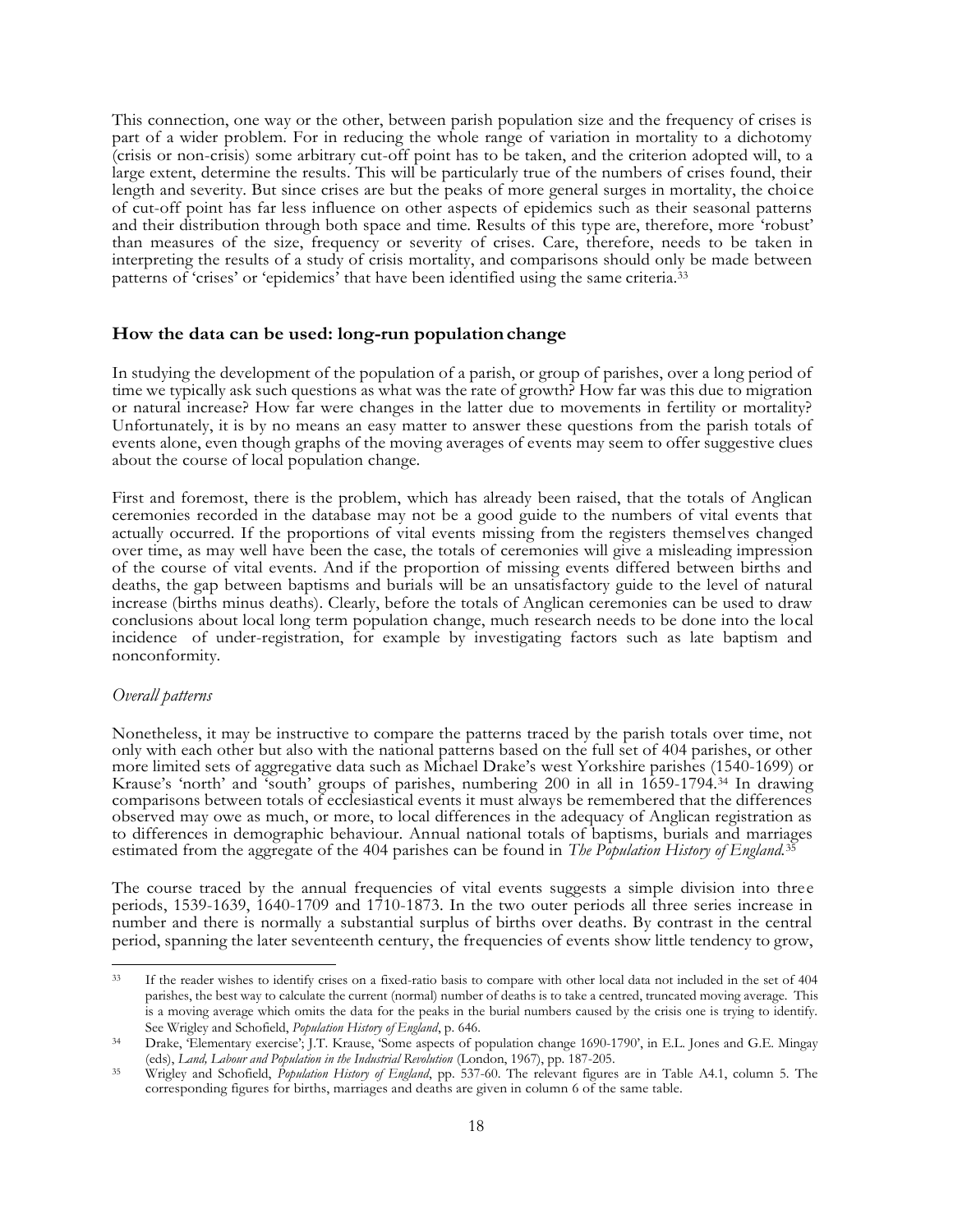This connection, one way or the other, between parish population size and the frequency of crises is part of a wider problem. For in reducing the whole range of variation in mortality to a dichotomy (crisis or non-crisis) some arbitrary cut-off point has to be taken, and the criterion adopted will, to a large extent, determine the results. This will be particularly true of the numbers of crises found, their length and severity. But since crises are but the peaks of more general surges in mortality, the choice of cut-off point has far less influence on other aspects of epidemics such as their seasonal patterns and their distribution through both space and time. Results of this type are, therefore, more 'robust' than measures of the size, frequency or severity of crises. Care, therefore, needs to be taken in interpreting the results of a study of crisis mortality, and comparisons should only be made between patterns of 'crises' or 'epidemics' that have been identified using the same criteria.[33]

## How the data can be used: long-run population change

In studying the development of the population of a parish, or group of parishes, over a long period of time we typically ask such questions as what was the rate of growth? How far was this due to migration or natural increase? How far were changes in the latter due to movements in fertility or mortality? Unfortunately, it is by no means an easy matter to answer these questions from the parish totals of events alone, even though graphs of the moving averages of events may seem to offer suggestive clues about the course of local population change.

First and foremost, there is the problem, which has already been raised, that the totals of Anglican ceremonies recorded in the database may not be a good guide to the numbers of vital events that actually occurred. If the proportions of vital events missing from the registers themselves changed over time, as may well have been the case, the totals of ceremonies will give a misleading impression of the course of vital events. And if the proportion of missing events differed between births and deaths, the gap between baptisms and burials will be an unsatisfactory guide to the level of natural increase (births minus deaths). Clearly, before the totals of Anglican ceremonies can be used to draw conclusions about local long term population change, much research needs to be done into the local incidence of under-registration, for example by investigating factors such as late baptism and nonconformity.

### *Overall patterns*

Nonetheless, it may be instructive to compare the patterns traced by the parish totals over time, not only with each other but also with the national patterns based on the full set of 404 parishes, or other more limited sets of aggregative data such as Michael Drake's west Yorkshire parishes (1540-1699) or Krause's 'north' and 'south' groups of parishes, numbering 200 in all in 1659-1794.[34] In drawing comparisons between totals of ecclesiastical events it must always be remembered that the differences observed may owe as much, or more, to local differences in the adequacy of Anglican registration as to differences in demographic behaviour. Annual national totals of baptisms, burials and marriages estimated from the aggregate of the 404 parishes can be found in *The Population History of England*.[35]

The course traced by the annual frequencies of vital events suggests a simple division into three periods, 1539-1639, 1640-1709 and 1710-1873. In the two outer periods all three series increase in number and there is normally a substantial surplus of births over deaths. By contrast in the central period, spanning the later seventeenth century, the frequencies of events show little tendency to grow,

---

[33] If the reader wishes to identify crises on a fixed-ratio basis to compare with other local data not included in the set of 404 parishes, the best way to calculate the current (normal) number of deaths is to take a centred, truncated moving average. This is a moving average which omits the data for the peaks in the burial numbers caused by the crisis one is trying to identify. See Wrigley and Schofield, *Population History of England*, p. 646.

[34] Drake, 'Elementary exercise'; J.T. Krause, 'Some aspects of population change 1690-1790', in E.L. Jones and G.E. Mingay (eds), *Land, Labour and Population in the Industrial Revolution* (London, 1967), pp. 187-205.

[35] Wrigley and Schofield, *Population History of England*, pp. 537-60. The relevant figures are in Table A4.1, column 5. The corresponding figures for births, marriages and deaths are given in column 6 of the same table.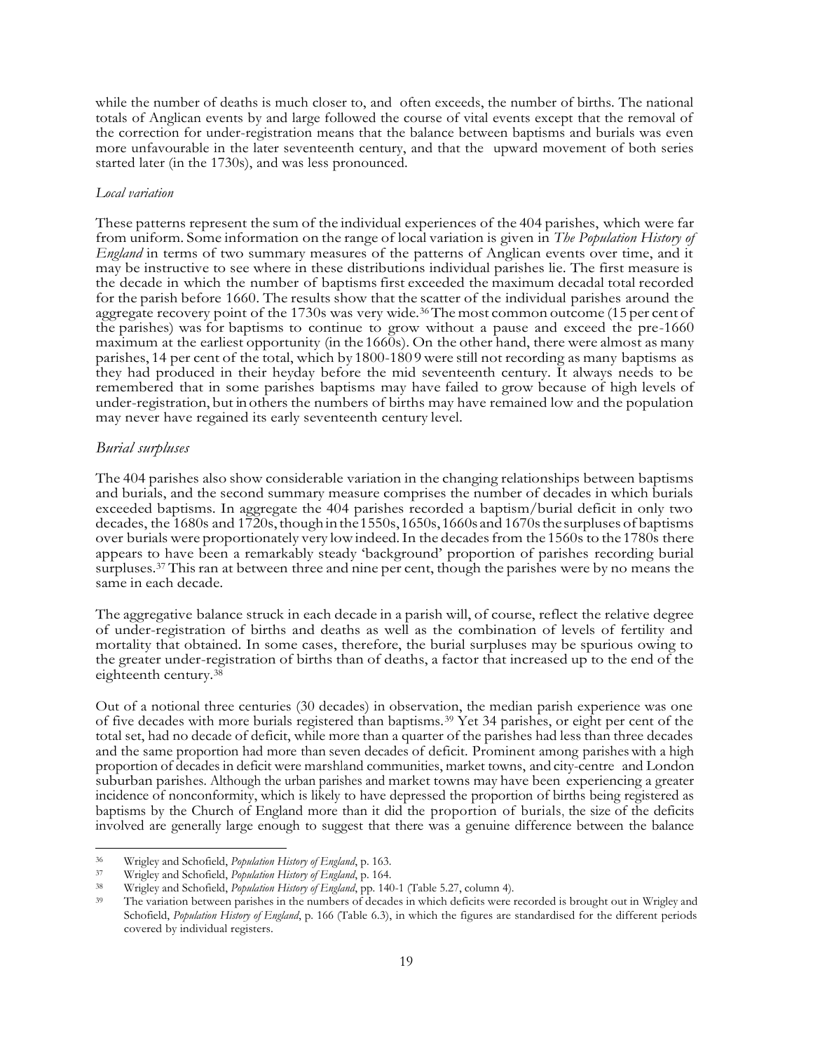while the number of deaths is much closer to, and often exceeds, the number of births. The national totals of Anglican events by and large followed the course of vital events except that the removal of the correction for under-registration means that the balance between baptisms and burials was even more unfavourable in the later seventeenth century, and that the upward movement of both series started later (in the 1730s), and was less pronounced.

### *Local variation*

These patterns represent the sum of the individual experiences of the 404 parishes, which were far from uniform. Some information on the range of local variation is given in *The Population History of England* in terms of two summary measures of the patterns of Anglican events over time, and it may be instructive to see where in these distributions individual parishes lie. The first measure is the decade in which the number of baptisms first exceeded the maximum decadal total recorded for the parish before 1660. The results show that the scatter of the individual parishes around the aggregate recovery point of the 1730s was very wide.[36] The most common outcome (15 per cent of the parishes) was for baptisms to continue to grow without a pause and exceed the pre-1660 maximum at the earliest opportunity (in the 1660s). On the other hand, there were almost as many parishes, 14 per cent of the total, which by 1800-1809 were still not recording as many baptisms as they had produced in their heyday before the mid seventeenth century. It always needs to be remembered that in some parishes baptisms may have failed to grow because of high levels of under-registration, but in others the numbers of births may have remained low and the population may never have regained its early seventeenth century level.

### *Burial surpluses*

The 404 parishes also show considerable variation in the changing relationships between baptisms and burials, and the second summary measure comprises the number of decades in which burials exceeded baptisms. In aggregate the 404 parishes recorded a baptism/burial deficit in only two decades, the 1680s and 1720s, though in the 1550s, 1650s, 1660s and 1670s the surpluses of baptisms over burials were proportionately very low indeed. In the decades from the 1560s to the 1780s there appears to have been a remarkably steady 'background' proportion of parishes recording burial surpluses.[37] This ran at between three and nine per cent, though the parishes were by no means the same in each decade.

The aggregative balance struck in each decade in a parish will, of course, reflect the relative degree of under-registration of births and deaths as well as the combination of levels of fertility and mortality that obtained. In some cases, therefore, the burial surpluses may be spurious owing to the greater under-registration of births than of deaths, a factor that increased up to the end of the eighteenth century.[38]

Out of a notional three centuries (30 decades) in observation, the median parish experience was one of five decades with more burials registered than baptisms.[39] Yet 34 parishes, or eight per cent of the total set, had no decade of deficit, while more than a quarter of the parishes had less than three decades and the same proportion had more than seven decades of deficit. Prominent among parishes with a high proportion of decades in deficit were marshland communities, market towns, and city-centre and London suburban parishes. Although the urban parishes and market towns may have been experiencing a greater incidence of nonconformity, which is likely to have depressed the proportion of births being registered as baptisms by the Church of England more than it did the proportion of burials, the size of the deficits involved are generally large enough to suggest that there was a genuine difference between the balance

---

36 Wrigley and Schofield, *Population History of England*, p. 163.

37 Wrigley and Schofield, *Population History of England*, p. 164.

38 Wrigley and Schofield, *Population History of England*, pp. 140-1 (Table 5.27, column 4).

39 The variation between parishes in the numbers of decades in which deficits were recorded is brought out in Wrigley and Schofield, *Population History of England*, p. 166 (Table 6.3), in which the figures are standardised for the different periods covered by individual registers.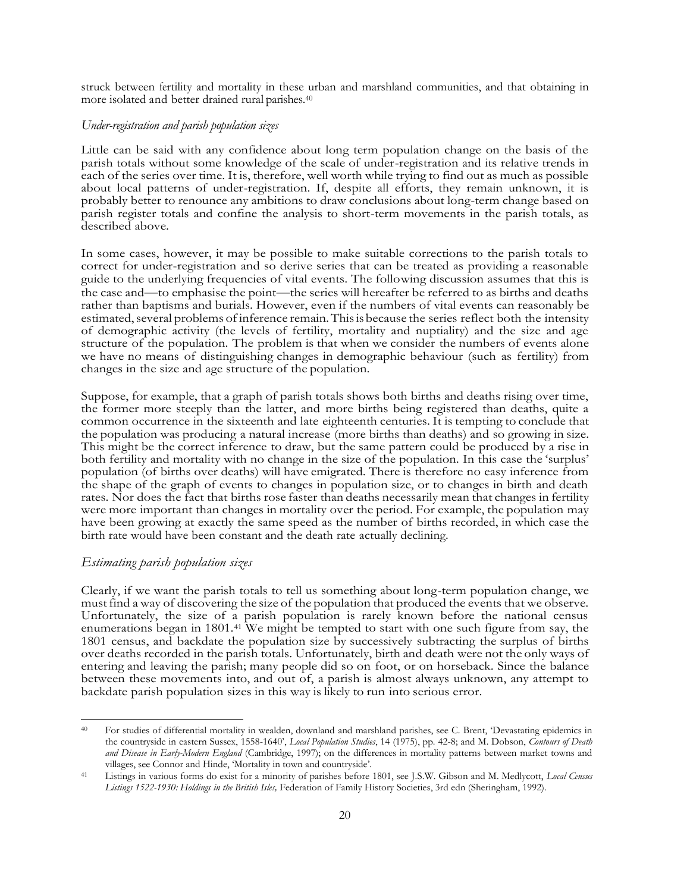struck between fertility and mortality in these urban and marshland communities, and that obtaining in more isolated and better drained rural parishes.[40]

### *Under-registration and parish population sizes*

Little can be said with any confidence about long term population change on the basis of the parish totals without some knowledge of the scale of under-registration and its relative trends in each of the series over time. It is, therefore, well worth while trying to find out as much as possible about local patterns of under-registration. If, despite all efforts, they remain unknown, it is probably better to renounce any ambitions to draw conclusions about long-term change based on parish register totals and confine the analysis to short-term movements in the parish totals, as described above.

In some cases, however, it may be possible to make suitable corrections to the parish totals to correct for under-registration and so derive series that can be treated as providing a reasonable guide to the underlying frequencies of vital events. The following discussion assumes that this is the case and—to emphasise the point—the series will hereafter be referred to as births and deaths rather than baptisms and burials. However, even if the numbers of vital events can reasonably be estimated, several problems of inference remain. This is because the series reflect both the intensity of demographic activity (the levels of fertility, mortality and nuptiality) and the size and age structure of the population. The problem is that when we consider the numbers of events alone we have no means of distinguishing changes in demographic behaviour (such as fertility) from changes in the size and age structure of the population.

Suppose, for example, that a graph of parish totals shows both births and deaths rising over time, the former more steeply than the latter, and more births being registered than deaths, quite a common occurrence in the sixteenth and late eighteenth centuries. It is tempting to conclude that the population was producing a natural increase (more births than deaths) and so growing in size. This might be the correct inference to draw, but the same pattern could be produced by a rise in both fertility and mortality with no change in the size of the population. In this case the 'surplus' population (of births over deaths) will have emigrated. There is therefore no easy inference from the shape of the graph of events to changes in population size, or to changes in birth and death rates. Nor does the fact that births rose faster than deaths necessarily mean that changes in fertility were more important than changes in mortality over the period. For example, the population may have been growing at exactly the same speed as the number of births recorded, in which case the birth rate would have been constant and the death rate actually declining.

### *Estimating parish population sizes*

Clearly, if we want the parish totals to tell us something about long-term population change, we must find a way of discovering the size of the population that produced the events that we observe. Unfortunately, the size of a parish population is rarely known before the national census enumerations began in 1801.[41] We might be tempted to start with one such figure from say, the 1801 census, and backdate the population size by successively subtracting the surplus of births over deaths recorded in the parish totals. Unfortunately, birth and death were not the only ways of entering and leaving the parish; many people did so on foot, or on horseback. Since the balance between these movements into, and out of, a parish is almost always unknown, any attempt to backdate parish population sizes in this way is likely to run into serious error.

---

[40] For studies of differential mortality in wealden, downland and marshland parishes, see C. Brent, 'Devastating epidemics in the countryside in eastern Sussex, 1558-1640', *Local Population Studies*, 14 (1975), pp. 42-8; and M. Dobson, *Contours of Death and Disease in Early-Modern England* (Cambridge, 1997); on the differences in mortality patterns between market towns and villages, see Connor and Hinde, 'Mortality in town and countryside'.

[41] Listings in various forms do exist for a minority of parishes before 1801, see J.S.W. Gibson and M. Medlycott, *Local Census Listings 1522-1930: Holdings in the British Isles,* Federation of Family History Societies, 3rd edn (Sheringham, 1992).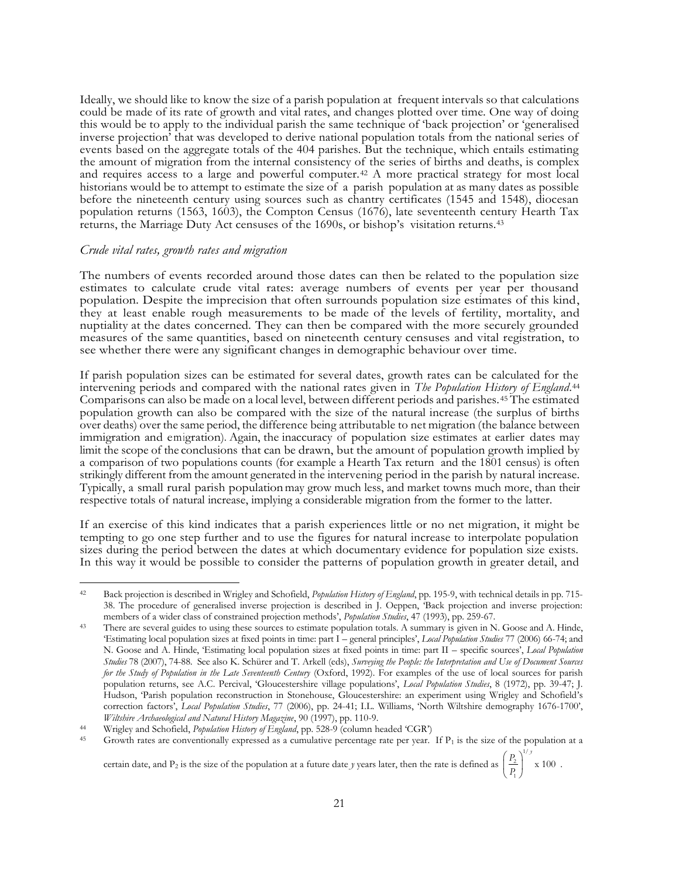Ideally, we should like to know the size of a parish population at frequent intervals so that calculations could be made of its rate of growth and vital rates, and changes plotted over time. One way of doing this would be to apply to the individual parish the same technique of 'back projection' or 'generalised inverse projection' that was developed to derive national population totals from the national series of events based on the aggregate totals of the 404 parishes. But the technique, which entails estimating the amount of migration from the internal consistency of the series of births and deaths, is complex and requires access to a large and powerful computer.[42] A more practical strategy for most local historians would be to attempt to estimate the size of a parish population at as many dates as possible before the nineteenth century using sources such as chantry certificates (1545 and 1548), diocesan population returns (1563, 1603), the Compton Census (1676), late seventeenth century Hearth Tax returns, the Marriage Duty Act censuses of the 1690s, or bishop's visitation returns.[43]

### *Crude vital rates, growth rates and migration*

The numbers of events recorded around those dates can then be related to the population size estimates to calculate crude vital rates: average numbers of events per year per thousand population. Despite the imprecision that often surrounds population size estimates of this kind, they at least enable rough measurements to be made of the levels of fertility, mortality, and nuptiality at the dates concerned. They can then be compared with the more securely grounded measures of the same quantities, based on nineteenth century censuses and vital registration, to see whether there were any significant changes in demographic behaviour over time.

If parish population sizes can be estimated for several dates, growth rates can be calculated for the intervening periods and compared with the national rates given in *The Population History of England*.[44] Comparisons can also be made on a local level, between different periods and parishes.[45] The estimated population growth can also be compared with the size of the natural increase (the surplus of births over deaths) over the same period, the difference being attributable to net migration (the balance between immigration and emigration). Again, the inaccuracy of population size estimates at earlier dates may limit the scope of the conclusions that can be drawn, but the amount of population growth implied by a comparison of two populations counts (for example a Hearth Tax return and the 1801 census) is often strikingly different from the amount generated in the intervening period in the parish by natural increase. Typically, a small rural parish population may grow much less, and market towns much more, than their respective totals of natural increase, implying a considerable migration from the former to the latter.

If an exercise of this kind indicates that a parish experiences little or no net migration, it might be tempting to go one step further and to use the figures for natural increase to interpolate population sizes during the period between the dates at which documentary evidence for population size exists. In this way it would be possible to consider the patterns of population growth in greater detail, and

---

[42] Back projection is described in Wrigley and Schofield, *Population History of England*, pp. 195-9, with technical details in pp. 715-38. The procedure of generalised inverse projection is described in J. Oeppen, 'Back projection and inverse projection: members of a wider class of constrained projection methods', *Population Studies*, 47 (1993), pp. 259-67.

[43] There are several guides to using these sources to estimate population totals. A summary is given in N. Goose and A. Hinde, 'Estimating local population sizes at fixed points in time: part I – general principles', *Local Population Studies* 77 (2006) 66-74; and N. Goose and A. Hinde, 'Estimating local population sizes at fixed points in time: part II – specific sources', *Local Population Studies* 78 (2007), 74-88. See also K. Schürer and T. Arkell (eds), *Surveying the People: the Interpretation and Use of Document Sources for the Study of Population in the Late Seventeenth Century* (Oxford, 1992). For examples of the use of local sources for parish population returns, see A.C. Percival, 'Gloucestershire village populations', *Local Population Studies*, 8 (1972), pp. 39-47; J. Hudson, 'Parish population reconstruction in Stonehouse, Gloucestershire: an experiment using Wrigley and Schofield's correction factors', *Local Population Studies*, 77 (2006), pp. 24-41; I.L. Williams, 'North Wiltshire demography 1676-1700', *Wiltshire Archaeological and Natural History Magazine*, 90 (1997), pp. 110-9.

[44] Wrigley and Schofield, *Population History of England*, pp. 528-9 (column headed 'CGR')

[45] Growth rates are conventionally expressed as a cumulative percentage rate per year. If $P_1$ is the size of the population at a certain date, and $P_2$ is the size of the population at a future date *y* years later, then the rate is defined as $\left(\frac{P_2}{P_1}\right)^{1/y} \times 100$ .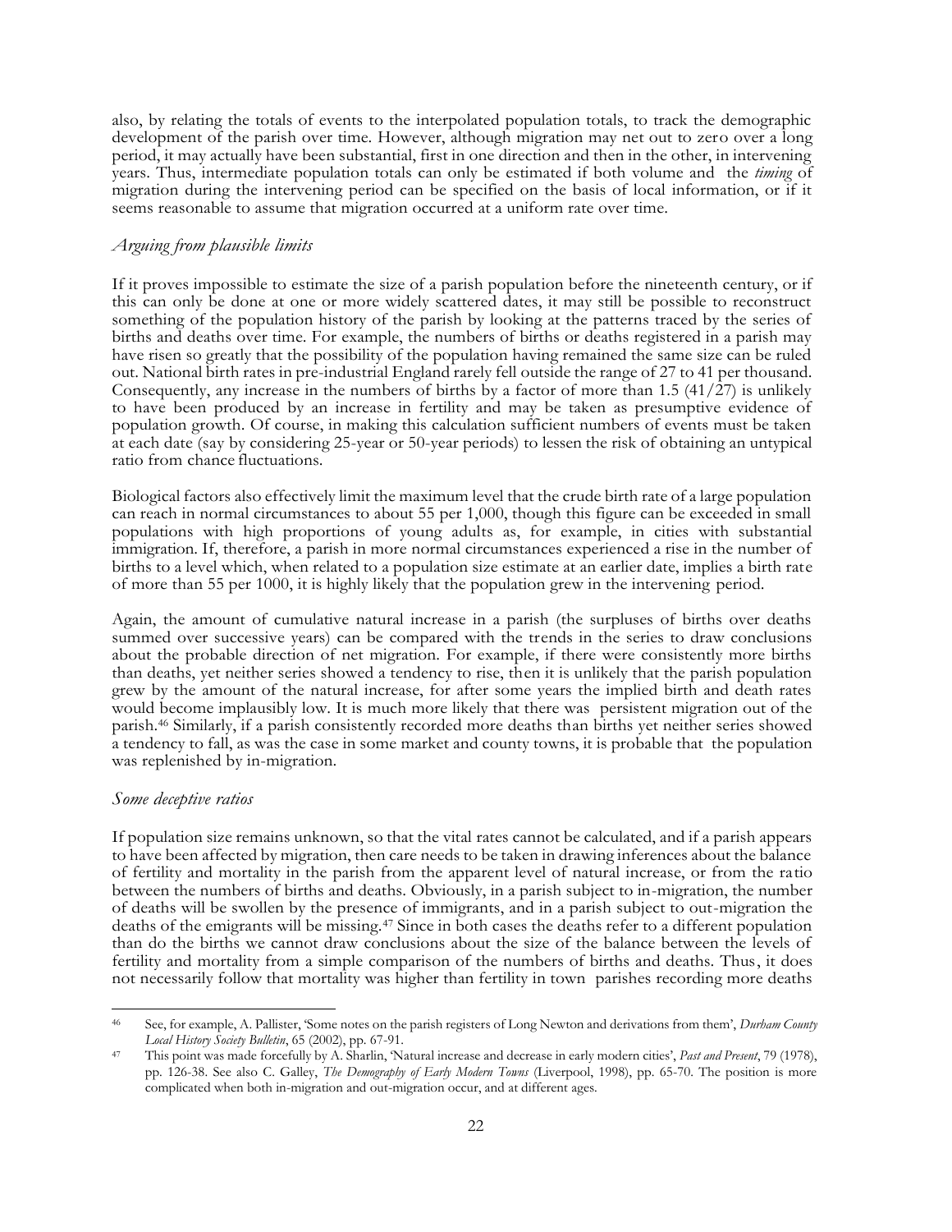also, by relating the totals of events to the interpolated population totals, to track the demographic development of the parish over time. However, although migration may net out to zero over a long period, it may actually have been substantial, first in one direction and then in the other, in intervening years. Thus, intermediate population totals can only be estimated if both volume and the *timing* of migration during the intervening period can be specified on the basis of local information, or if it seems reasonable to assume that migration occurred at a uniform rate over time.

### *Arguing from plausible limits*

If it proves impossible to estimate the size of a parish population before the nineteenth century, or if this can only be done at one or more widely scattered dates, it may still be possible to reconstruct something of the population history of the parish by looking at the patterns traced by the series of births and deaths over time. For example, the numbers of births or deaths registered in a parish may have risen so greatly that the possibility of the population having remained the same size can be ruled out. National birth rates in pre-industrial England rarely fell outside the range of 27 to 41 per thousand. Consequently, any increase in the numbers of births by a factor of more than 1.5 (41/27) is unlikely to have been produced by an increase in fertility and may be taken as presumptive evidence of population growth. Of course, in making this calculation sufficient numbers of events must be taken at each date (say by considering 25-year or 50-year periods) to lessen the risk of obtaining an untypical ratio from chance fluctuations.

Biological factors also effectively limit the maximum level that the crude birth rate of a large population can reach in normal circumstances to about 55 per 1,000, though this figure can be exceeded in small populations with high proportions of young adults as, for example, in cities with substantial immigration. If, therefore, a parish in more normal circumstances experienced a rise in the number of births to a level which, when related to a population size estimate at an earlier date, implies a birth rate of more than 55 per 1000, it is highly likely that the population grew in the intervening period.

Again, the amount of cumulative natural increase in a parish (the surpluses of births over deaths summed over successive years) can be compared with the trends in the series to draw conclusions about the probable direction of net migration. For example, if there were consistently more births than deaths, yet neither series showed a tendency to rise, then it is unlikely that the parish population grew by the amount of the natural increase, for after some years the implied birth and death rates would become implausibly low. It is much more likely that there was persistent migration out of the parish.[46] Similarly, if a parish consistently recorded more deaths than births yet neither series showed a tendency to fall, as was the case in some market and county towns, it is probable that the population was replenished by in-migration.

### *Some deceptive ratios*

If population size remains unknown, so that the vital rates cannot be calculated, and if a parish appears to have been affected by migration, then care needs to be taken in drawing inferences about the balance of fertility and mortality in the parish from the apparent level of natural increase, or from the ratio between the numbers of births and deaths. Obviously, in a parish subject to in-migration, the number of deaths will be swollen by the presence of immigrants, and in a parish subject to out-migration the deaths of the emigrants will be missing.[47] Since in both cases the deaths refer to a different population than do the births we cannot draw conclusions about the size of the balance between the levels of fertility and mortality from a simple comparison of the numbers of births and deaths. Thus, it does not necessarily follow that mortality was higher than fertility in town parishes recording more deaths

---

[46] See, for example, A. Pallister, 'Some notes on the parish registers of Long Newton and derivations from them', *Durham County Local History Society Bulletin*, 65 (2002), pp. 67-91.

[47] This point was made forcefully by A. Sharlin, 'Natural increase and decrease in early modern cities', *Past and Present*, 79 (1978), pp. 126-38. See also C. Galley, *The Demography of Early Modern Towns* (Liverpool, 1998), pp. 65-70. The position is more complicated when both in-migration and out-migration occur, and at different ages.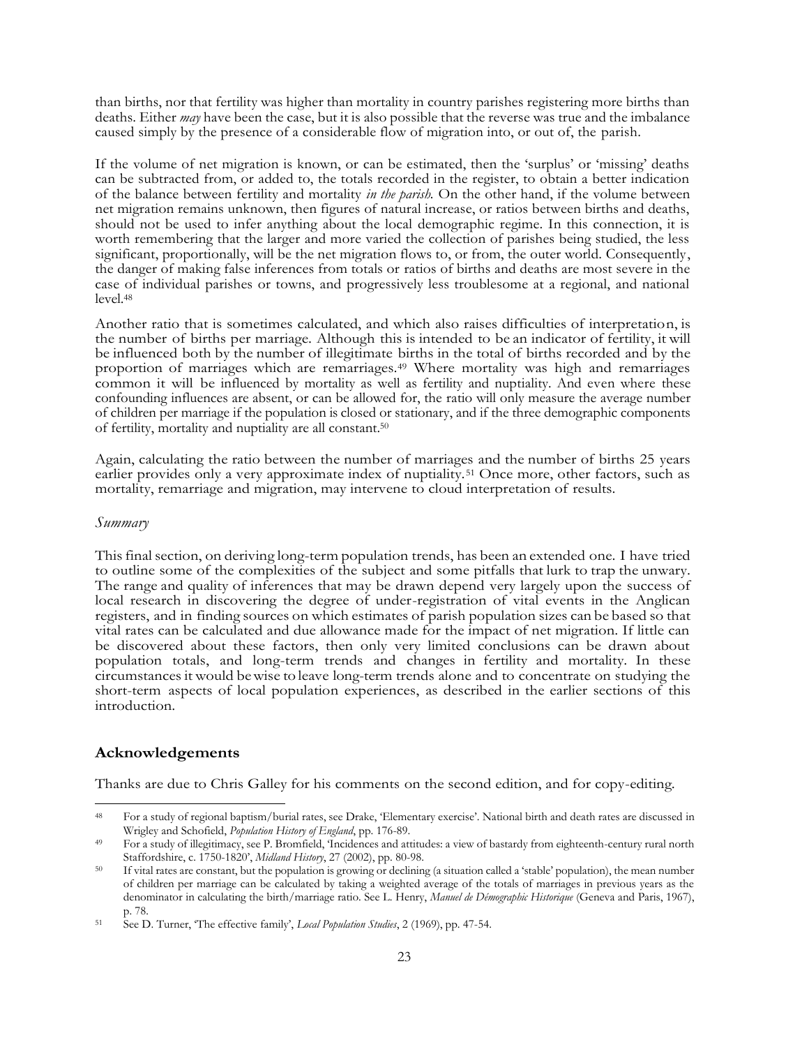than births, nor that fertility was higher than mortality in country parishes registering more births than deaths. Either *may* have been the case, but it is also possible that the reverse was true and the imbalance caused simply by the presence of a considerable flow of migration into, or out of, the parish.

If the volume of net migration is known, or can be estimated, then the 'surplus' or 'missing' deaths can be subtracted from, or added to, the totals recorded in the register, to obtain a better indication of the balance between fertility and mortality *in the parish.* On the other hand, if the volume between net migration remains unknown, then figures of natural increase, or ratios between births and deaths, should not be used to infer anything about the local demographic regime. In this connection, it is worth remembering that the larger and more varied the collection of parishes being studied, the less significant, proportionally, will be the net migration flows to, or from, the outer world. Consequently, the danger of making false inferences from totals or ratios of births and deaths are most severe in the case of individual parishes or towns, and progressively less troublesome at a regional, and national level.[48]

Another ratio that is sometimes calculated, and which also raises difficulties of interpretation, is the number of births per marriage. Although this is intended to be an indicator of fertility, it will be influenced both by the number of illegitimate births in the total of births recorded and by the proportion of marriages which are remarriages.[49] Where mortality was high and remarriages common it will be influenced by mortality as well as fertility and nuptiality. And even where these confounding influences are absent, or can be allowed for, the ratio will only measure the average number of children per marriage if the population is closed or stationary, and if the three demographic components of fertility, mortality and nuptiality are all constant.[50]

Again, calculating the ratio between the number of marriages and the number of births 25 years earlier provides only a very approximate index of nuptiality.[51] Once more, other factors, such as mortality, remarriage and migration, may intervene to cloud interpretation of results.

*Summary*

This final section, on deriving long-term population trends, has been an extended one. I have tried to outline some of the complexities of the subject and some pitfalls that lurk to trap the unwary. The range and quality of inferences that may be drawn depend very largely upon the success of local research in discovering the degree of under-registration of vital events in the Anglican registers, and in finding sources on which estimates of parish population sizes can be based so that vital rates can be calculated and due allowance made for the impact of net migration. If little can be discovered about these factors, then only very limited conclusions can be drawn about population totals, and long-term trends and changes in fertility and mortality. In these circumstances it would be wise to leave long-term trends alone and to concentrate on studying the short-term aspects of local population experiences, as described in the earlier sections of this introduction.

## Acknowledgements

Thanks are due to Chris Galley for his comments on the second edition, and for copy-editing.

---

[48] For a study of regional baptism/burial rates, see Drake, 'Elementary exercise'. National birth and death rates are discussed in Wrigley and Schofield, *Population History of England*, pp. 176-89.

[49] For a study of illegitimacy, see P. Bromfield, 'Incidences and attitudes: a view of bastardy from eighteenth-century rural north Staffordshire, c. 1750-1820', *Midland History*, 27 (2002), pp. 80-98.

[50] If vital rates are constant, but the population is growing or declining (a situation called a 'stable' population), the mean number of children per marriage can be calculated by taking a weighted average of the totals of marriages in previous years as the denominator in calculating the birth/marriage ratio. See L. Henry, *Manuel de Démographie Historique* (Geneva and Paris, 1967), p. 78.

[51] See D. Turner, 'The effective family', *Local Population Studies*, 2 (1969), pp. 47-54.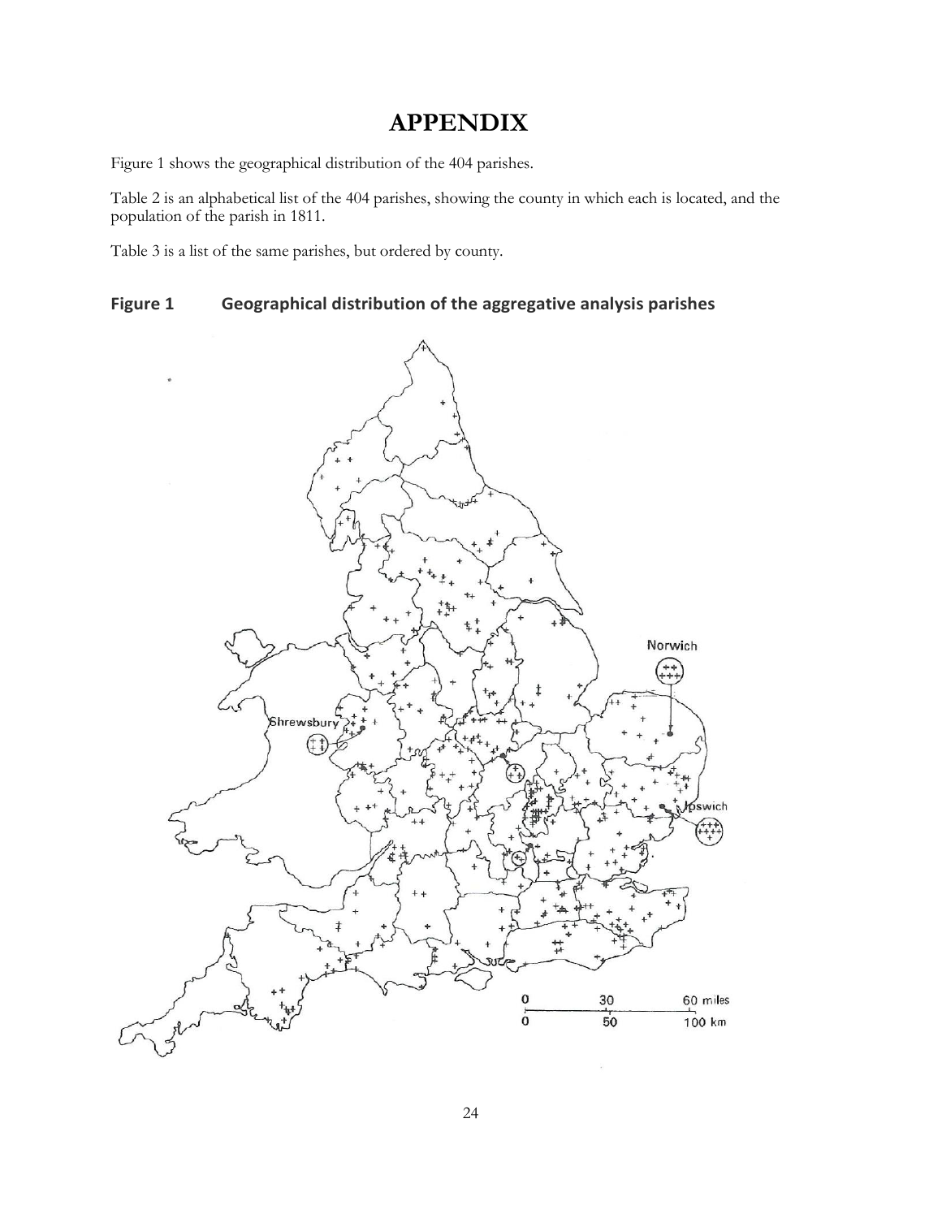# APPENDIX

Figure 1 shows the geographical distribution of the 404 parishes.

Table 2 is an alphabetical list of the 404 parishes, showing the county in which each is located, and the population of the parish in 1811.

Table 3 is a list of the same parishes, but ordered by county.

**Figure 1 Geographical distribution of the aggregative analysis parishes**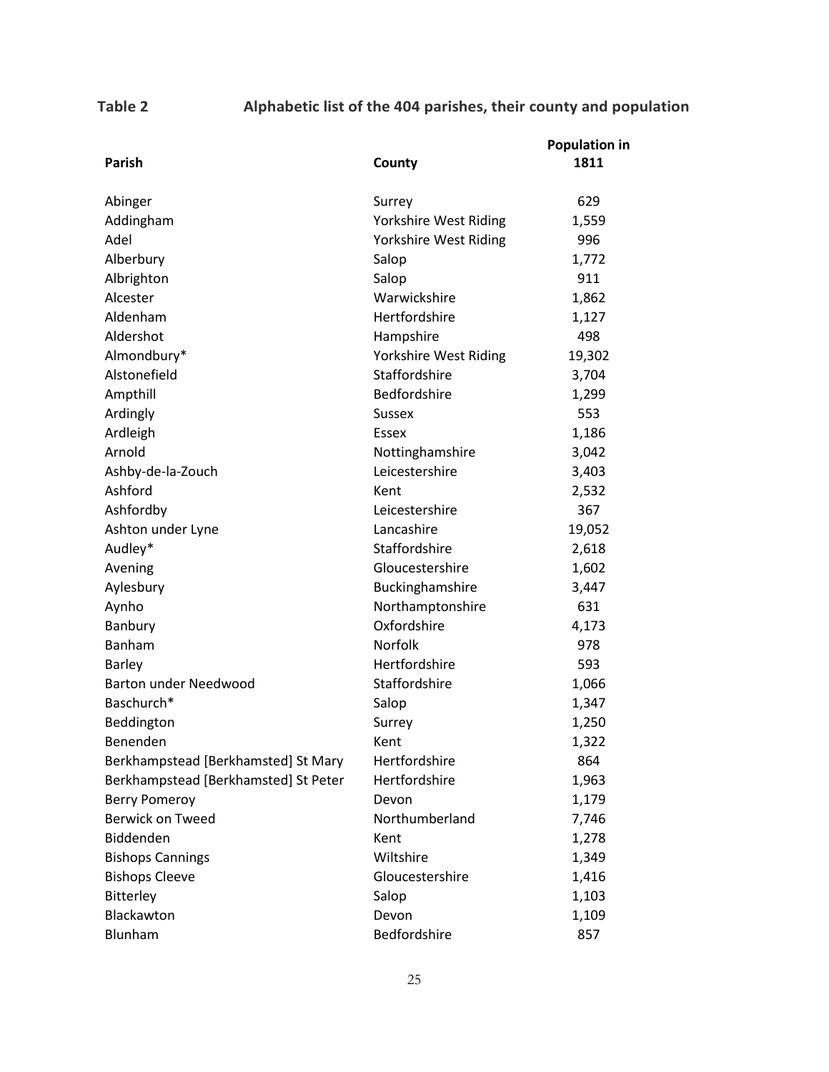**Table 2** **Alphabetic list of the 404 parishes, their county and population**

| Parish | County | Population in 1811 |
|---|---|---|
| Abinger | Surrey | 629 |
| Addingham | Yorkshire West Riding | 1,559 |
| Adel | Yorkshire West Riding | 996 |
| Alberbury | Salop | 1,772 |
| Albrighton | Salop | 911 |
| Alcester | Warwickshire | 1,862 |
| Aldenham | Hertfordshire | 1,127 |
| Aldershot | Hampshire | 498 |
| Almondbury* | Yorkshire West Riding | 19,302 |
| Alstonefield | Staffordshire | 3,704 |
| Ampthill | Bedfordshire | 1,299 |
| Ardingly | Sussex | 553 |
| Ardleigh | Essex | 1,186 |
| Arnold | Nottinghamshire | 3,042 |
| Ashby-de-la-Zouch | Leicestershire | 3,403 |
| Ashford | Kent | 2,532 |
| Ashfordby | Leicestershire | 367 |
| Ashton under Lyne | Lancashire | 19,052 |
| Audley* | Staffordshire | 2,618 |
| Avening | Gloucestershire | 1,602 |
| Aylesbury | Buckinghamshire | 3,447 |
| Aynho | Northamptonshire | 631 |
| Banbury | Oxfordshire | 4,173 |
| Banham | Norfolk | 978 |
| Barley | Hertfordshire | 593 |
| Barton under Needwood | Staffordshire | 1,066 |
| Baschurch* | Salop | 1,347 |
| Beddington | Surrey | 1,250 |
| Benenden | Kent | 1,322 |
| Berkhampstead [Berkhamsted] St Mary | Hertfordshire | 864 |
| Berkhampstead [Berkhamsted] St Peter | Hertfordshire | 1,963 |
| Berry Pomeroy | Devon | 1,179 |
| Berwick on Tweed | Northumberland | 7,746 |
| Biddenden | Kent | 1,278 |
| Bishops Cannings | Wiltshire | 1,349 |
| Bishops Cleeve | Gloucestershire | 1,416 |
| Bitterley | Salop | 1,103 |
| Blackawton | Devon | 1,109 |
| Blunham | Bedfordshire | 857 |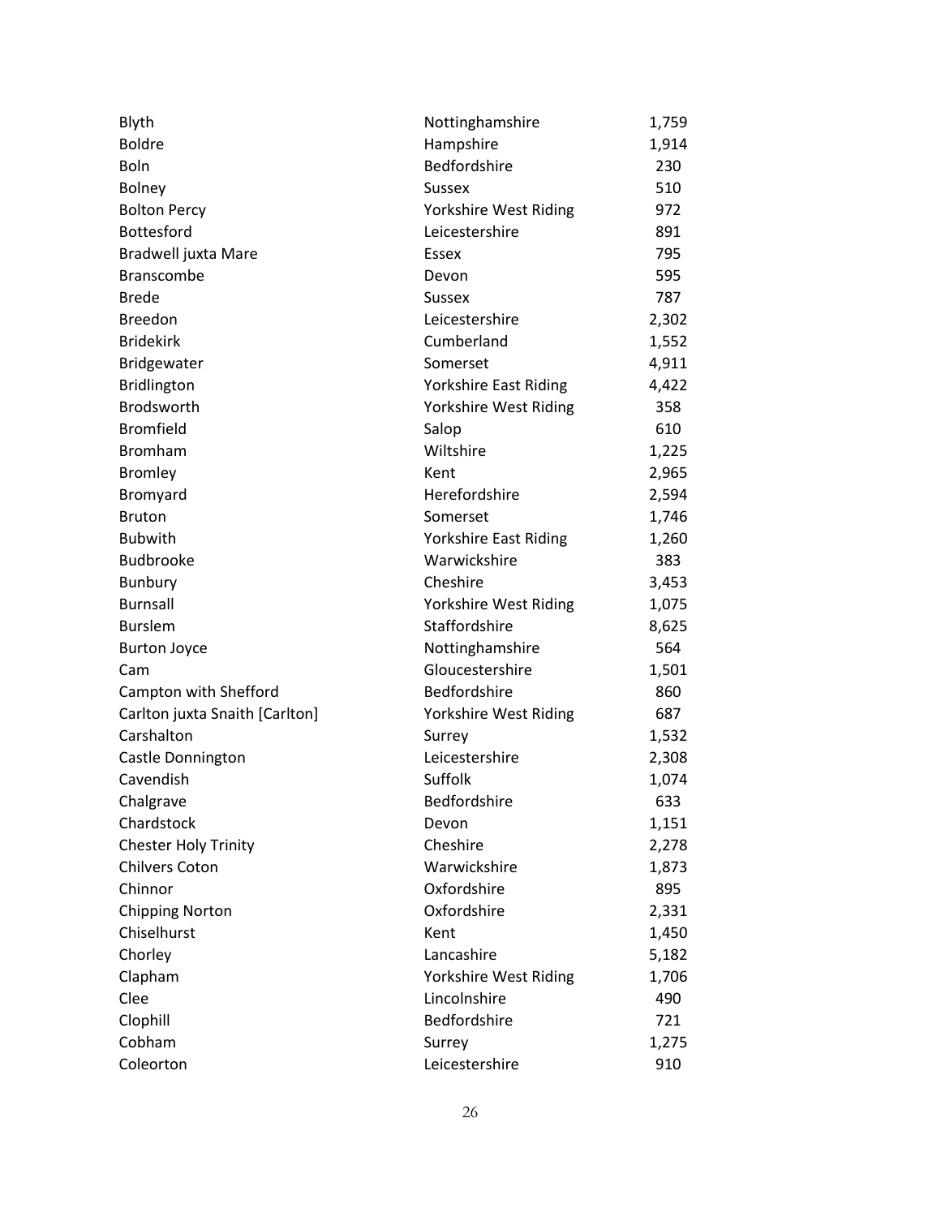| | | |
|---|---|---|
| Blyth | Nottinghamshire | 1,759 |
| Boldre | Hampshire | 1,914 |
| Boln | Bedfordshire | 230 |
| Bolney | Sussex | 510 |
| Bolton Percy | Yorkshire West Riding | 972 |
| Bottesford | Leicestershire | 891 |
| Bradwell juxta Mare | Essex | 795 |
| Branscombe | Devon | 595 |
| Brede | Sussex | 787 |
| Breedon | Leicestershire | 2,302 |
| Bridekirk | Cumberland | 1,552 |
| Bridgewater | Somerset | 4,911 |
| Bridlington | Yorkshire East Riding | 4,422 |
| Brodsworth | Yorkshire West Riding | 358 |
| Bromfield | Salop | 610 |
| Bromham | Wiltshire | 1,225 |
| Bromley | Kent | 2,965 |
| Bromyard | Herefordshire | 2,594 |
| Bruton | Somerset | 1,746 |
| Bubwith | Yorkshire East Riding | 1,260 |
| Budbrooke | Warwickshire | 383 |
| Bunbury | Cheshire | 3,453 |
| Burnsall | Yorkshire West Riding | 1,075 |
| Burslem | Staffordshire | 8,625 |
| Burton Joyce | Nottinghamshire | 564 |
| Cam | Gloucestershire | 1,501 |
| Campton with Shefford | Bedfordshire | 860 |
| Carlton juxta Snaith [Carlton] | Yorkshire West Riding | 687 |
| Carshalton | Surrey | 1,532 |
| Castle Donnington | Leicestershire | 2,308 |
| Cavendish | Suffolk | 1,074 |
| Chalgrave | Bedfordshire | 633 |
| Chardstock | Devon | 1,151 |
| Chester Holy Trinity | Cheshire | 2,278 |
| Chilvers Coton | Warwickshire | 1,873 |
| Chinnor | Oxfordshire | 895 |
| Chipping Norton | Oxfordshire | 2,331 |
| Chiselhurst | Kent | 1,450 |
| Chorley | Lancashire | 5,182 |
| Clapham | Yorkshire West Riding | 1,706 |
| Clee | Lincolnshire | 490 |
| Clophill | Bedfordshire | 721 |
| Cobham | Surrey | 1,275 |
| Coleorton | Leicestershire | 910 |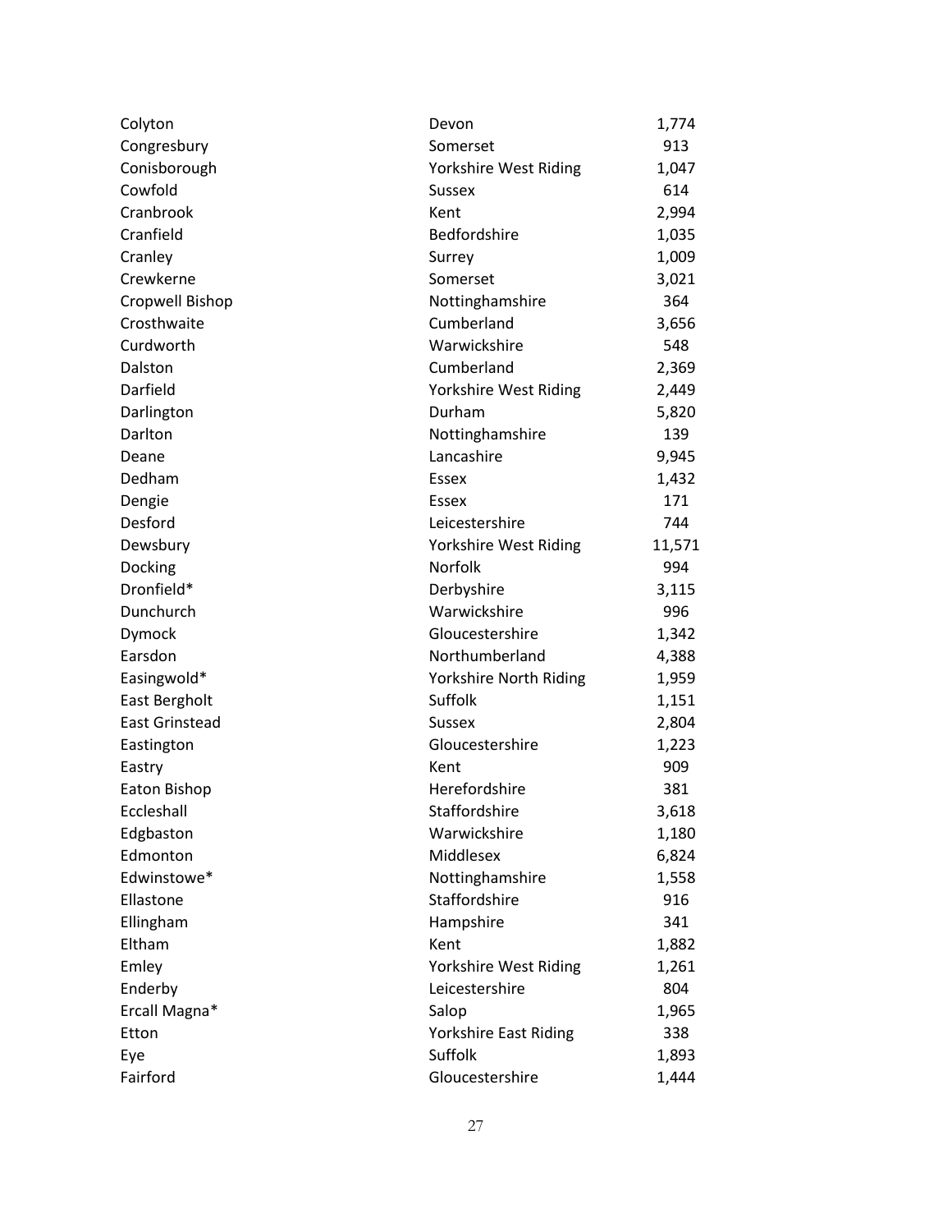| | | |
|---|---|---|
| Colyton | Devon | 1,774 |
| Congresbury | Somerset | 913 |
| Conisborough | Yorkshire West Riding | 1,047 |
| Cowfold | Sussex | 614 |
| Cranbrook | Kent | 2,994 |
| Cranfield | Bedfordshire | 1,035 |
| Cranley | Surrey | 1,009 |
| Crewkerne | Somerset | 3,021 |
| Cropwell Bishop | Nottinghamshire | 364 |
| Crosthwaite | Cumberland | 3,656 |
| Curdworth | Warwickshire | 548 |
| Dalston | Cumberland | 2,369 |
| Darfield | Yorkshire West Riding | 2,449 |
| Darlington | Durham | 5,820 |
| Darlton | Nottinghamshire | 139 |
| Deane | Lancashire | 9,945 |
| Dedham | Essex | 1,432 |
| Dengie | Essex | 171 |
| Desford | Leicestershire | 744 |
| Dewsbury | Yorkshire West Riding | 11,571 |
| Docking | Norfolk | 994 |
| Dronfield* | Derbyshire | 3,115 |
| Dunchurch | Warwickshire | 996 |
| Dymock | Gloucestershire | 1,342 |
| Earsdon | Northumberland | 4,388 |
| Easingwold* | Yorkshire North Riding | 1,959 |
| East Bergholt | Suffolk | 1,151 |
| East Grinstead | Sussex | 2,804 |
| Eastington | Gloucestershire | 1,223 |
| Eastry | Kent | 909 |
| Eaton Bishop | Herefordshire | 381 |
| Eccleshall | Staffordshire | 3,618 |
| Edgbaston | Warwickshire | 1,180 |
| Edmonton | Middlesex | 6,824 |
| Edwinstowe* | Nottinghamshire | 1,558 |
| Ellastone | Staffordshire | 916 |
| Ellingham | Hampshire | 341 |
| Eltham | Kent | 1,882 |
| Emley | Yorkshire West Riding | 1,261 |
| Enderby | Leicestershire | 804 |
| Ercall Magna* | Salop | 1,965 |
| Etton | Yorkshire East Riding | 338 |
| Eye | Suffolk | 1,893 |
| Fairford | Gloucestershire | 1,444 |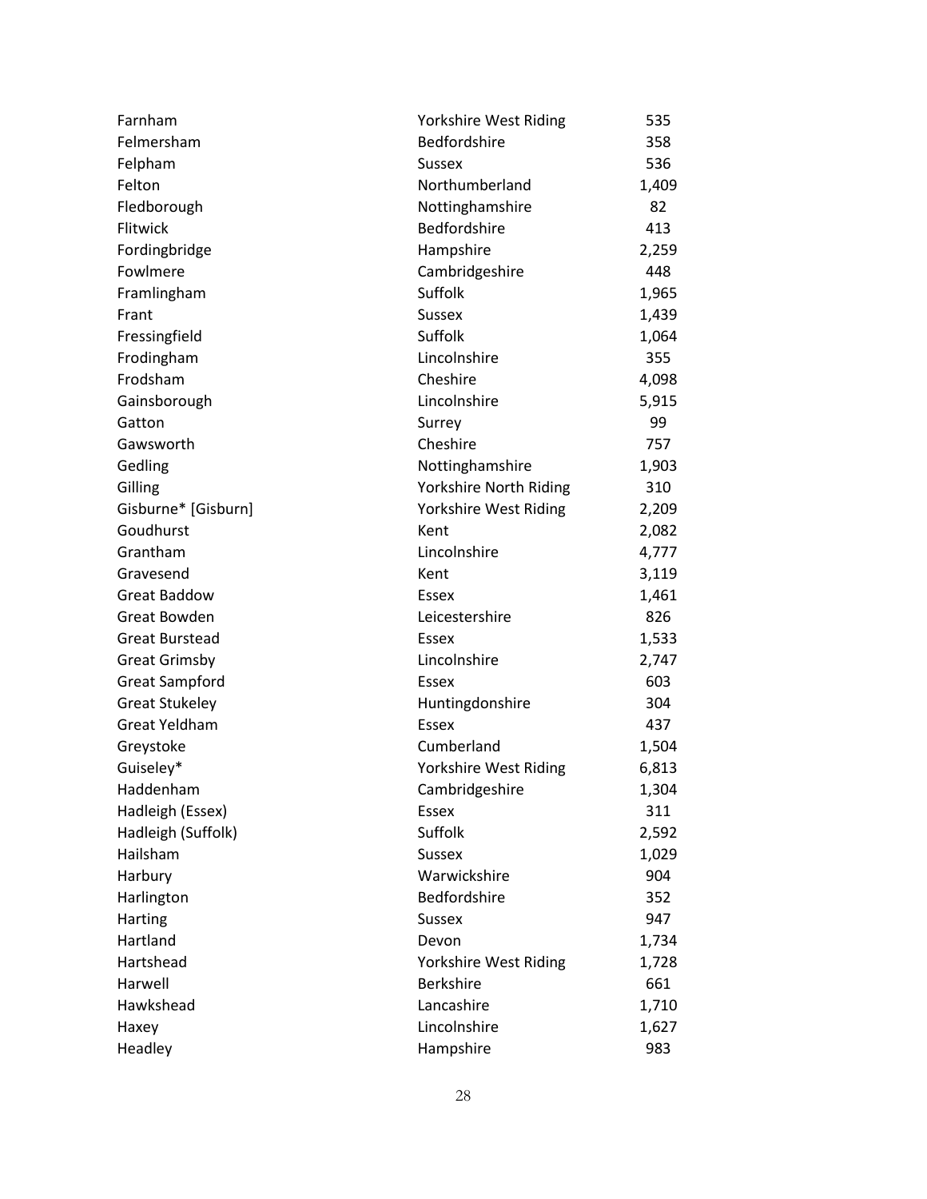| | | |
|---|---|---|
| Farnham | Yorkshire West Riding | 535 |
| Felmersham | Bedfordshire | 358 |
| Felpham | Sussex | 536 |
| Felton | Northumberland | 1,409 |
| Fledborough | Nottinghamshire | 82 |
| Flitwick | Bedfordshire | 413 |
| Fordingbridge | Hampshire | 2,259 |
| Fowlmere | Cambridgeshire | 448 |
| Framlingham | Suffolk | 1,965 |
| Frant | Sussex | 1,439 |
| Fressingfield | Suffolk | 1,064 |
| Frodingham | Lincolnshire | 355 |
| Frodsham | Cheshire | 4,098 |
| Gainsborough | Lincolnshire | 5,915 |
| Gatton | Surrey | 99 |
| Gawsworth | Cheshire | 757 |
| Gedling | Nottinghamshire | 1,903 |
| Gilling | Yorkshire North Riding | 310 |
| Gisburne* [Gisburn] | Yorkshire West Riding | 2,209 |
| Goudhurst | Kent | 2,082 |
| Grantham | Lincolnshire | 4,777 |
| Gravesend | Kent | 3,119 |
| Great Baddow | Essex | 1,461 |
| Great Bowden | Leicestershire | 826 |
| Great Burstead | Essex | 1,533 |
| Great Grimsby | Lincolnshire | 2,747 |
| Great Sampford | Essex | 603 |
| Great Stukeley | Huntingdonshire | 304 |
| Great Yeldham | Essex | 437 |
| Greystoke | Cumberland | 1,504 |
| Guiseley* | Yorkshire West Riding | 6,813 |
| Haddenham | Cambridgeshire | 1,304 |
| Hadleigh (Essex) | Essex | 311 |
| Hadleigh (Suffolk) | Suffolk | 2,592 |
| Hailsham | Sussex | 1,029 |
| Harbury | Warwickshire | 904 |
| Harlington | Bedfordshire | 352 |
| Harting | Sussex | 947 |
| Hartland | Devon | 1,734 |
| Hartshead | Yorkshire West Riding | 1,728 |
| Harwell | Berkshire | 661 |
| Hawkshead | Lancashire | 1,710 |
| Haxey | Lincolnshire | 1,627 |
| Headley | Hampshire | 983 |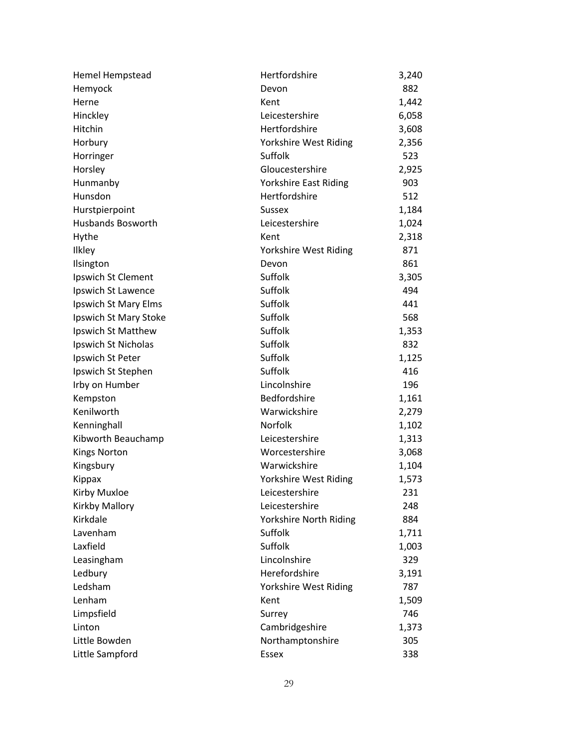| | | |
|---|---|---|
| Hemel Hempstead | Hertfordshire | 3,240 |
| Hemyock | Devon | 882 |
| Herne | Kent | 1,442 |
| Hinckley | Leicestershire | 6,058 |
| Hitchin | Hertfordshire | 3,608 |
| Horbury | Yorkshire West Riding | 2,356 |
| Horringer | Suffolk | 523 |
| Horsley | Gloucestershire | 2,925 |
| Hunmanby | Yorkshire East Riding | 903 |
| Hunsdon | Hertfordshire | 512 |
| Hurstpierpoint | Sussex | 1,184 |
| Husbands Bosworth | Leicestershire | 1,024 |
| Hythe | Kent | 2,318 |
| Ilkley | Yorkshire West Riding | 871 |
| Ilsington | Devon | 861 |
| Ipswich St Clement | Suffolk | 3,305 |
| Ipswich St Lawence | Suffolk | 494 |
| Ipswich St Mary Elms | Suffolk | 441 |
| Ipswich St Mary Stoke | Suffolk | 568 |
| Ipswich St Matthew | Suffolk | 1,353 |
| Ipswich St Nicholas | Suffolk | 832 |
| Ipswich St Peter | Suffolk | 1,125 |
| Ipswich St Stephen | Suffolk | 416 |
| Irby on Humber | Lincolnshire | 196 |
| Kempston | Bedfordshire | 1,161 |
| Kenilworth | Warwickshire | 2,279 |
| Kenninghall | Norfolk | 1,102 |
| Kibworth Beauchamp | Leicestershire | 1,313 |
| Kings Norton | Worcestershire | 3,068 |
| Kingsbury | Warwickshire | 1,104 |
| Kippax | Yorkshire West Riding | 1,573 |
| Kirby Muxloe | Leicestershire | 231 |
| Kirkby Mallory | Leicestershire | 248 |
| Kirkdale | Yorkshire North Riding | 884 |
| Lavenham | Suffolk | 1,711 |
| Laxfield | Suffolk | 1,003 |
| Leasingham | Lincolnshire | 329 |
| Ledbury | Herefordshire | 3,191 |
| Ledsham | Yorkshire West Riding | 787 |
| Lenham | Kent | 1,509 |
| Limpsfield | Surrey | 746 |
| Linton | Cambridgeshire | 1,373 |
| Little Bowden | Northamptonshire | 305 |
| Little Sampford | Essex | 338 |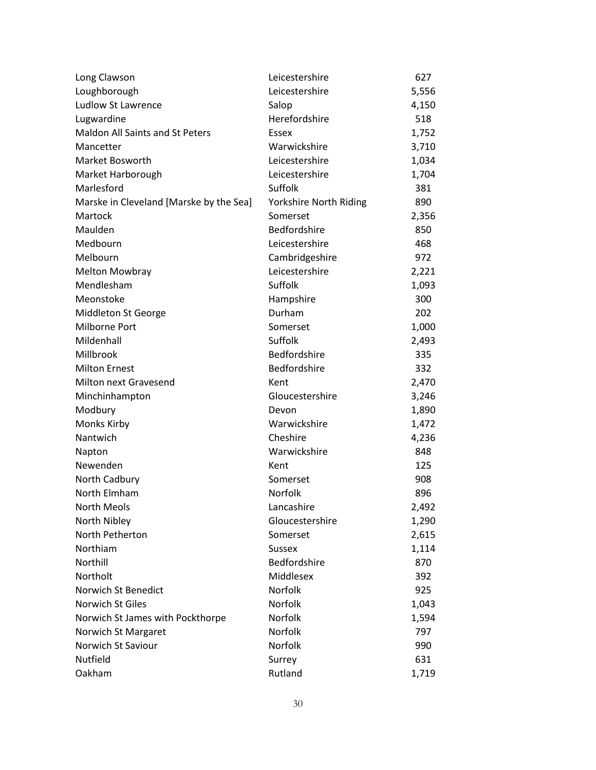| | | |
|---|---|---|
| Long Clawson | Leicestershire | 627 |
| Loughborough | Leicestershire | 5,556 |
| Ludlow St Lawrence | Salop | 4,150 |
| Lugwardine | Herefordshire | 518 |
| Maldon All Saints and St Peters | Essex | 1,752 |
| Mancetter | Warwickshire | 3,710 |
| Market Bosworth | Leicestershire | 1,034 |
| Market Harborough | Leicestershire | 1,704 |
| Marlesford | Suffolk | 381 |
| Marske in Cleveland [Marske by the Sea] | Yorkshire North Riding | 890 |
| Martock | Somerset | 2,356 |
| Maulden | Bedfordshire | 850 |
| Medbourn | Leicestershire | 468 |
| Melbourn | Cambridgeshire | 972 |
| Melton Mowbray | Leicestershire | 2,221 |
| Mendlesham | Suffolk | 1,093 |
| Meonstoke | Hampshire | 300 |
| Middleton St George | Durham | 202 |
| Milborne Port | Somerset | 1,000 |
| Mildenhall | Suffolk | 2,493 |
| Millbrook | Bedfordshire | 335 |
| Milton Ernest | Bedfordshire | 332 |
| Milton next Gravesend | Kent | 2,470 |
| Minchinhampton | Gloucestershire | 3,246 |
| Modbury | Devon | 1,890 |
| Monks Kirby | Warwickshire | 1,472 |
| Nantwich | Cheshire | 4,236 |
| Napton | Warwickshire | 848 |
| Newenden | Kent | 125 |
| North Cadbury | Somerset | 908 |
| North Elmham | Norfolk | 896 |
| North Meols | Lancashire | 2,492 |
| North Nibley | Gloucestershire | 1,290 |
| North Petherton | Somerset | 2,615 |
| Northiam | Sussex | 1,114 |
| Northill | Bedfordshire | 870 |
| Northolt | Middlesex | 392 |
| Norwich St Benedict | Norfolk | 925 |
| Norwich St Giles | Norfolk | 1,043 |
| Norwich St James with Pockthorpe | Norfolk | 1,594 |
| Norwich St Margaret | Norfolk | 797 |
| Norwich St Saviour | Norfolk | 990 |
| Nutfield | Surrey | 631 |
| Oakham | Rutland | 1,719 |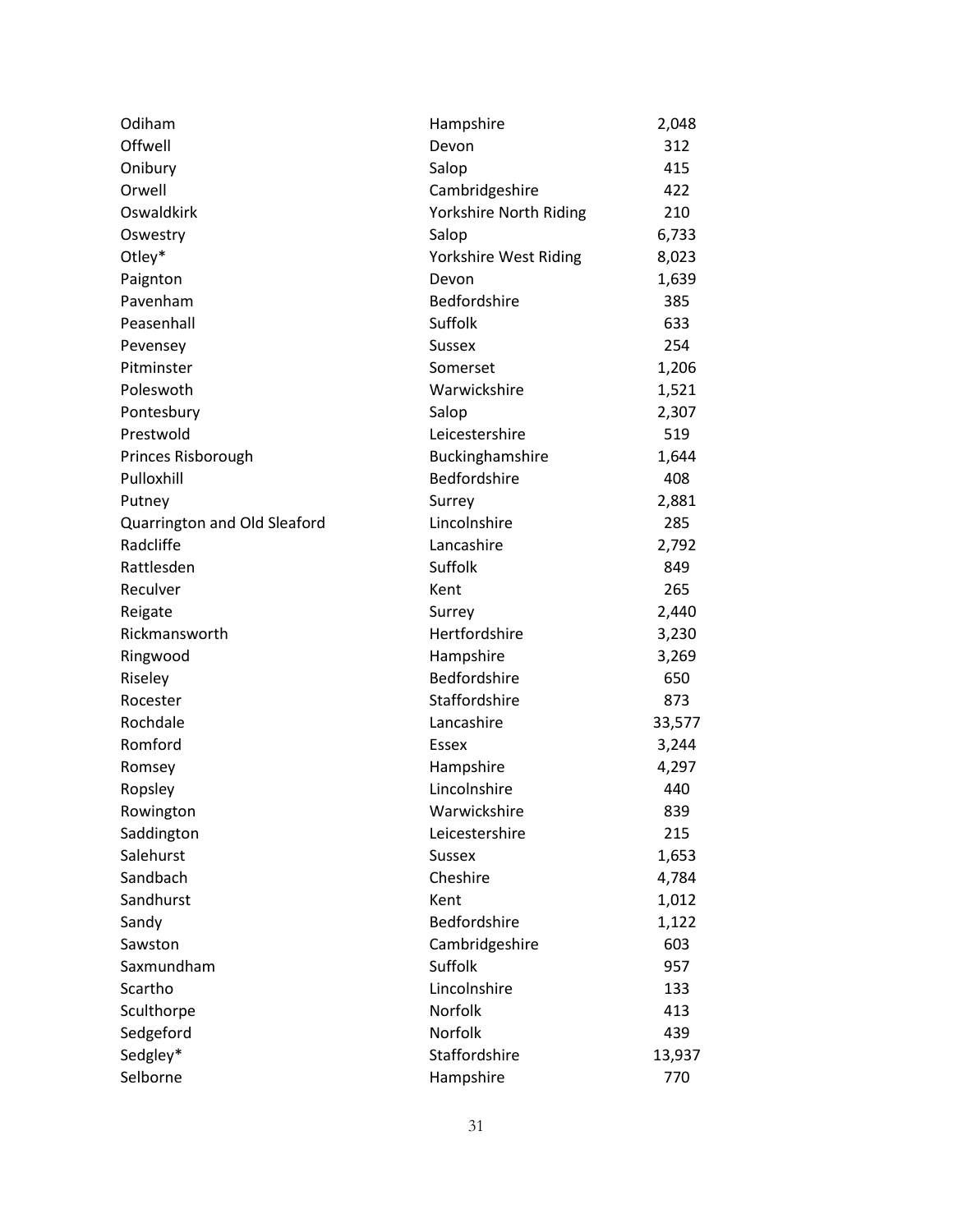| | | |
|---|---|---|
| Odiham | Hampshire | 2,048 |
| Offwell | Devon | 312 |
| Onibury | Salop | 415 |
| Orwell | Cambridgeshire | 422 |
| Oswaldkirk | Yorkshire North Riding | 210 |
| Oswestry | Salop | 6,733 |
| Otley* | Yorkshire West Riding | 8,023 |
| Paignton | Devon | 1,639 |
| Pavenham | Bedfordshire | 385 |
| Peasenhall | Suffolk | 633 |
| Pevensey | Sussex | 254 |
| Pitminster | Somerset | 1,206 |
| Poleswoth | Warwickshire | 1,521 |
| Pontesbury | Salop | 2,307 |
| Prestwold | Leicestershire | 519 |
| Princes Risborough | Buckinghamshire | 1,644 |
| Pulloxhill | Bedfordshire | 408 |
| Putney | Surrey | 2,881 |
| Quarrington and Old Sleaford | Lincolnshire | 285 |
| Radcliffe | Lancashire | 2,792 |
| Rattlesden | Suffolk | 849 |
| Reculver | Kent | 265 |
| Reigate | Surrey | 2,440 |
| Rickmansworth | Hertfordshire | 3,230 |
| Ringwood | Hampshire | 3,269 |
| Riseley | Bedfordshire | 650 |
| Rocester | Staffordshire | 873 |
| Rochdale | Lancashire | 33,577 |
| Romford | Essex | 3,244 |
| Romsey | Hampshire | 4,297 |
| Ropsley | Lincolnshire | 440 |
| Rowington | Warwickshire | 839 |
| Saddington | Leicestershire | 215 |
| Salehurst | Sussex | 1,653 |
| Sandbach | Cheshire | 4,784 |
| Sandhurst | Kent | 1,012 |
| Sandy | Bedfordshire | 1,122 |
| Sawston | Cambridgeshire | 603 |
| Saxmundham | Suffolk | 957 |
| Scartho | Lincolnshire | 133 |
| Sculthorpe | Norfolk | 413 |
| Sedgeford | Norfolk | 439 |
| Sedgley* | Staffordshire | 13,937 |
| Selborne | Hampshire | 770 |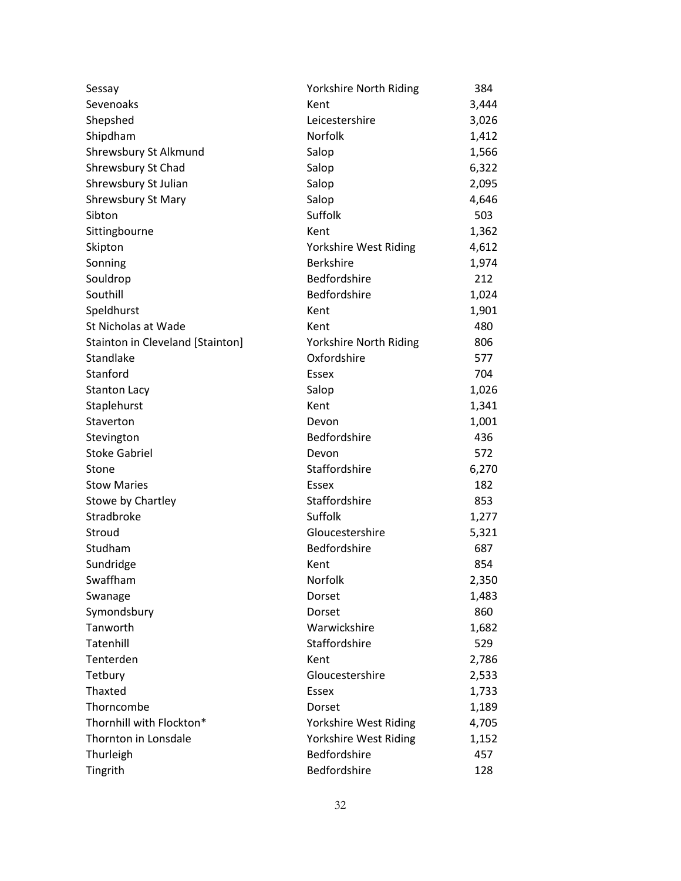| | | |
|---|---|---|
| Sessay | Yorkshire North Riding | 384 |
| Sevenoaks | Kent | 3,444 |
| Shepshed | Leicestershire | 3,026 |
| Shipdham | Norfolk | 1,412 |
| Shrewsbury St Alkmund | Salop | 1,566 |
| Shrewsbury St Chad | Salop | 6,322 |
| Shrewsbury St Julian | Salop | 2,095 |
| Shrewsbury St Mary | Salop | 4,646 |
| Sibton | Suffolk | 503 |
| Sittingbourne | Kent | 1,362 |
| Skipton | Yorkshire West Riding | 4,612 |
| Sonning | Berkshire | 1,974 |
| Souldrop | Bedfordshire | 212 |
| Southill | Bedfordshire | 1,024 |
| Speldhurst | Kent | 1,901 |
| St Nicholas at Wade | Kent | 480 |
| Stainton in Cleveland [Stainton] | Yorkshire North Riding | 806 |
| Standlake | Oxfordshire | 577 |
| Stanford | Essex | 704 |
| Stanton Lacy | Salop | 1,026 |
| Staplehurst | Kent | 1,341 |
| Staverton | Devon | 1,001 |
| Stevington | Bedfordshire | 436 |
| Stoke Gabriel | Devon | 572 |
| Stone | Staffordshire | 6,270 |
| Stow Maries | Essex | 182 |
| Stowe by Chartley | Staffordshire | 853 |
| Stradbroke | Suffolk | 1,277 |
| Stroud | Gloucestershire | 5,321 |
| Studham | Bedfordshire | 687 |
| Sundridge | Kent | 854 |
| Swaffham | Norfolk | 2,350 |
| Swanage | Dorset | 1,483 |
| Symondsbury | Dorset | 860 |
| Tanworth | Warwickshire | 1,682 |
| Tatenhill | Staffordshire | 529 |
| Tenterden | Kent | 2,786 |
| Tetbury | Gloucestershire | 2,533 |
| Thaxted | Essex | 1,733 |
| Thorncombe | Dorset | 1,189 |
| Thornhill with Flockton* | Yorkshire West Riding | 4,705 |
| Thornton in Lonsdale | Yorkshire West Riding | 1,152 |
| Thurleigh | Bedfordshire | 457 |
| Tingrith | Bedfordshire | 128 |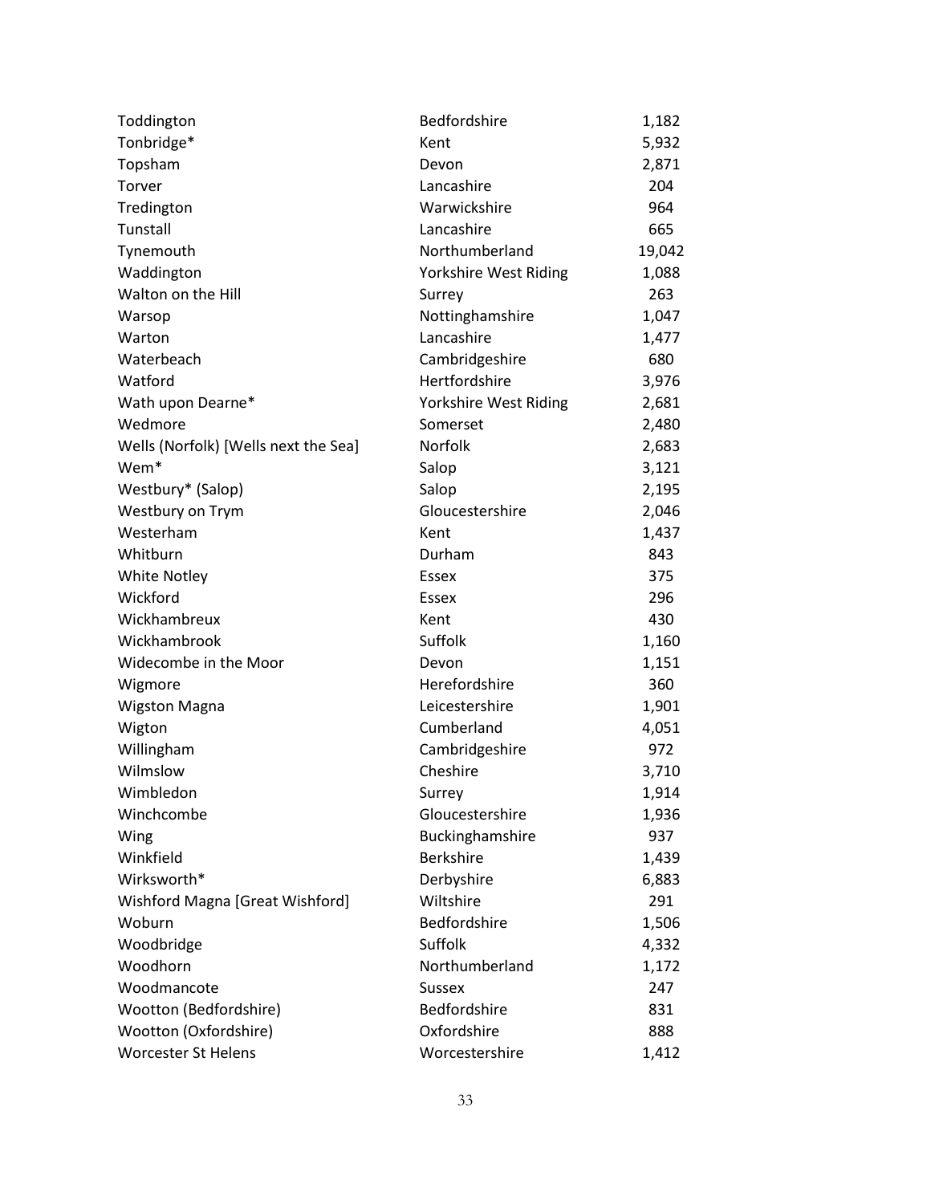| | | |
|---|---|---|
| Toddington | Bedfordshire | 1,182 |
| Tonbridge* | Kent | 5,932 |
| Topsham | Devon | 2,871 |
| Torver | Lancashire | 204 |
| Tredington | Warwickshire | 964 |
| Tunstall | Lancashire | 665 |
| Tynemouth | Northumberland | 19,042 |
| Waddington | Yorkshire West Riding | 1,088 |
| Walton on the Hill | Surrey | 263 |
| Warsop | Nottinghamshire | 1,047 |
| Warton | Lancashire | 1,477 |
| Waterbeach | Cambridgeshire | 680 |
| Watford | Hertfordshire | 3,976 |
| Wath upon Dearne* | Yorkshire West Riding | 2,681 |
| Wedmore | Somerset | 2,480 |
| Wells (Norfolk) [Wells next the Sea] | Norfolk | 2,683 |
| Wem* | Salop | 3,121 |
| Westbury* (Salop) | Salop | 2,195 |
| Westbury on Trym | Gloucestershire | 2,046 |
| Westerham | Kent | 1,437 |
| Whitburn | Durham | 843 |
| White Notley | Essex | 375 |
| Wickford | Essex | 296 |
| Wickhambreux | Kent | 430 |
| Wickhambrook | Suffolk | 1,160 |
| Widecombe in the Moor | Devon | 1,151 |
| Wigmore | Herefordshire | 360 |
| Wigston Magna | Leicestershire | 1,901 |
| Wigton | Cumberland | 4,051 |
| Willingham | Cambridgeshire | 972 |
| Wilmslow | Cheshire | 3,710 |
| Wimbledon | Surrey | 1,914 |
| Winchcombe | Gloucestershire | 1,936 |
| Wing | Buckinghamshire | 937 |
| Winkfield | Berkshire | 1,439 |
| Wirksworth* | Derbyshire | 6,883 |
| Wishford Magna [Great Wishford] | Wiltshire | 291 |
| Woburn | Bedfordshire | 1,506 |
| Woodbridge | Suffolk | 4,332 |
| Woodhorn | Northumberland | 1,172 |
| Woodmancote | Sussex | 247 |
| Wootton (Bedfordshire) | Bedfordshire | 831 |
| Wootton (Oxfordshire) | Oxfordshire | 888 |
| Worcester St Helens | Worcestershire | 1,412 |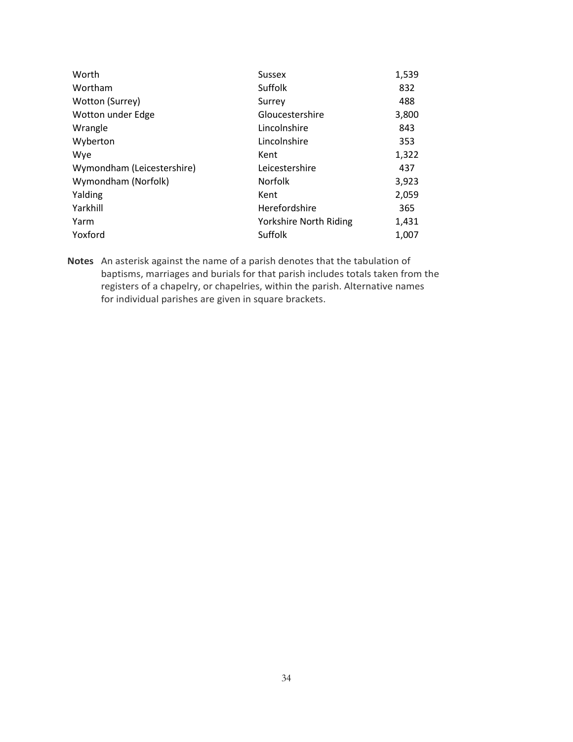| | | |
|---|---|---|
| Worth | Sussex | 1,539 |
| Wortham | Suffolk | 832 |
| Wotton (Surrey) | Surrey | 488 |
| Wotton under Edge | Gloucestershire | 3,800 |
| Wrangle | Lincolnshire | 843 |
| Wyberton | Lincolnshire | 353 |
| Wye | Kent | 1,322 |
| Wymondham (Leicestershire) | Leicestershire | 437 |
| Wymondham (Norfolk) | Norfolk | 3,923 |
| Yalding | Kent | 2,059 |
| Yarkhill | Herefordshire | 365 |
| Yarm | Yorkshire North Riding | 1,431 |
| Yoxford | Suffolk | 1,007 |

**Notes** An asterisk against the name of a parish denotes that the tabulation of baptisms, marriages and burials for that parish includes totals taken from the registers of a chapelry, or chapelries, within the parish. Alternative names for individual parishes are given in square brackets.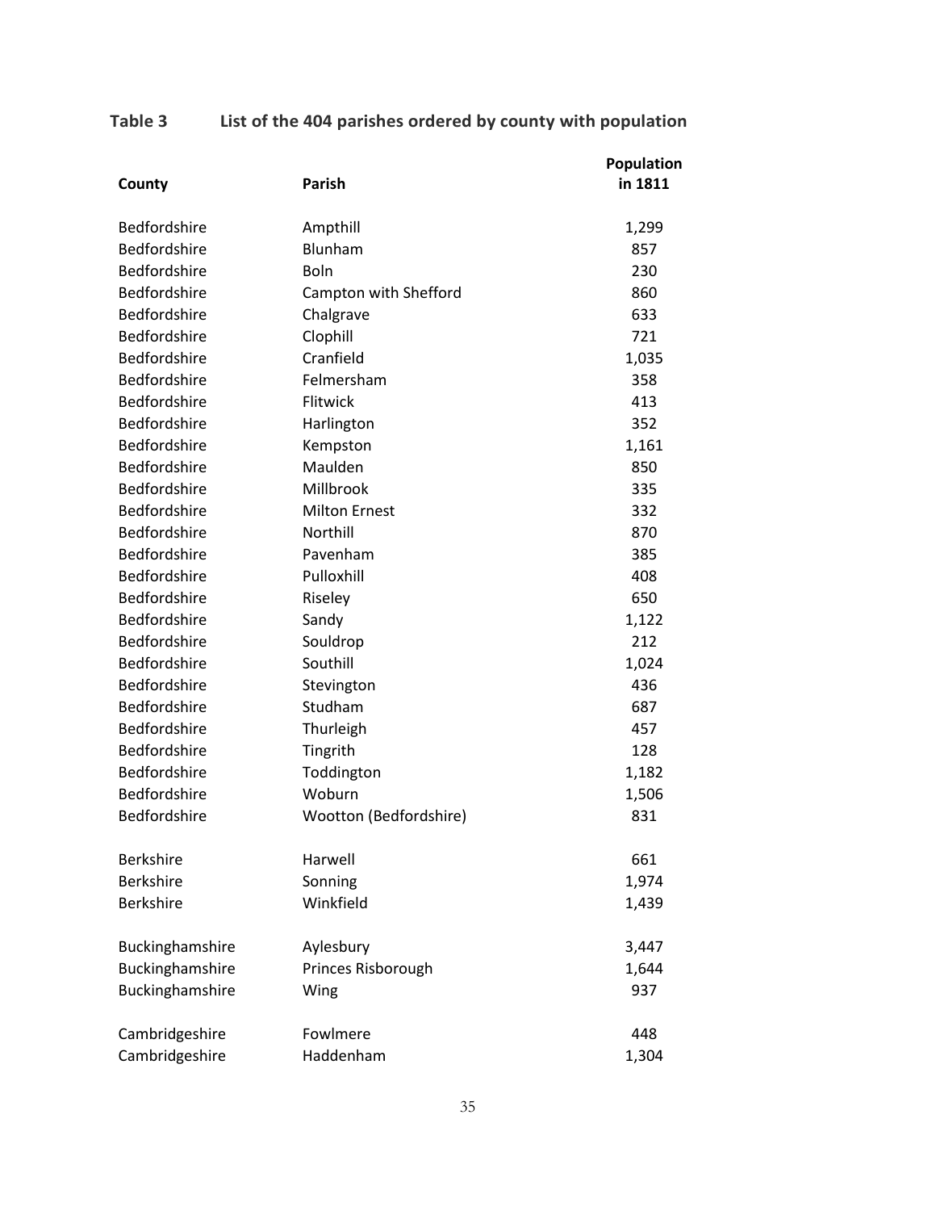**Table 3 List of the 404 parishes ordered by county with population**

| County | Parish | Population in 1811 |
|---|---|---|
| Bedfordshire | Ampthill | 1,299 |
| Bedfordshire | Blunham | 857 |
| Bedfordshire | Boln | 230 |
| Bedfordshire | Campton with Shefford | 860 |
| Bedfordshire | Chalgrave | 633 |
| Bedfordshire | Clophill | 721 |
| Bedfordshire | Cranfield | 1,035 |
| Bedfordshire | Felmersham | 358 |
| Bedfordshire | Flitwick | 413 |
| Bedfordshire | Harlington | 352 |
| Bedfordshire | Kempston | 1,161 |
| Bedfordshire | Maulden | 850 |
| Bedfordshire | Millbrook | 335 |
| Bedfordshire | Milton Ernest | 332 |
| Bedfordshire | Northill | 870 |
| Bedfordshire | Pavenham | 385 |
| Bedfordshire | Pulloxhill | 408 |
| Bedfordshire | Riseley | 650 |
| Bedfordshire | Sandy | 1,122 |
| Bedfordshire | Souldrop | 212 |
| Bedfordshire | Southill | 1,024 |
| Bedfordshire | Stevington | 436 |
| Bedfordshire | Studham | 687 |
| Bedfordshire | Thurleigh | 457 |
| Bedfordshire | Tingrith | 128 |
| Bedfordshire | Toddington | 1,182 |
| Bedfordshire | Woburn | 1,506 |
| Bedfordshire | Wootton (Bedfordshire) | 831 |
| Berkshire | Harwell | 661 |
| Berkshire | Sonning | 1,974 |
| Berkshire | Winkfield | 1,439 |
| Buckinghamshire | Aylesbury | 3,447 |
| Buckinghamshire | Princes Risborough | 1,644 |
| Buckinghamshire | Wing | 937 |
| Cambridgeshire | Fowlmere | 448 |
| Cambridgeshire | Haddenham | 1,304 |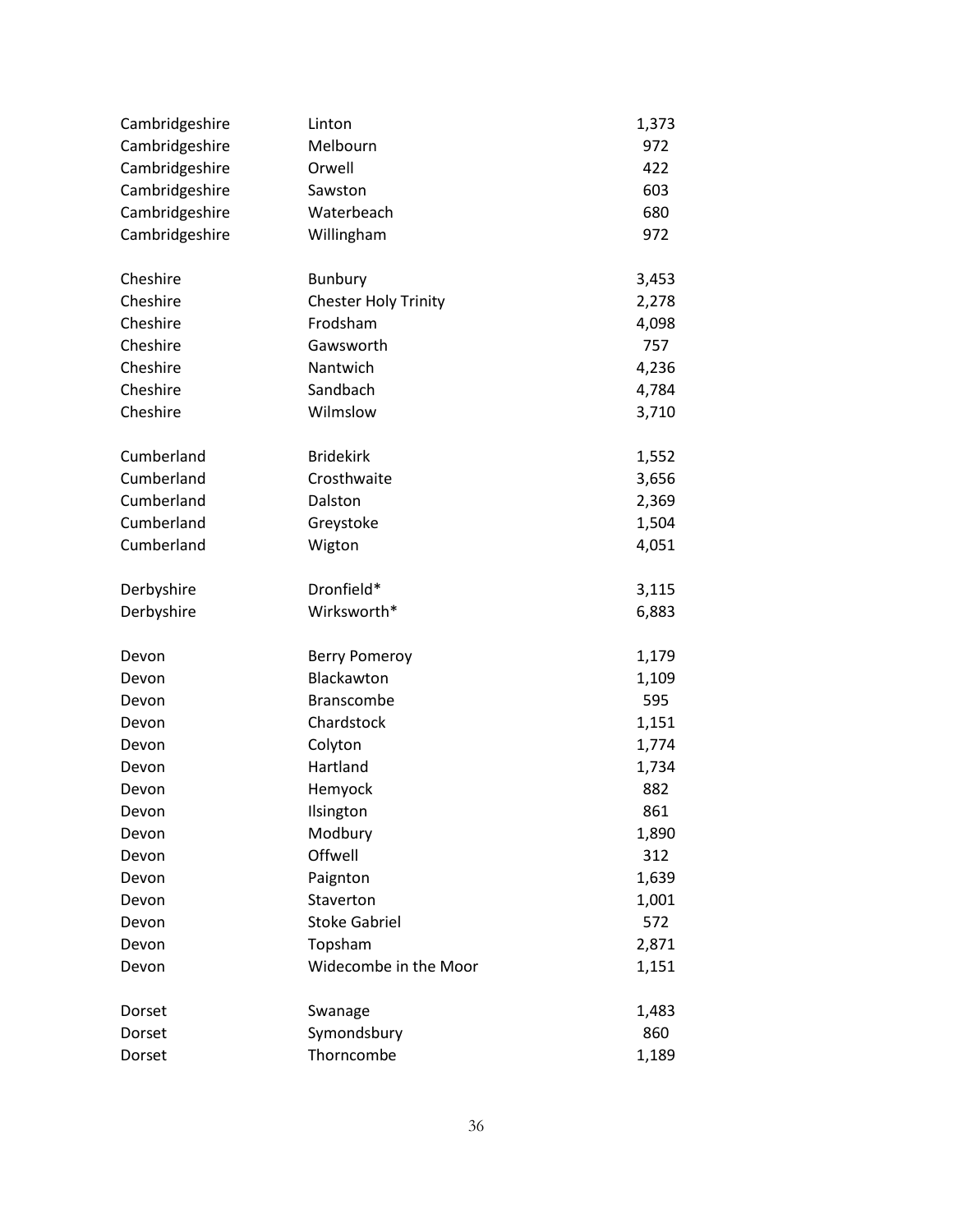| | | |
|---|---|---|
| Cambridgeshire | Linton | 1,373 |
| Cambridgeshire | Melbourn | 972 |
| Cambridgeshire | Orwell | 422 |
| Cambridgeshire | Sawston | 603 |
| Cambridgeshire | Waterbeach | 680 |
| Cambridgeshire | Willingham | 972 |
| | | |
| Cheshire | Bunbury | 3,453 |
| Cheshire | Chester Holy Trinity | 2,278 |
| Cheshire | Frodsham | 4,098 |
| Cheshire | Gawsworth | 757 |
| Cheshire | Nantwich | 4,236 |
| Cheshire | Sandbach | 4,784 |
| Cheshire | Wilmslow | 3,710 |
| | | |
| Cumberland | Bridekirk | 1,552 |
| Cumberland | Crosthwaite | 3,656 |
| Cumberland | Dalston | 2,369 |
| Cumberland | Greystoke | 1,504 |
| Cumberland | Wigton | 4,051 |
| | | |
| Derbyshire | Dronfield* | 3,115 |
| Derbyshire | Wirksworth* | 6,883 |
| | | |
| Devon | Berry Pomeroy | 1,179 |
| Devon | Blackawton | 1,109 |
| Devon | Branscombe | 595 |
| Devon | Chardstock | 1,151 |
| Devon | Colyton | 1,774 |
| Devon | Hartland | 1,734 |
| Devon | Hemyock | 882 |
| Devon | Ilsington | 861 |
| Devon | Modbury | 1,890 |
| Devon | Offwell | 312 |
| Devon | Paignton | 1,639 |
| Devon | Staverton | 1,001 |
| Devon | Stoke Gabriel | 572 |
| Devon | Topsham | 2,871 |
| Devon | Widecombe in the Moor | 1,151 |
| | | |
| Dorset | Swanage | 1,483 |
| Dorset | Symondsbury | 860 |
| Dorset | Thorncombe | 1,189 |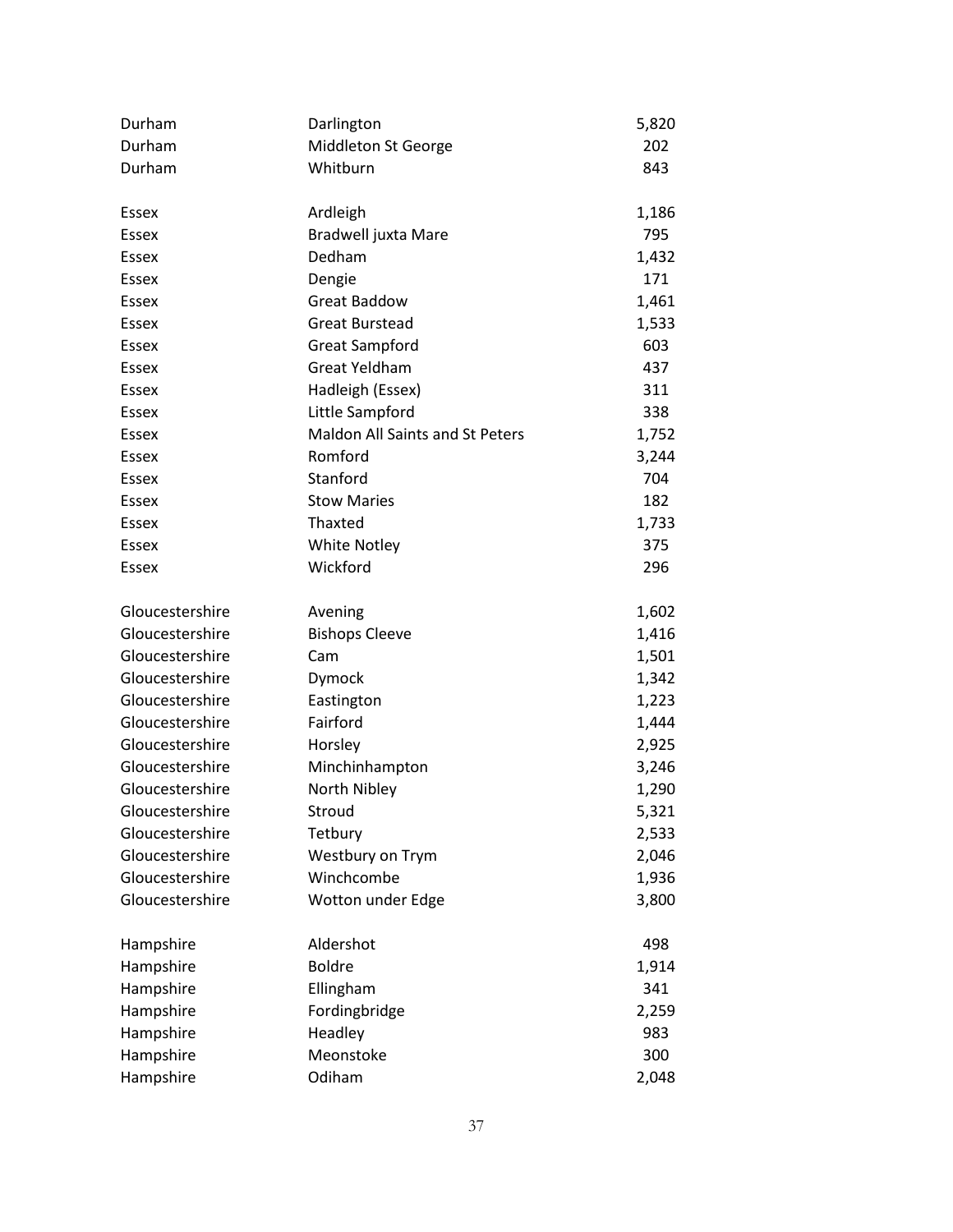| | | |
|---|---|---|
| Durham | Darlington | 5,820 |
| Durham | Middleton St George | 202 |
| Durham | Whitburn | 843 |
| | | |
| Essex | Ardleigh | 1,186 |
| Essex | Bradwell juxta Mare | 795 |
| Essex | Dedham | 1,432 |
| Essex | Dengie | 171 |
| Essex | Great Baddow | 1,461 |
| Essex | Great Burstead | 1,533 |
| Essex | Great Sampford | 603 |
| Essex | Great Yeldham | 437 |
| Essex | Hadleigh (Essex) | 311 |
| Essex | Little Sampford | 338 |
| Essex | Maldon All Saints and St Peters | 1,752 |
| Essex | Romford | 3,244 |
| Essex | Stanford | 704 |
| Essex | Stow Maries | 182 |
| Essex | Thaxted | 1,733 |
| Essex | White Notley | 375 |
| Essex | Wickford | 296 |
| | | |
| Gloucestershire | Avening | 1,602 |
| Gloucestershire | Bishops Cleeve | 1,416 |
| Gloucestershire | Cam | 1,501 |
| Gloucestershire | Dymock | 1,342 |
| Gloucestershire | Eastington | 1,223 |
| Gloucestershire | Fairford | 1,444 |
| Gloucestershire | Horsley | 2,925 |
| Gloucestershire | Minchinhampton | 3,246 |
| Gloucestershire | North Nibley | 1,290 |
| Gloucestershire | Stroud | 5,321 |
| Gloucestershire | Tetbury | 2,533 |
| Gloucestershire | Westbury on Trym | 2,046 |
| Gloucestershire | Winchcombe | 1,936 |
| Gloucestershire | Wotton under Edge | 3,800 |
| | | |
| Hampshire | Aldershot | 498 |
| Hampshire | Boldre | 1,914 |
| Hampshire | Ellingham | 341 |
| Hampshire | Fordingbridge | 2,259 |
| Hampshire | Headley | 983 |
| Hampshire | Meonstoke | 300 |
| Hampshire | Odiham | 2,048 |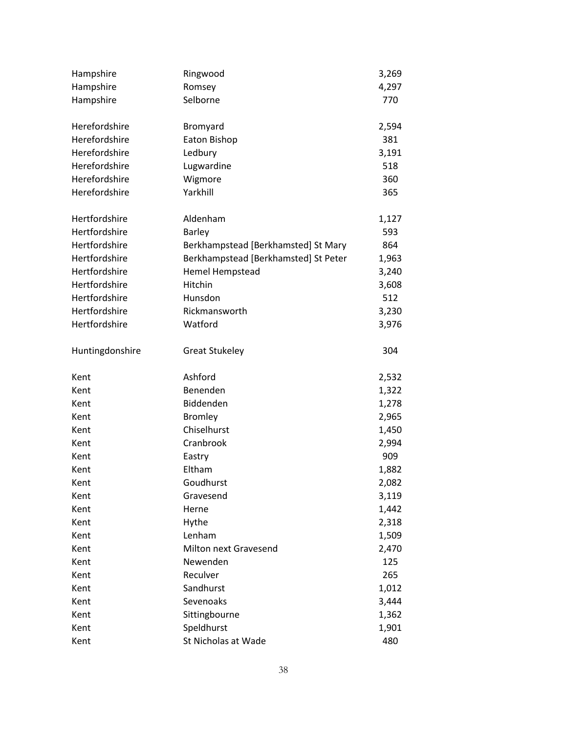| | | |
|---|---|---|
| Hampshire | Ringwood | 3,269 |
| Hampshire | Romsey | 4,297 |
| Hampshire | Selborne | 770 |
| | | |
| Herefordshire | Bromyard | 2,594 |
| Herefordshire | Eaton Bishop | 381 |
| Herefordshire | Ledbury | 3,191 |
| Herefordshire | Lugwardine | 518 |
| Herefordshire | Wigmore | 360 |
| Herefordshire | Yarkhill | 365 |
| | | |
| Hertfordshire | Aldenham | 1,127 |
| Hertfordshire | Barley | 593 |
| Hertfordshire | Berkhampstead [Berkhamsted] St Mary | 864 |
| Hertfordshire | Berkhampstead [Berkhamsted] St Peter | 1,963 |
| Hertfordshire | Hemel Hempstead | 3,240 |
| Hertfordshire | Hitchin | 3,608 |
| Hertfordshire | Hunsdon | 512 |
| Hertfordshire | Rickmansworth | 3,230 |
| Hertfordshire | Watford | 3,976 |
| | | |
| Huntingdonshire | Great Stukeley | 304 |
| | | |
| Kent | Ashford | 2,532 |
| Kent | Benenden | 1,322 |
| Kent | Biddenden | 1,278 |
| Kent | Bromley | 2,965 |
| Kent | Chiselhurst | 1,450 |
| Kent | Cranbrook | 2,994 |
| Kent | Eastry | 909 |
| Kent | Eltham | 1,882 |
| Kent | Goudhurst | 2,082 |
| Kent | Gravesend | 3,119 |
| Kent | Herne | 1,442 |
| Kent | Hythe | 2,318 |
| Kent | Lenham | 1,509 |
| Kent | Milton next Gravesend | 2,470 |
| Kent | Newenden | 125 |
| Kent | Reculver | 265 |
| Kent | Sandhurst | 1,012 |
| Kent | Sevenoaks | 3,444 |
| Kent | Sittingbourne | 1,362 |
| Kent | Speldhurst | 1,901 |
| Kent | St Nicholas at Wade | 480 |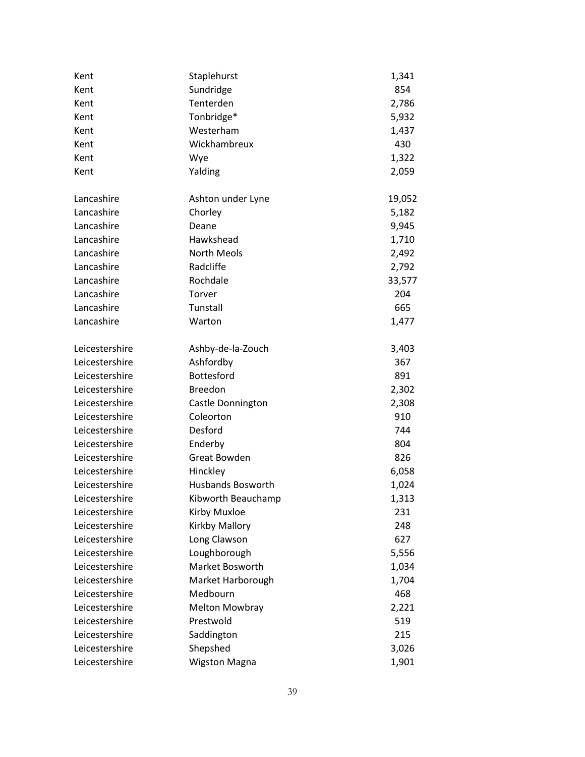| | | |
|---|---|---|
| Kent | Staplehurst | 1,341 |
| Kent | Sundridge | 854 |
| Kent | Tenterden | 2,786 |
| Kent | Tonbridge* | 5,932 |
| Kent | Westerham | 1,437 |
| Kent | Wickhambreux | 430 |
| Kent | Wye | 1,322 |
| Kent | Yalding | 2,059 |
| | | |
| Lancashire | Ashton under Lyne | 19,052 |
| Lancashire | Chorley | 5,182 |
| Lancashire | Deane | 9,945 |
| Lancashire | Hawkshead | 1,710 |
| Lancashire | North Meols | 2,492 |
| Lancashire | Radcliffe | 2,792 |
| Lancashire | Rochdale | 33,577 |
| Lancashire | Torver | 204 |
| Lancashire | Tunstall | 665 |
| Lancashire | Warton | 1,477 |
| | | |
| Leicestershire | Ashby-de-la-Zouch | 3,403 |
| Leicestershire | Ashfordby | 367 |
| Leicestershire | Bottesford | 891 |
| Leicestershire | Breedon | 2,302 |
| Leicestershire | Castle Donnington | 2,308 |
| Leicestershire | Coleorton | 910 |
| Leicestershire | Desford | 744 |
| Leicestershire | Enderby | 804 |
| Leicestershire | Great Bowden | 826 |
| Leicestershire | Hinckley | 6,058 |
| Leicestershire | Husbands Bosworth | 1,024 |
| Leicestershire | Kibworth Beauchamp | 1,313 |
| Leicestershire | Kirby Muxloe | 231 |
| Leicestershire | Kirkby Mallory | 248 |
| Leicestershire | Long Clawson | 627 |
| Leicestershire | Loughborough | 5,556 |
| Leicestershire | Market Bosworth | 1,034 |
| Leicestershire | Market Harborough | 1,704 |
| Leicestershire | Medbourn | 468 |
| Leicestershire | Melton Mowbray | 2,221 |
| Leicestershire | Prestwold | 519 |
| Leicestershire | Saddington | 215 |
| Leicestershire | Shepshed | 3,026 |
| Leicestershire | Wigston Magna | 1,901 |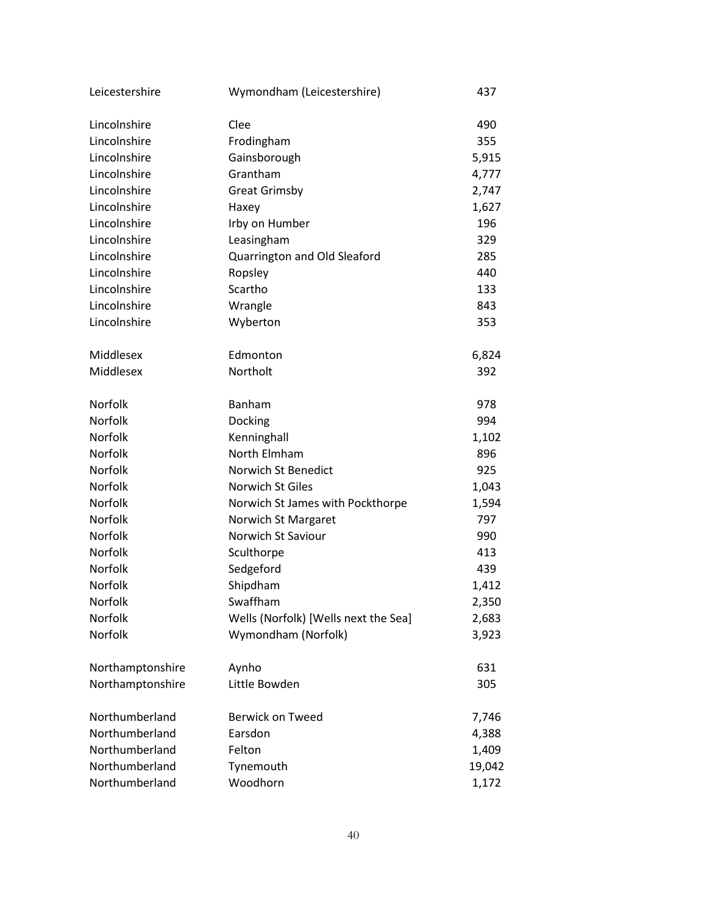| | | |
|---|---|---|
| Leicestershire | Wymondham (Leicestershire) | 437 |
| | | |
| Lincolnshire | Clee | 490 |
| Lincolnshire | Frodingham | 355 |
| Lincolnshire | Gainsborough | 5,915 |
| Lincolnshire | Grantham | 4,777 |
| Lincolnshire | Great Grimsby | 2,747 |
| Lincolnshire | Haxey | 1,627 |
| Lincolnshire | Irby on Humber | 196 |
| Lincolnshire | Leasingham | 329 |
| Lincolnshire | Quarrington and Old Sleaford | 285 |
| Lincolnshire | Ropsley | 440 |
| Lincolnshire | Scartho | 133 |
| Lincolnshire | Wrangle | 843 |
| Lincolnshire | Wyberton | 353 |
| | | |
| Middlesex | Edmonton | 6,824 |
| Middlesex | Northolt | 392 |
| | | |
| Norfolk | Banham | 978 |
| Norfolk | Docking | 994 |
| Norfolk | Kenninghall | 1,102 |
| Norfolk | North Elmham | 896 |
| Norfolk | Norwich St Benedict | 925 |
| Norfolk | Norwich St Giles | 1,043 |
| Norfolk | Norwich St James with Pockthorpe | 1,594 |
| Norfolk | Norwich St Margaret | 797 |
| Norfolk | Norwich St Saviour | 990 |
| Norfolk | Sculthorpe | 413 |
| Norfolk | Sedgeford | 439 |
| Norfolk | Shipdham | 1,412 |
| Norfolk | Swaffham | 2,350 |
| Norfolk | Wells (Norfolk) [Wells next the Sea] | 2,683 |
| Norfolk | Wymondham (Norfolk) | 3,923 |
| | | |
| Northamptonshire | Aynho | 631 |
| Northamptonshire | Little Bowden | 305 |
| | | |
| Northumberland | Berwick on Tweed | 7,746 |
| Northumberland | Earsdon | 4,388 |
| Northumberland | Felton | 1,409 |
| Northumberland | Tynemouth | 19,042 |
| Northumberland | Woodhorn | 1,172 |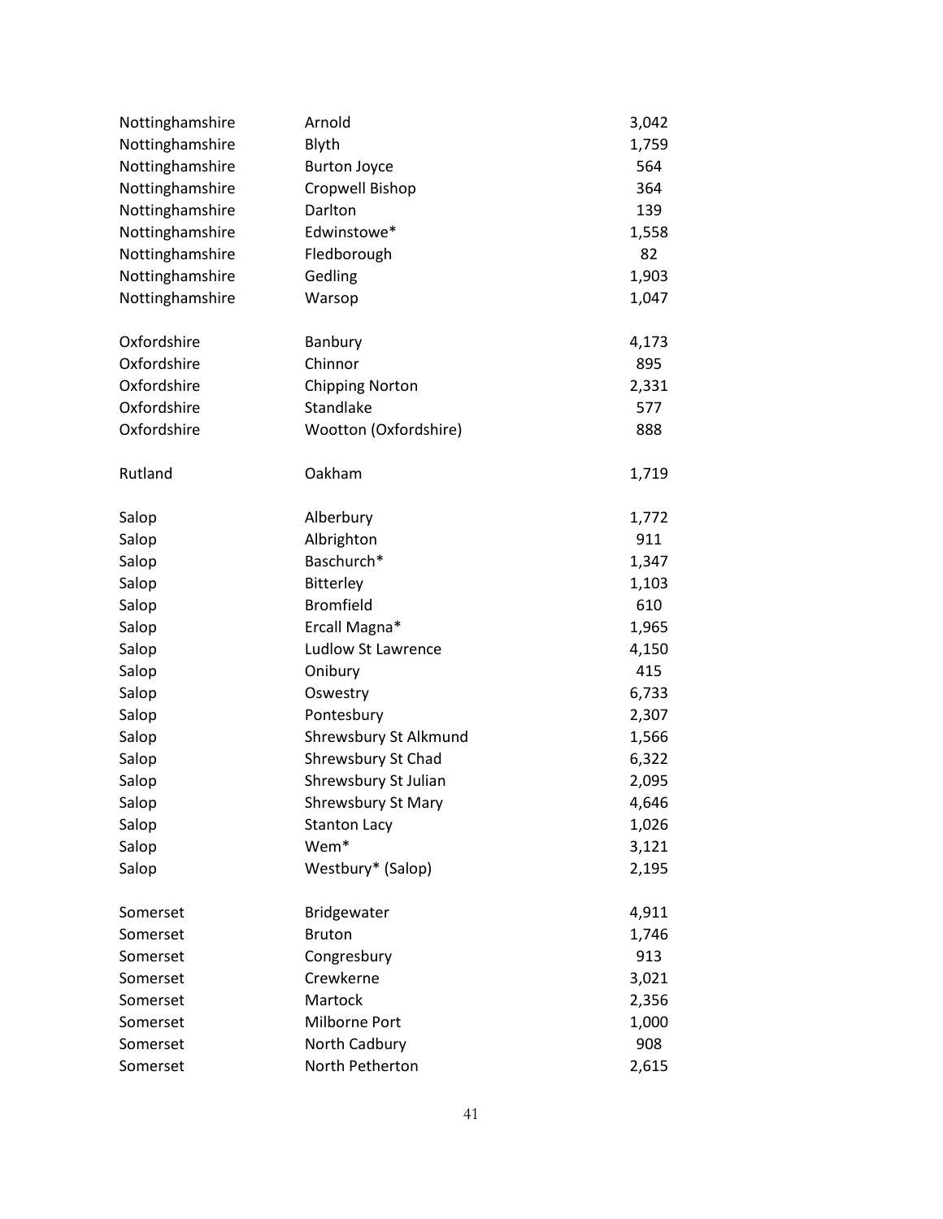| | | |
|---|---|---|
| Nottinghamshire | Arnold | 3,042 |
| Nottinghamshire | Blyth | 1,759 |
| Nottinghamshire | Burton Joyce | 564 |
| Nottinghamshire | Cropwell Bishop | 364 |
| Nottinghamshire | Darlton | 139 |
| Nottinghamshire | Edwinstowe* | 1,558 |
| Nottinghamshire | Fledborough | 82 |
| Nottinghamshire | Gedling | 1,903 |
| Nottinghamshire | Warsop | 1,047 |
| | | |
| Oxfordshire | Banbury | 4,173 |
| Oxfordshire | Chinnor | 895 |
| Oxfordshire | Chipping Norton | 2,331 |
| Oxfordshire | Standlake | 577 |
| Oxfordshire | Wootton (Oxfordshire) | 888 |
| | | |
| Rutland | Oakham | 1,719 |
| | | |
| Salop | Alberbury | 1,772 |
| Salop | Albrighton | 911 |
| Salop | Baschurch* | 1,347 |
| Salop | Bitterley | 1,103 |
| Salop | Bromfield | 610 |
| Salop | Ercall Magna* | 1,965 |
| Salop | Ludlow St Lawrence | 4,150 |
| Salop | Onibury | 415 |
| Salop | Oswestry | 6,733 |
| Salop | Pontesbury | 2,307 |
| Salop | Shrewsbury St Alkmund | 1,566 |
| Salop | Shrewsbury St Chad | 6,322 |
| Salop | Shrewsbury St Julian | 2,095 |
| Salop | Shrewsbury St Mary | 4,646 |
| Salop | Stanton Lacy | 1,026 |
| Salop | Wem* | 3,121 |
| Salop | Westbury* (Salop) | 2,195 |
| | | |
| Somerset | Bridgewater | 4,911 |
| Somerset | Bruton | 1,746 |
| Somerset | Congresbury | 913 |
| Somerset | Crewkerne | 3,021 |
| Somerset | Martock | 2,356 |
| Somerset | Milborne Port | 1,000 |
| Somerset | North Cadbury | 908 |
| Somerset | North Petherton | 2,615 |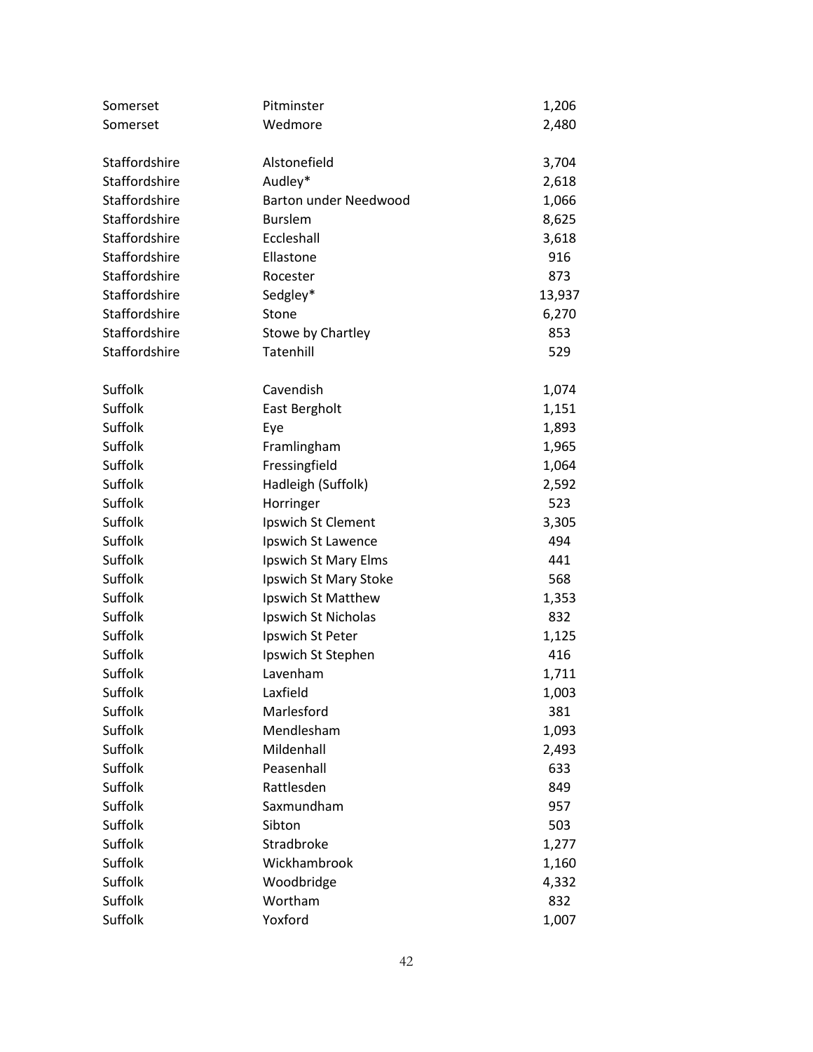| | | |
|---|---|---|
| Somerset | Pitminster | 1,206 |
| Somerset | Wedmore | 2,480 |
| | | |
| Staffordshire | Alstonefield | 3,704 |
| Staffordshire | Audley* | 2,618 |
| Staffordshire | Barton under Needwood | 1,066 |
| Staffordshire | Burslem | 8,625 |
| Staffordshire | Eccleshall | 3,618 |
| Staffordshire | Ellastone | 916 |
| Staffordshire | Rocester | 873 |
| Staffordshire | Sedgley* | 13,937 |
| Staffordshire | Stone | 6,270 |
| Staffordshire | Stowe by Chartley | 853 |
| Staffordshire | Tatenhill | 529 |
| | | |
| Suffolk | Cavendish | 1,074 |
| Suffolk | East Bergholt | 1,151 |
| Suffolk | Eye | 1,893 |
| Suffolk | Framlingham | 1,965 |
| Suffolk | Fressingfield | 1,064 |
| Suffolk | Hadleigh (Suffolk) | 2,592 |
| Suffolk | Horringer | 523 |
| Suffolk | Ipswich St Clement | 3,305 |
| Suffolk | Ipswich St Lawence | 494 |
| Suffolk | Ipswich St Mary Elms | 441 |
| Suffolk | Ipswich St Mary Stoke | 568 |
| Suffolk | Ipswich St Matthew | 1,353 |
| Suffolk | Ipswich St Nicholas | 832 |
| Suffolk | Ipswich St Peter | 1,125 |
| Suffolk | Ipswich St Stephen | 416 |
| Suffolk | Lavenham | 1,711 |
| Suffolk | Laxfield | 1,003 |
| Suffolk | Marlesford | 381 |
| Suffolk | Mendlesham | 1,093 |
| Suffolk | Mildenhall | 2,493 |
| Suffolk | Peasenhall | 633 |
| Suffolk | Rattlesden | 849 |
| Suffolk | Saxmundham | 957 |
| Suffolk | Sibton | 503 |
| Suffolk | Stradbroke | 1,277 |
| Suffolk | Wickhambrook | 1,160 |
| Suffolk | Woodbridge | 4,332 |
| Suffolk | Wortham | 832 |
| Suffolk | Yoxford | 1,007 |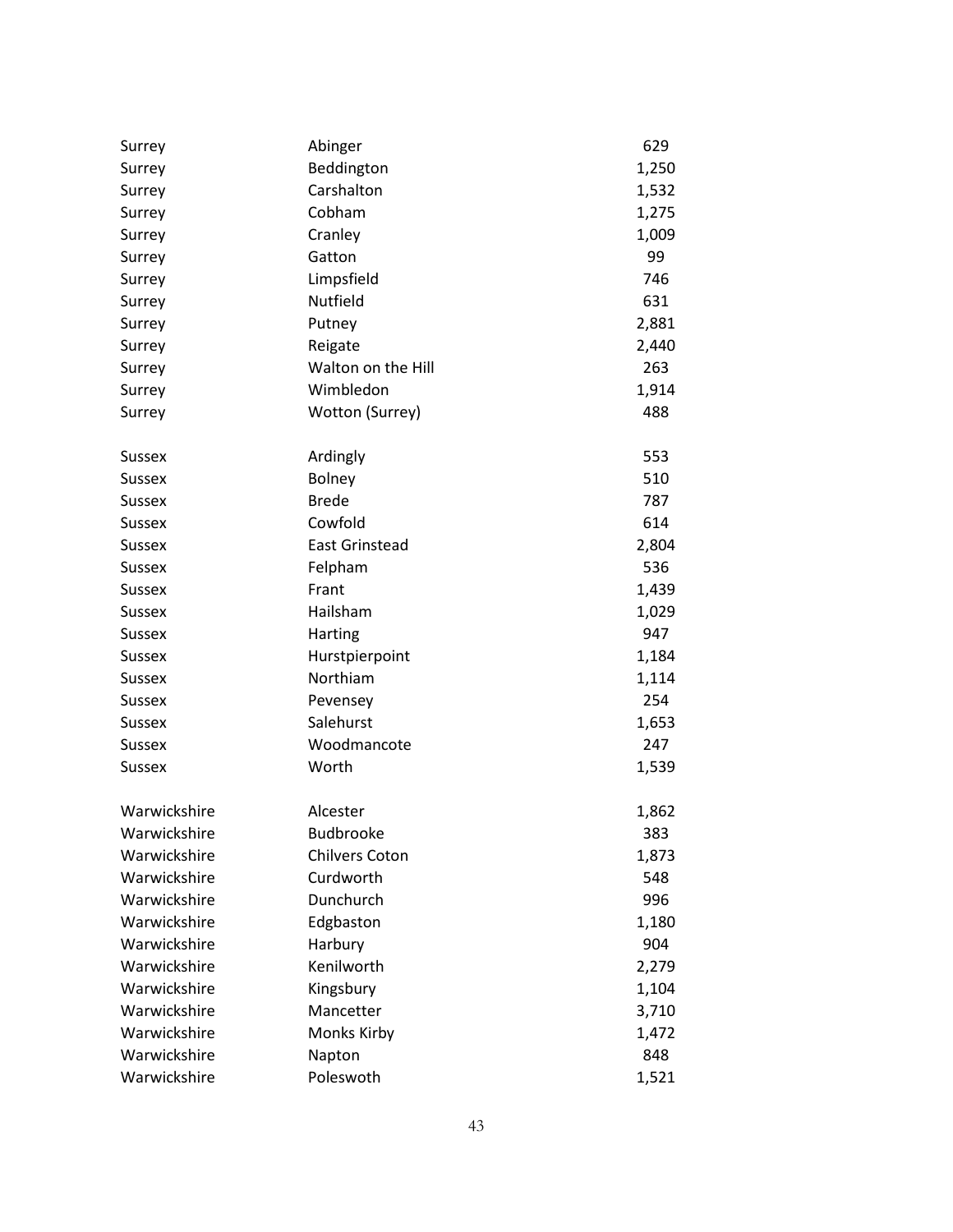| | | |
|---|---|---|
| Surrey | Abinger | 629 |
| Surrey | Beddington | 1,250 |
| Surrey | Carshalton | 1,532 |
| Surrey | Cobham | 1,275 |
| Surrey | Cranley | 1,009 |
| Surrey | Gatton | 99 |
| Surrey | Limpsfield | 746 |
| Surrey | Nutfield | 631 |
| Surrey | Putney | 2,881 |
| Surrey | Reigate | 2,440 |
| Surrey | Walton on the Hill | 263 |
| Surrey | Wimbledon | 1,914 |
| Surrey | Wotton (Surrey) | 488 |
| | | |
| Sussex | Ardingly | 553 |
| Sussex | Bolney | 510 |
| Sussex | Brede | 787 |
| Sussex | Cowfold | 614 |
| Sussex | East Grinstead | 2,804 |
| Sussex | Felpham | 536 |
| Sussex | Frant | 1,439 |
| Sussex | Hailsham | 1,029 |
| Sussex | Harting | 947 |
| Sussex | Hurstpierpoint | 1,184 |
| Sussex | Northiam | 1,114 |
| Sussex | Pevensey | 254 |
| Sussex | Salehurst | 1,653 |
| Sussex | Woodmancote | 247 |
| Sussex | Worth | 1,539 |
| | | |
| Warwickshire | Alcester | 1,862 |
| Warwickshire | Budbrooke | 383 |
| Warwickshire | Chilvers Coton | 1,873 |
| Warwickshire | Curdworth | 548 |
| Warwickshire | Dunchurch | 996 |
| Warwickshire | Edgbaston | 1,180 |
| Warwickshire | Harbury | 904 |
| Warwickshire | Kenilworth | 2,279 |
| Warwickshire | Kingsbury | 1,104 |
| Warwickshire | Mancetter | 3,710 |
| Warwickshire | Monks Kirby | 1,472 |
| Warwickshire | Napton | 848 |
| Warwickshire | Poleswoth | 1,521 |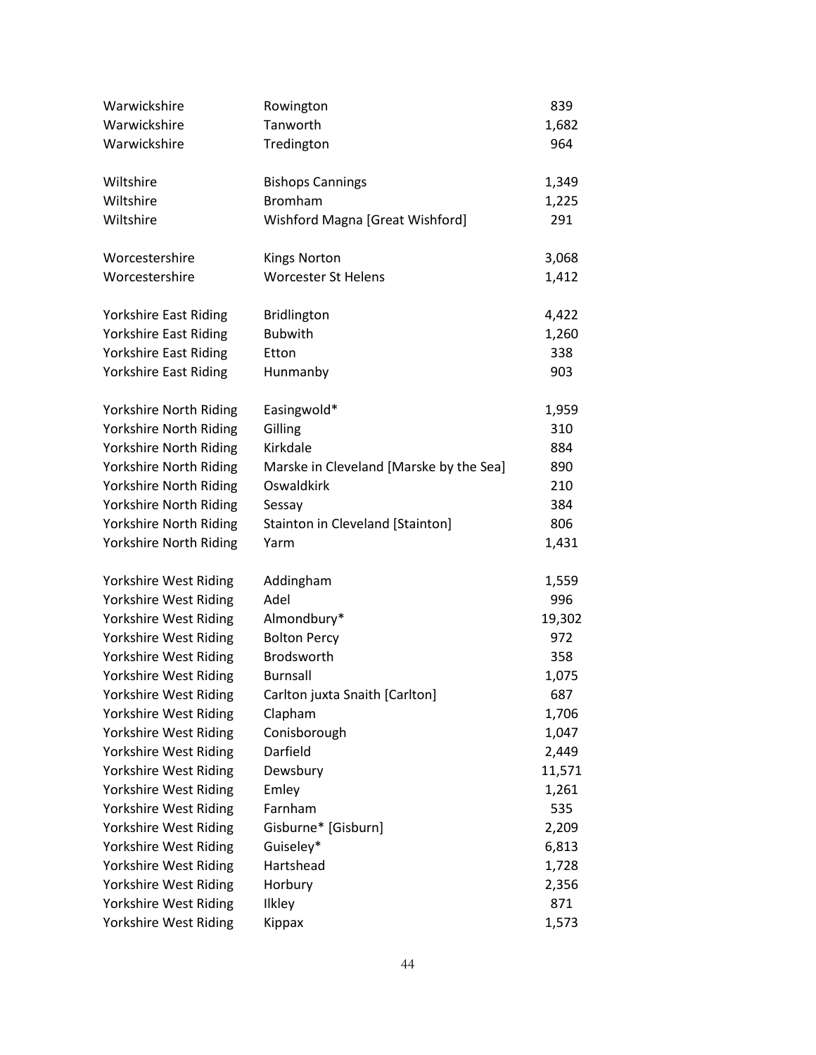| | | |
|---|---|---|
| Warwickshire | Rowington | 839 |
| Warwickshire | Tanworth | 1,682 |
| Warwickshire | Tredington | 964 |
| | | |
| Wiltshire | Bishops Cannings | 1,349 |
| Wiltshire | Bromham | 1,225 |
| Wiltshire | Wishford Magna [Great Wishford] | 291 |
| | | |
| Worcestershire | Kings Norton | 3,068 |
| Worcestershire | Worcester St Helens | 1,412 |
| | | |
| Yorkshire East Riding | Bridlington | 4,422 |
| Yorkshire East Riding | Bubwith | 1,260 |
| Yorkshire East Riding | Etton | 338 |
| Yorkshire East Riding | Hunmanby | 903 |
| | | |
| Yorkshire North Riding | Easingwold* | 1,959 |
| Yorkshire North Riding | Gilling | 310 |
| Yorkshire North Riding | Kirkdale | 884 |
| Yorkshire North Riding | Marske in Cleveland [Marske by the Sea] | 890 |
| Yorkshire North Riding | Oswaldkirk | 210 |
| Yorkshire North Riding | Sessay | 384 |
| Yorkshire North Riding | Stainton in Cleveland [Stainton] | 806 |
| Yorkshire North Riding | Yarm | 1,431 |
| | | |
| Yorkshire West Riding | Addingham | 1,559 |
| Yorkshire West Riding | Adel | 996 |
| Yorkshire West Riding | Almondbury* | 19,302 |
| Yorkshire West Riding | Bolton Percy | 972 |
| Yorkshire West Riding | Brodsworth | 358 |
| Yorkshire West Riding | Burnsall | 1,075 |
| Yorkshire West Riding | Carlton juxta Snaith [Carlton] | 687 |
| Yorkshire West Riding | Clapham | 1,706 |
| Yorkshire West Riding | Conisborough | 1,047 |
| Yorkshire West Riding | Darfield | 2,449 |
| Yorkshire West Riding | Dewsbury | 11,571 |
| Yorkshire West Riding | Emley | 1,261 |
| Yorkshire West Riding | Farnham | 535 |
| Yorkshire West Riding | Gisburne* [Gisburn] | 2,209 |
| Yorkshire West Riding | Guiseley* | 6,813 |
| Yorkshire West Riding | Hartshead | 1,728 |
| Yorkshire West Riding | Horbury | 2,356 |
| Yorkshire West Riding | Ilkley | 871 |
| Yorkshire West Riding | Kippax | 1,573 |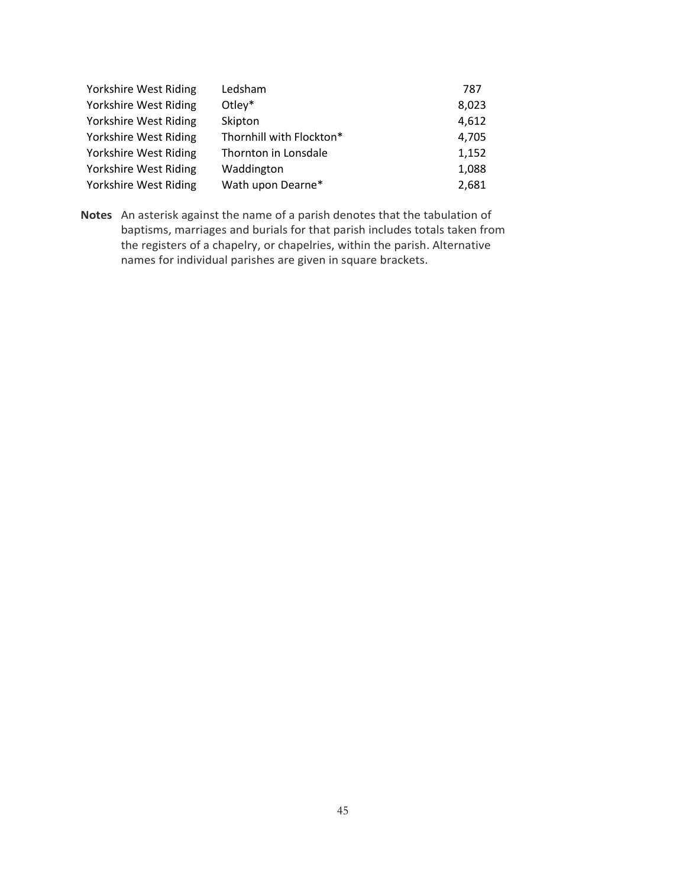| | | |
|---|---|---|
| Yorkshire West Riding | Ledsham | 787 |
| Yorkshire West Riding | Otley* | 8,023 |
| Yorkshire West Riding | Skipton | 4,612 |
| Yorkshire West Riding | Thornhill with Flockton* | 4,705 |
| Yorkshire West Riding | Thornton in Lonsdale | 1,152 |
| Yorkshire West Riding | Waddington | 1,088 |
| Yorkshire West Riding | Wath upon Dearne* | 2,681 |

**Notes** An asterisk against the name of a parish denotes that the tabulation of baptisms, marriages and burials for that parish includes totals taken from the registers of a chapelry, or chapelries, within the parish. Alternative names for individual parishes are given in square brackets.